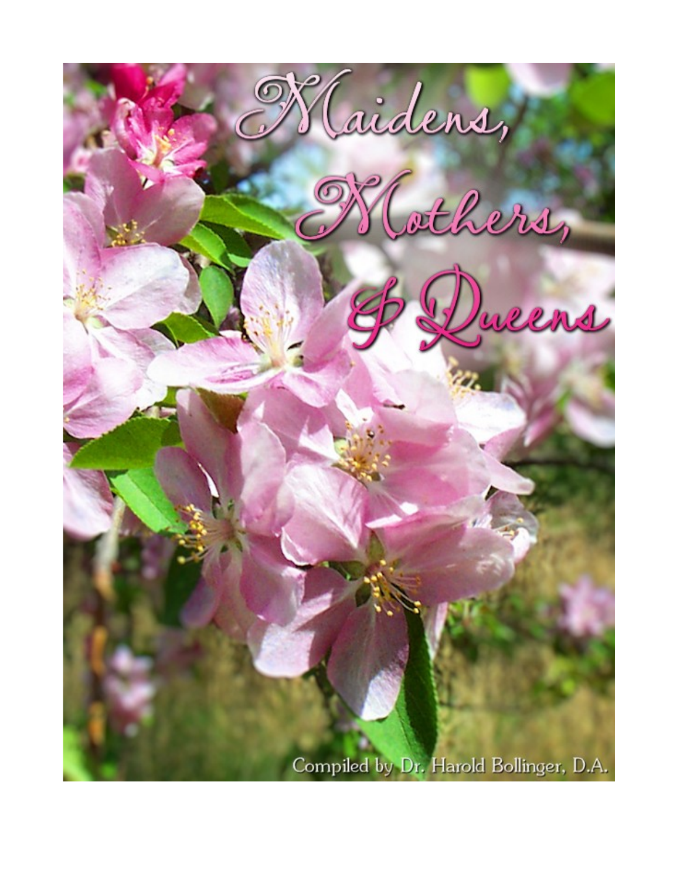# Maidens, Mothers, & Queens

Compiled by Dr. Harold Bollinger, D.A.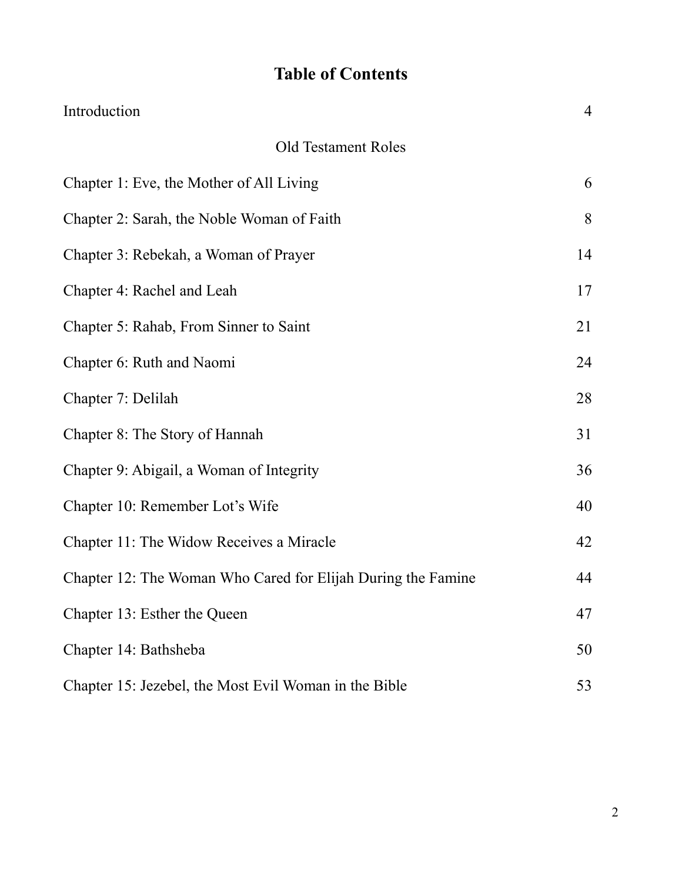# Table of Contents

| | |
|---|---|
| Introduction | 4 |
| Old Testament Roles | |
| Chapter 1: Eve, the Mother of All Living | 6 |
| Chapter 2: Sarah, the Noble Woman of Faith | 8 |
| Chapter 3: Rebekah, a Woman of Prayer | 14 |
| Chapter 4: Rachel and Leah | 17 |
| Chapter 5: Rahab, From Sinner to Saint | 21 |
| Chapter 6: Ruth and Naomi | 24 |
| Chapter 7: Delilah | 28 |
| Chapter 8: The Story of Hannah | 31 |
| Chapter 9: Abigail, a Woman of Integrity | 36 |
| Chapter 10: Remember Lot's Wife | 40 |
| Chapter 11: The Widow Receives a Miracle | 42 |
| Chapter 12: The Woman Who Cared for Elijah During the Famine | 44 |
| Chapter 13: Esther the Queen | 47 |
| Chapter 14: Bathsheba | 50 |
| Chapter 15: Jezebel, the Most Evil Woman in the Bible | 53 |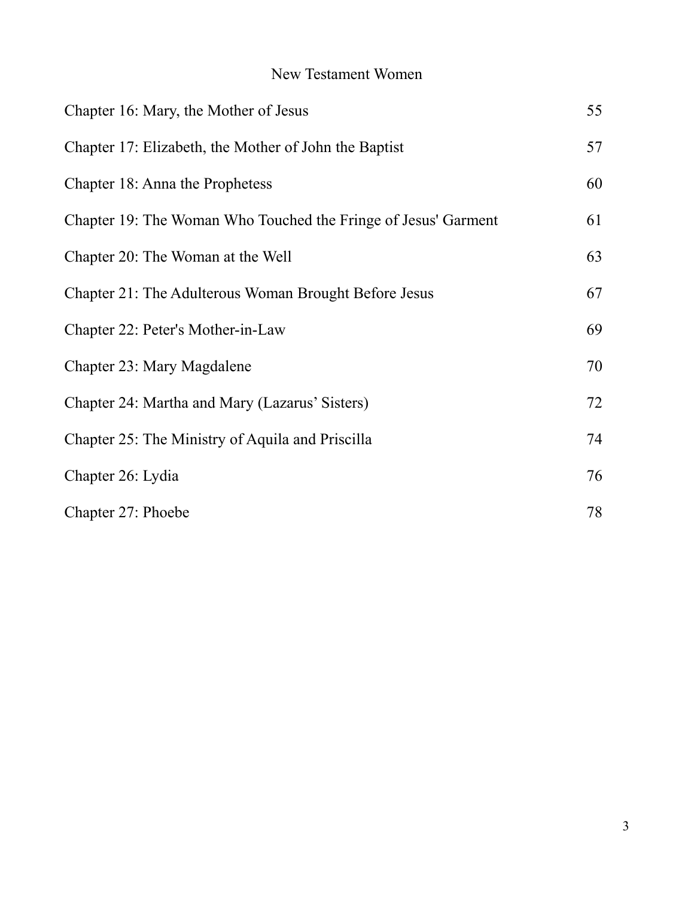## New Testament Women

| | |
|---|---|
| Chapter 16: Mary, the Mother of Jesus | 55 |
| Chapter 17: Elizabeth, the Mother of John the Baptist | 57 |
| Chapter 18: Anna the Prophetess | 60 |
| Chapter 19: The Woman Who Touched the Fringe of Jesus' Garment | 61 |
| Chapter 20: The Woman at the Well | 63 |
| Chapter 21: The Adulterous Woman Brought Before Jesus | 67 |
| Chapter 22: Peter's Mother-in-Law | 69 |
| Chapter 23: Mary Magdalene | 70 |
| Chapter 24: Martha and Mary (Lazarus' Sisters) | 72 |
| Chapter 25: The Ministry of Aquila and Priscilla | 74 |
| Chapter 26: Lydia | 76 |
| Chapter 27: Phoebe | 78 |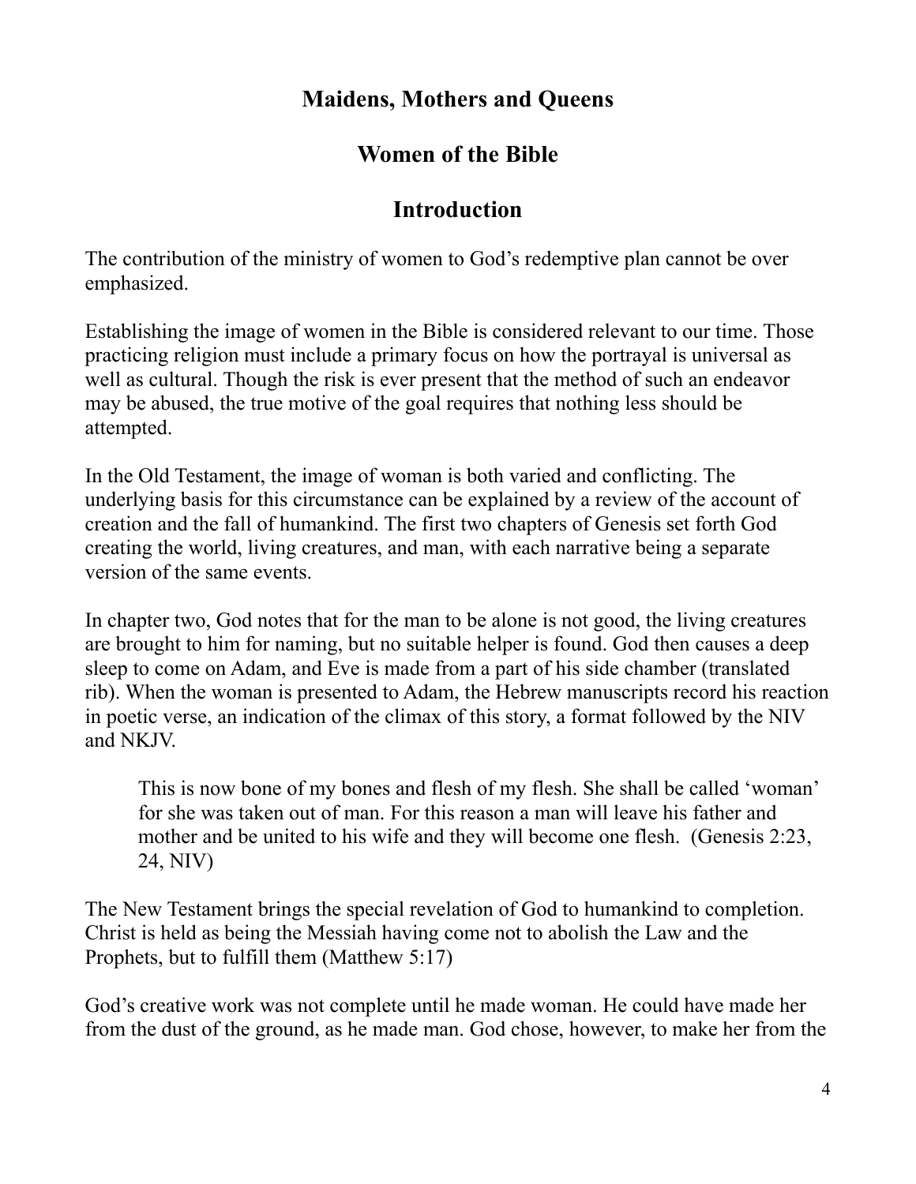# Maidens, Mothers and Queens

## Women of the Bible

## Introduction

The contribution of the ministry of women to God's redemptive plan cannot be over emphasized.

Establishing the image of women in the Bible is considered relevant to our time. Those practicing religion must include a primary focus on how the portrayal is universal as well as cultural. Though the risk is ever present that the method of such an endeavor may be abused, the true motive of the goal requires that nothing less should be attempted.

In the Old Testament, the image of woman is both varied and conflicting. The underlying basis for this circumstance can be explained by a review of the account of creation and the fall of humankind. The first two chapters of Genesis set forth God creating the world, living creatures, and man, with each narrative being a separate version of the same events.

In chapter two, God notes that for the man to be alone is not good, the living creatures are brought to him for naming, but no suitable helper is found. God then causes a deep sleep to come on Adam, and Eve is made from a part of his side chamber (translated rib). When the woman is presented to Adam, the Hebrew manuscripts record his reaction in poetic verse, an indication of the climax of this story, a format followed by the NIV and NKJV.

> This is now bone of my bones and flesh of my flesh. She shall be called 'woman' for she was taken out of man. For this reason a man will leave his father and mother and be united to his wife and they will become one flesh. (Genesis 2:23, 24, NIV)

The New Testament brings the special revelation of God to humankind to completion. Christ is held as being the Messiah having come not to abolish the Law and the Prophets, but to fulfill them (Matthew 5:17)

God's creative work was not complete until he made woman. He could have made her from the dust of the ground, as he made man. God chose, however, to make her from the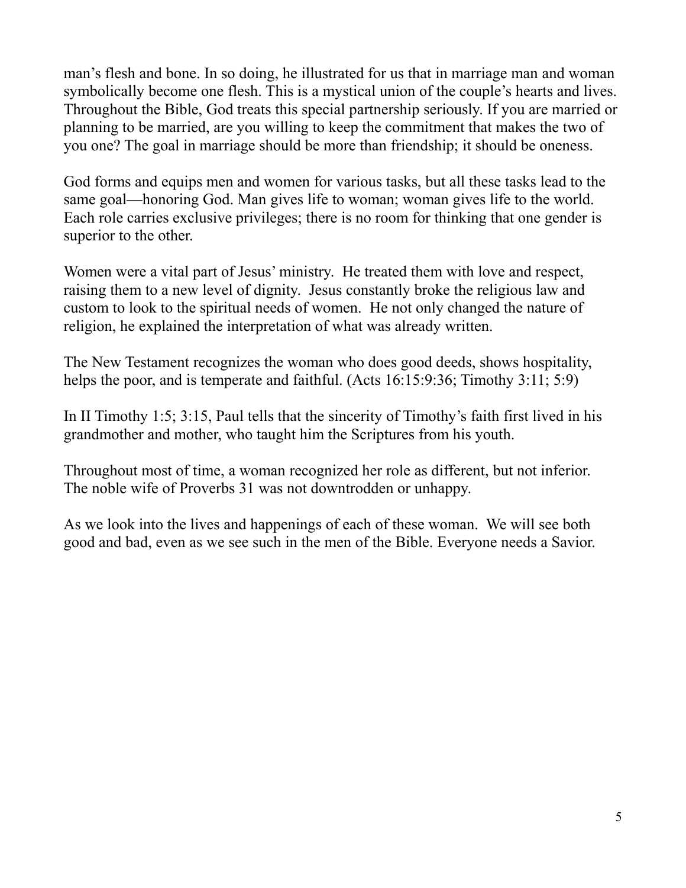man's flesh and bone. In so doing, he illustrated for us that in marriage man and woman symbolically become one flesh. This is a mystical union of the couple's hearts and lives. Throughout the Bible, God treats this special partnership seriously. If you are married or planning to be married, are you willing to keep the commitment that makes the two of you one? The goal in marriage should be more than friendship; it should be oneness.

God forms and equips men and women for various tasks, but all these tasks lead to the same goal—honoring God. Man gives life to woman; woman gives life to the world. Each role carries exclusive privileges; there is no room for thinking that one gender is superior to the other.

Women were a vital part of Jesus' ministry. He treated them with love and respect, raising them to a new level of dignity. Jesus constantly broke the religious law and custom to look to the spiritual needs of women. He not only changed the nature of religion, he explained the interpretation of what was already written.

The New Testament recognizes the woman who does good deeds, shows hospitality, helps the poor, and is temperate and faithful. (Acts 16:15:9:36; Timothy 3:11; 5:9)

In II Timothy 1:5; 3:15, Paul tells that the sincerity of Timothy's faith first lived in his grandmother and mother, who taught him the Scriptures from his youth.

Throughout most of time, a woman recognized her role as different, but not inferior. The noble wife of Proverbs 31 was not downtrodden or unhappy.

As we look into the lives and happenings of each of these woman. We will see both good and bad, even as we see such in the men of the Bible. Everyone needs a Savior.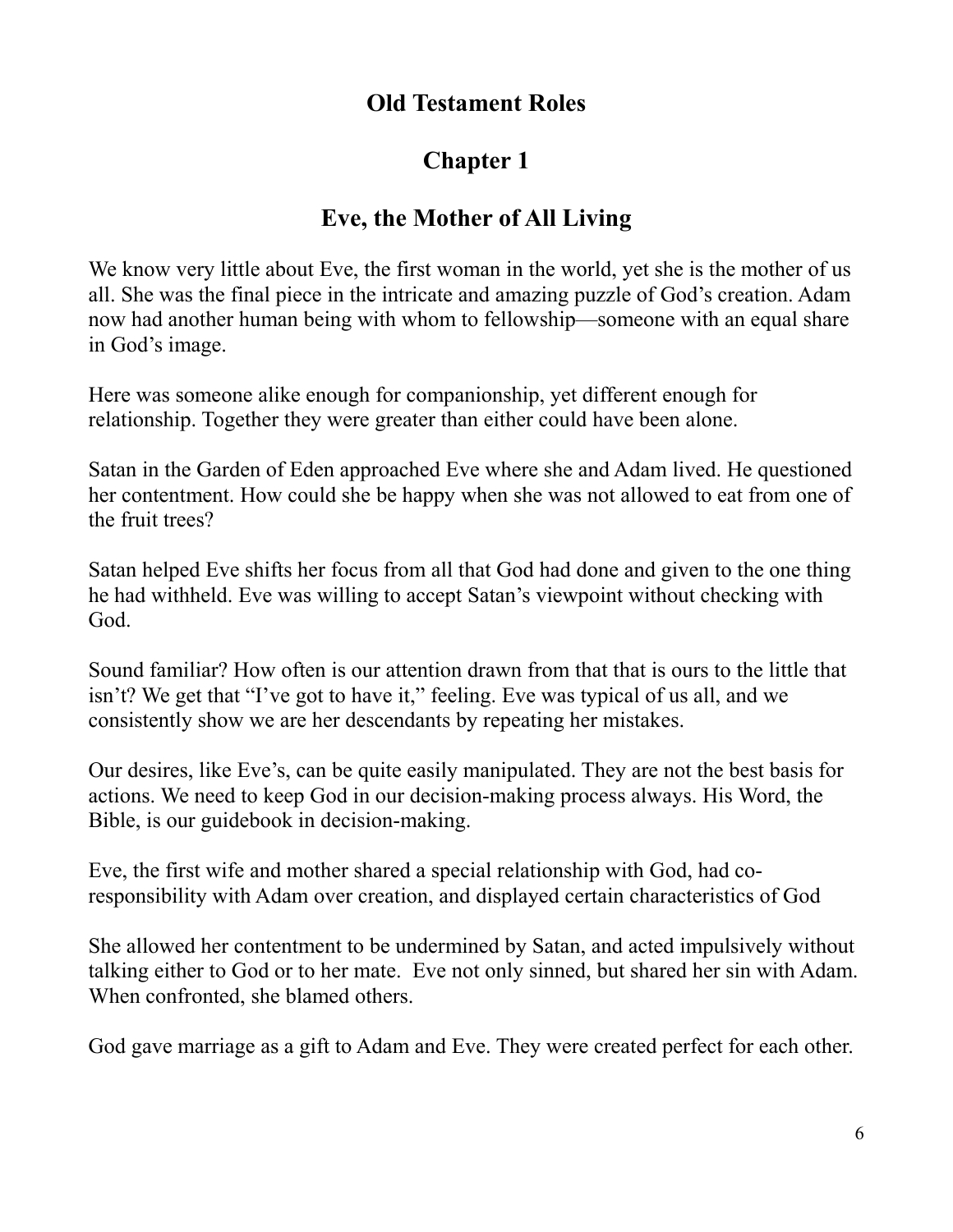# Old Testament Roles

## Chapter 1

## Eve, the Mother of All Living

We know very little about Eve, the first woman in the world, yet she is the mother of us all. She was the final piece in the intricate and amazing puzzle of God's creation. Adam now had another human being with whom to fellowship—someone with an equal share in God's image.

Here was someone alike enough for companionship, yet different enough for relationship. Together they were greater than either could have been alone.

Satan in the Garden of Eden approached Eve where she and Adam lived. He questioned her contentment. How could she be happy when she was not allowed to eat from one of the fruit trees?

Satan helped Eve shifts her focus from all that God had done and given to the one thing he had withheld. Eve was willing to accept Satan's viewpoint without checking with God.

Sound familiar? How often is our attention drawn from that that is ours to the little that isn't? We get that "I've got to have it," feeling. Eve was typical of us all, and we consistently show we are her descendants by repeating her mistakes.

Our desires, like Eve's, can be quite easily manipulated. They are not the best basis for actions. We need to keep God in our decision-making process always. His Word, the Bible, is our guidebook in decision-making.

Eve, the first wife and mother shared a special relationship with God, had co-responsibility with Adam over creation, and displayed certain characteristics of God

She allowed her contentment to be undermined by Satan, and acted impulsively without talking either to God or to her mate. Eve not only sinned, but shared her sin with Adam. When confronted, she blamed others.

God gave marriage as a gift to Adam and Eve. They were created perfect for each other.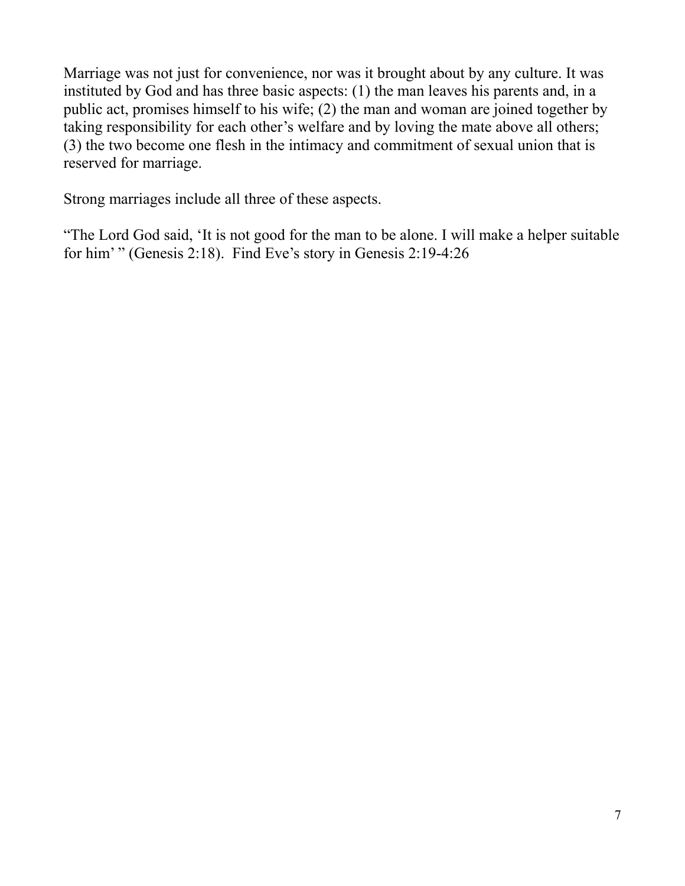Marriage was not just for convenience, nor was it brought about by any culture. It was instituted by God and has three basic aspects: (1) the man leaves his parents and, in a public act, promises himself to his wife; (2) the man and woman are joined together by taking responsibility for each other's welfare and by loving the mate above all others; (3) the two become one flesh in the intimacy and commitment of sexual union that is reserved for marriage.

Strong marriages include all three of these aspects.

"The Lord God said, 'It is not good for the man to be alone. I will make a helper suitable for him' " (Genesis 2:18). Find Eve's story in Genesis 2:19-4:26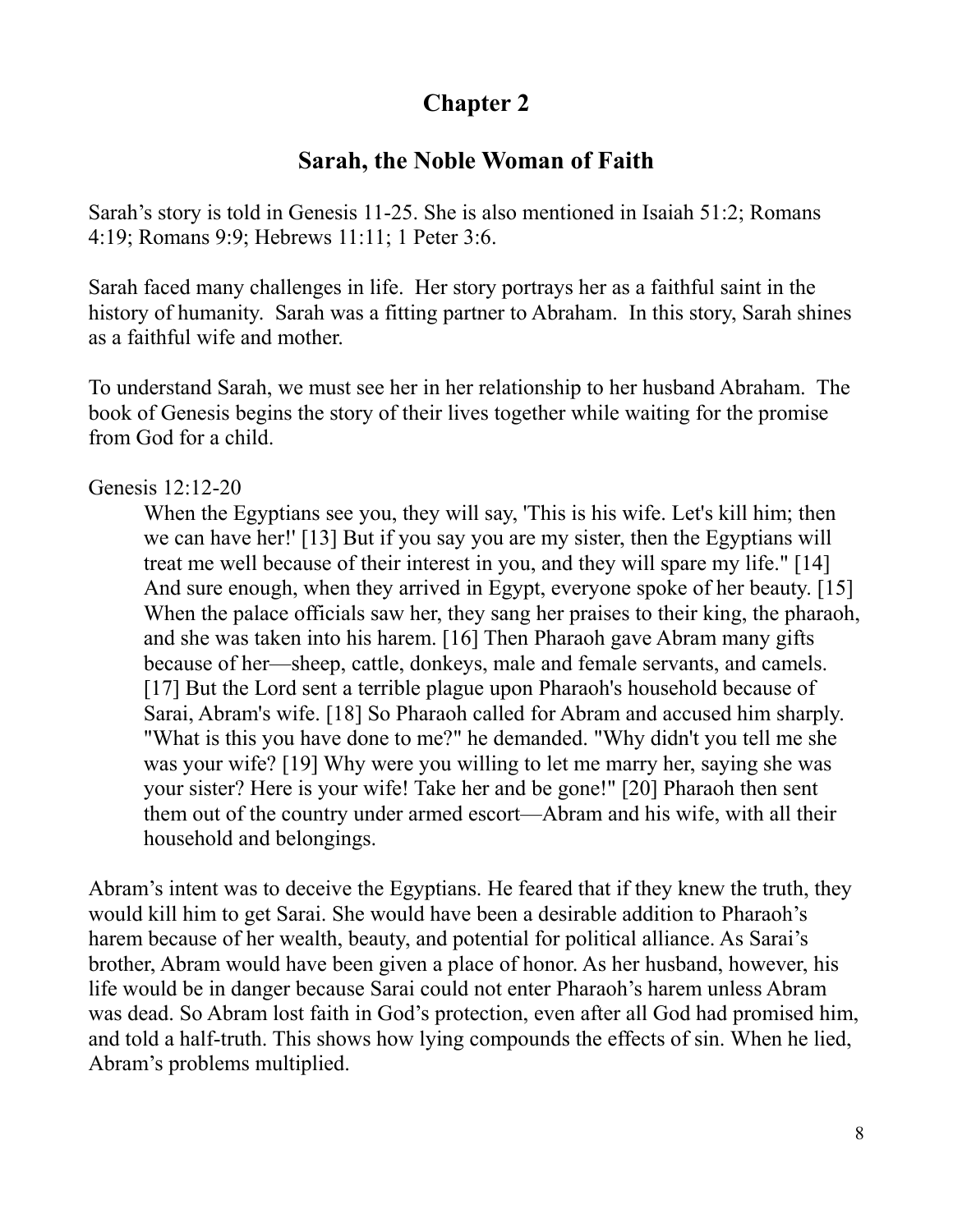# Chapter 2

## Sarah, the Noble Woman of Faith

Sarah's story is told in Genesis 11-25. She is also mentioned in Isaiah 51:2; Romans 4:19; Romans 9:9; Hebrews 11:11; 1 Peter 3:6.

Sarah faced many challenges in life. Her story portrays her as a faithful saint in the history of humanity. Sarah was a fitting partner to Abraham. In this story, Sarah shines as a faithful wife and mother.

To understand Sarah, we must see her in her relationship to her husband Abraham. The book of Genesis begins the story of their lives together while waiting for the promise from God for a child.

Genesis 12:12-20

> When the Egyptians see you, they will say, 'This is his wife. Let's kill him; then we can have her!' [13] But if you say you are my sister, then the Egyptians will treat me well because of their interest in you, and they will spare my life." [14] And sure enough, when they arrived in Egypt, everyone spoke of her beauty. [15] When the palace officials saw her, they sang her praises to their king, the pharaoh, and she was taken into his harem. [16] Then Pharaoh gave Abram many gifts because of her—sheep, cattle, donkeys, male and female servants, and camels. [17] But the Lord sent a terrible plague upon Pharaoh's household because of Sarai, Abram's wife. [18] So Pharaoh called for Abram and accused him sharply. "What is this you have done to me?" he demanded. "Why didn't you tell me she was your wife? [19] Why were you willing to let me marry her, saying she was your sister? Here is your wife! Take her and be gone!" [20] Pharaoh then sent them out of the country under armed escort—Abram and his wife, with all their household and belongings.

Abram's intent was to deceive the Egyptians. He feared that if they knew the truth, they would kill him to get Sarai. She would have been a desirable addition to Pharaoh's harem because of her wealth, beauty, and potential for political alliance. As Sarai's brother, Abram would have been given a place of honor. As her husband, however, his life would be in danger because Sarai could not enter Pharaoh's harem unless Abram was dead. So Abram lost faith in God's protection, even after all God had promised him, and told a half-truth. This shows how lying compounds the effects of sin. When he lied, Abram's problems multiplied.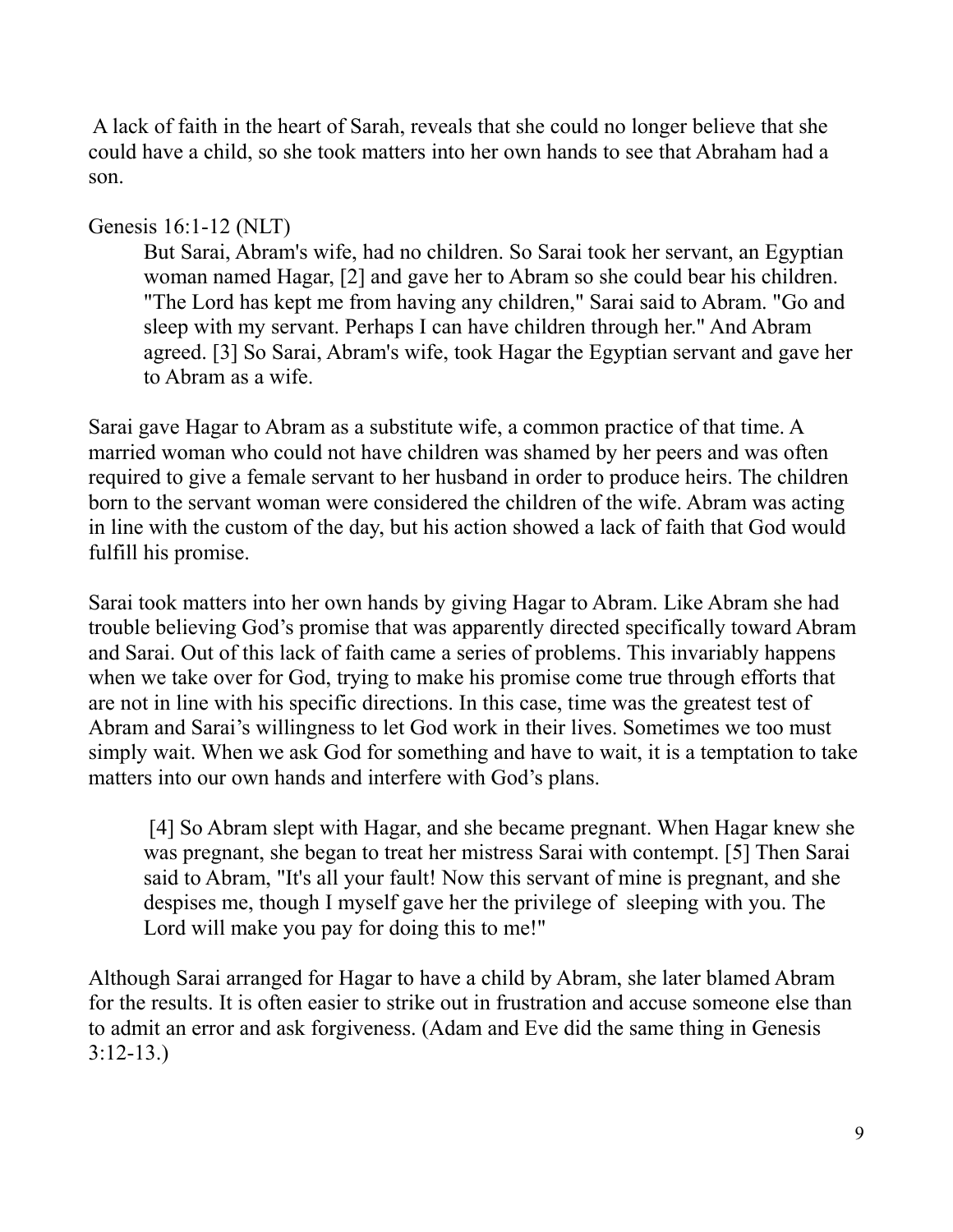A lack of faith in the heart of Sarah, reveals that she could no longer believe that she could have a child, so she took matters into her own hands to see that Abraham had a son.

Genesis 16:1-12 (NLT)

> But Sarai, Abram's wife, had no children. So Sarai took her servant, an Egyptian woman named Hagar, [2] and gave her to Abram so she could bear his children. "The Lord has kept me from having any children," Sarai said to Abram. "Go and sleep with my servant. Perhaps I can have children through her." And Abram agreed. [3] So Sarai, Abram's wife, took Hagar the Egyptian servant and gave her to Abram as a wife.

Sarai gave Hagar to Abram as a substitute wife, a common practice of that time. A married woman who could not have children was shamed by her peers and was often required to give a female servant to her husband in order to produce heirs. The children born to the servant woman were considered the children of the wife. Abram was acting in line with the custom of the day, but his action showed a lack of faith that God would fulfill his promise.

Sarai took matters into her own hands by giving Hagar to Abram. Like Abram she had trouble believing God's promise that was apparently directed specifically toward Abram and Sarai. Out of this lack of faith came a series of problems. This invariably happens when we take over for God, trying to make his promise come true through efforts that are not in line with his specific directions. In this case, time was the greatest test of Abram and Sarai's willingness to let God work in their lives. Sometimes we too must simply wait. When we ask God for something and have to wait, it is a temptation to take matters into our own hands and interfere with God's plans.

> [4] So Abram slept with Hagar, and she became pregnant. When Hagar knew she was pregnant, she began to treat her mistress Sarai with contempt. [5] Then Sarai said to Abram, "It's all your fault! Now this servant of mine is pregnant, and she despises me, though I myself gave her the privilege of sleeping with you. The Lord will make you pay for doing this to me!"

Although Sarai arranged for Hagar to have a child by Abram, she later blamed Abram for the results. It is often easier to strike out in frustration and accuse someone else than to admit an error and ask forgiveness. (Adam and Eve did the same thing in Genesis 3:12-13.)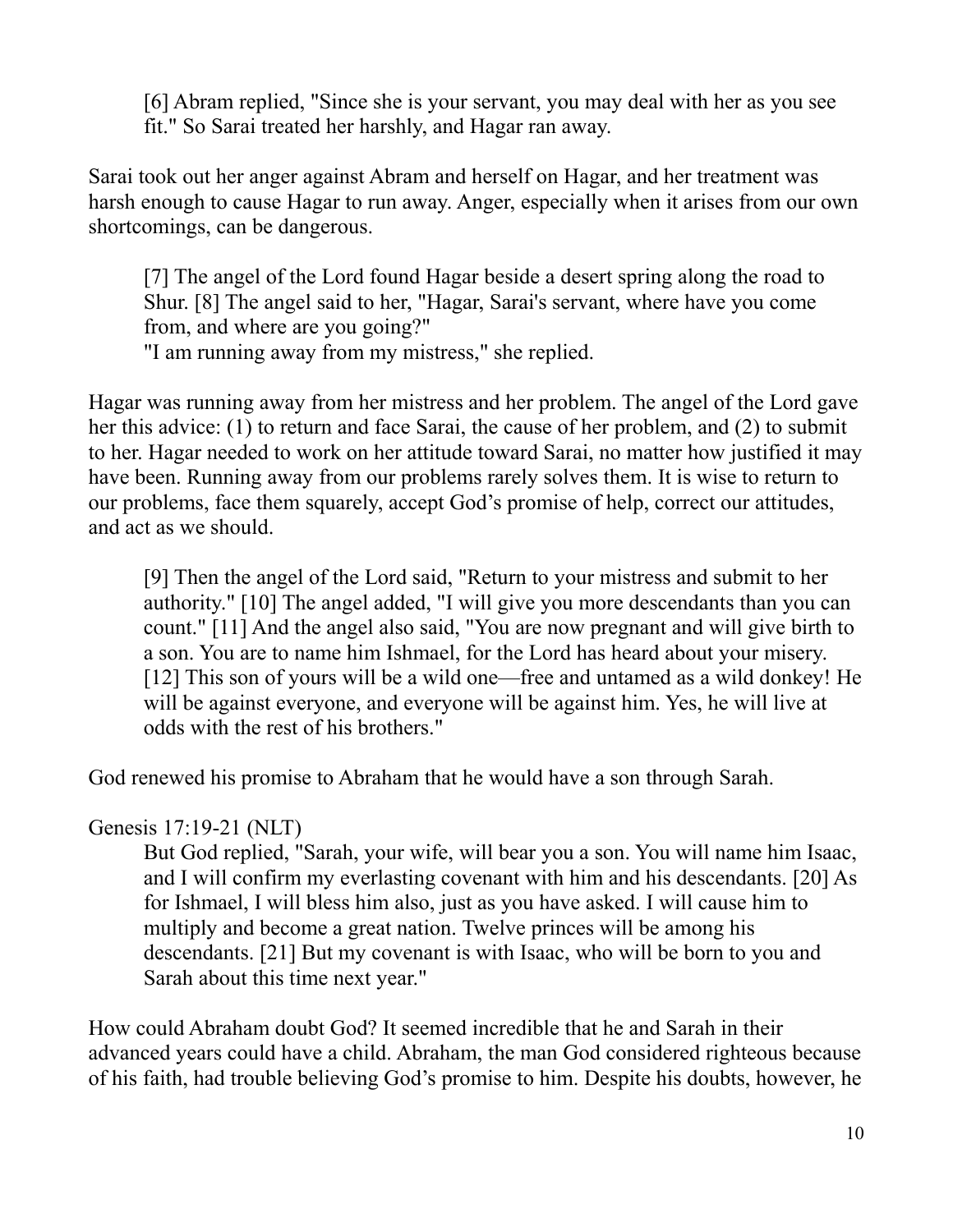> [6] Abram replied, "Since she is your servant, you may deal with her as you see fit." So Sarai treated her harshly, and Hagar ran away.

Sarai took out her anger against Abram and herself on Hagar, and her treatment was harsh enough to cause Hagar to run away. Anger, especially when it arises from our own shortcomings, can be dangerous.

> [7] The angel of the Lord found Hagar beside a desert spring along the road to Shur. [8] The angel said to her, "Hagar, Sarai's servant, where have you come from, and where are you going?"
> "I am running away from my mistress," she replied.

Hagar was running away from her mistress and her problem. The angel of the Lord gave her this advice: (1) to return and face Sarai, the cause of her problem, and (2) to submit to her. Hagar needed to work on her attitude toward Sarai, no matter how justified it may have been. Running away from our problems rarely solves them. It is wise to return to our problems, face them squarely, accept God's promise of help, correct our attitudes, and act as we should.

> [9] Then the angel of the Lord said, "Return to your mistress and submit to her authority." [10] The angel added, "I will give you more descendants than you can count." [11] And the angel also said, "You are now pregnant and will give birth to a son. You are to name him Ishmael, for the Lord has heard about your misery. [12] This son of yours will be a wild one—free and untamed as a wild donkey! He will be against everyone, and everyone will be against him. Yes, he will live at odds with the rest of his brothers."

God renewed his promise to Abraham that he would have a son through Sarah.

Genesis 17:19-21 (NLT)

> But God replied, "Sarah, your wife, will bear you a son. You will name him Isaac, and I will confirm my everlasting covenant with him and his descendants. [20] As for Ishmael, I will bless him also, just as you have asked. I will cause him to multiply and become a great nation. Twelve princes will be among his descendants. [21] But my covenant is with Isaac, who will be born to you and Sarah about this time next year."

How could Abraham doubt God? It seemed incredible that he and Sarah in their advanced years could have a child. Abraham, the man God considered righteous because of his faith, had trouble believing God's promise to him. Despite his doubts, however, he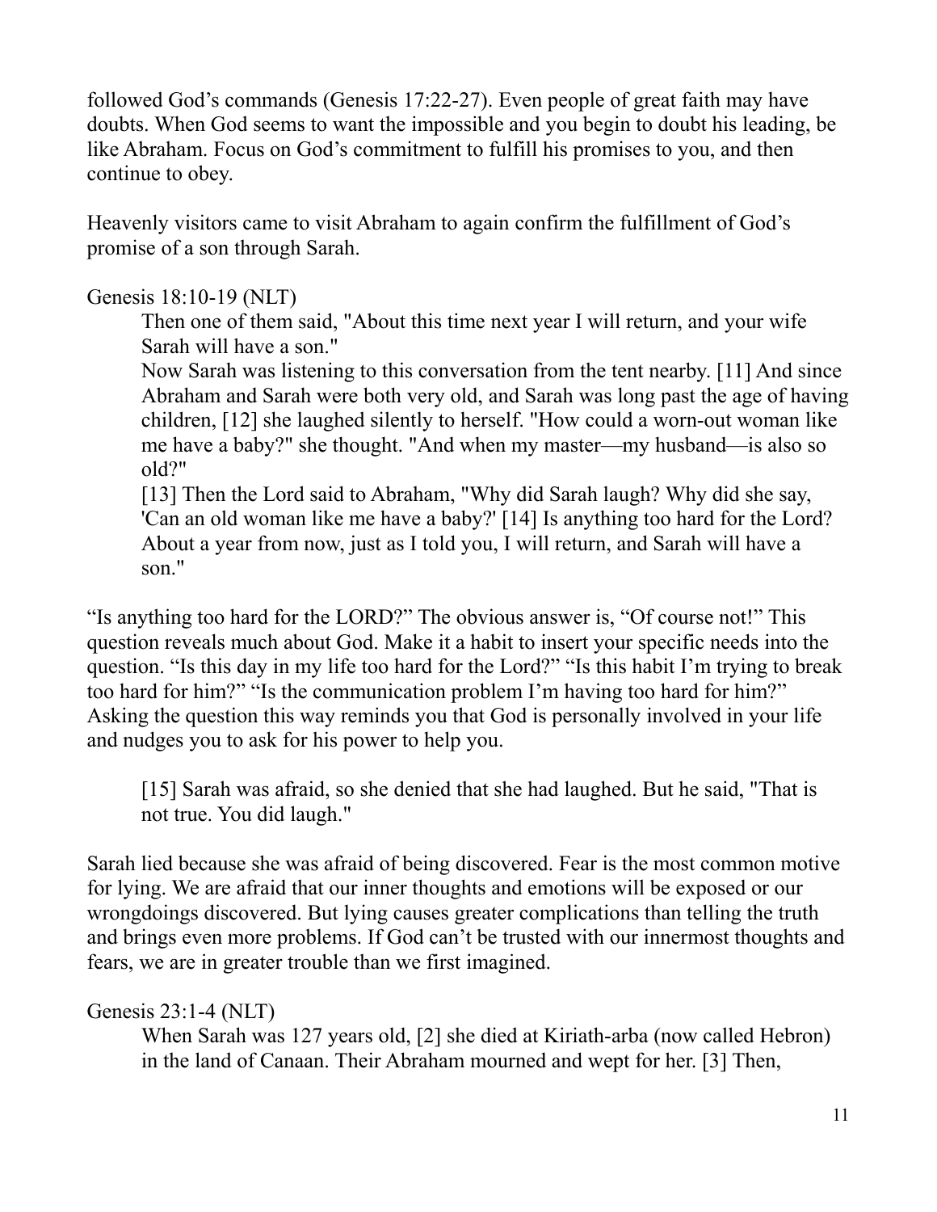followed God's commands (Genesis 17:22-27). Even people of great faith may have doubts. When God seems to want the impossible and you begin to doubt his leading, be like Abraham. Focus on God's commitment to fulfill his promises to you, and then continue to obey.

Heavenly visitors came to visit Abraham to again confirm the fulfillment of God's promise of a son through Sarah.

Genesis 18:10-19 (NLT)

> Then one of them said, "About this time next year I will return, and your wife Sarah will have a son."
>
> Now Sarah was listening to this conversation from the tent nearby. [11] And since Abraham and Sarah were both very old, and Sarah was long past the age of having children, [12] she laughed silently to herself. "How could a worn-out woman like me have a baby?" she thought. "And when my master—my husband—is also so old?"
>
> [13] Then the Lord said to Abraham, "Why did Sarah laugh? Why did she say, 'Can an old woman like me have a baby?' [14] Is anything too hard for the Lord? About a year from now, just as I told you, I will return, and Sarah will have a son."

"Is anything too hard for the LORD?" The obvious answer is, "Of course not!" This question reveals much about God. Make it a habit to insert your specific needs into the question. "Is this day in my life too hard for the Lord?" "Is this habit I'm trying to break too hard for him?" "Is the communication problem I'm having too hard for him?" Asking the question this way reminds you that God is personally involved in your life and nudges you to ask for his power to help you.

> [15] Sarah was afraid, so she denied that she had laughed. But he said, "That is not true. You did laugh."

Sarah lied because she was afraid of being discovered. Fear is the most common motive for lying. We are afraid that our inner thoughts and emotions will be exposed or our wrongdoings discovered. But lying causes greater complications than telling the truth and brings even more problems. If God can't be trusted with our innermost thoughts and fears, we are in greater trouble than we first imagined.

Genesis 23:1-4 (NLT)

> When Sarah was 127 years old, [2] she died at Kiriath-arba (now called Hebron) in the land of Canaan. Their Abraham mourned and wept for her. [3] Then,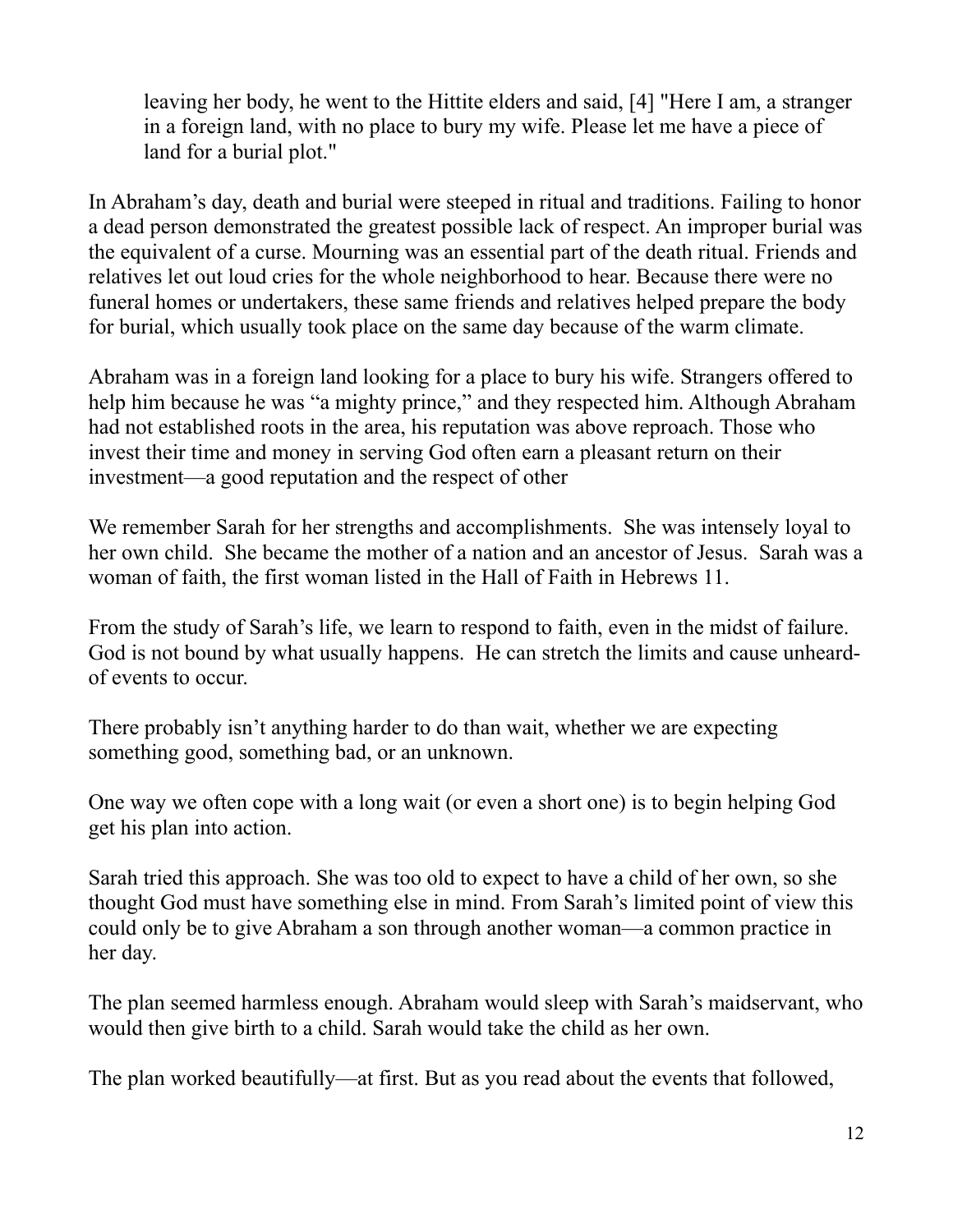> leaving her body, he went to the Hittite elders and said, [4] "Here I am, a stranger in a foreign land, with no place to bury my wife. Please let me have a piece of land for a burial plot."

In Abraham's day, death and burial were steeped in ritual and traditions. Failing to honor a dead person demonstrated the greatest possible lack of respect. An improper burial was the equivalent of a curse. Mourning was an essential part of the death ritual. Friends and relatives let out loud cries for the whole neighborhood to hear. Because there were no funeral homes or undertakers, these same friends and relatives helped prepare the body for burial, which usually took place on the same day because of the warm climate.

Abraham was in a foreign land looking for a place to bury his wife. Strangers offered to help him because he was "a mighty prince," and they respected him. Although Abraham had not established roots in the area, his reputation was above reproach. Those who invest their time and money in serving God often earn a pleasant return on their investment—a good reputation and the respect of other

We remember Sarah for her strengths and accomplishments. She was intensely loyal to her own child. She became the mother of a nation and an ancestor of Jesus. Sarah was a woman of faith, the first woman listed in the Hall of Faith in Hebrews 11.

From the study of Sarah's life, we learn to respond to faith, even in the midst of failure. God is not bound by what usually happens. He can stretch the limits and cause unheard-of events to occur.

There probably isn't anything harder to do than wait, whether we are expecting something good, something bad, or an unknown.

One way we often cope with a long wait (or even a short one) is to begin helping God get his plan into action.

Sarah tried this approach. She was too old to expect to have a child of her own, so she thought God must have something else in mind. From Sarah's limited point of view this could only be to give Abraham a son through another woman—a common practice in her day.

The plan seemed harmless enough. Abraham would sleep with Sarah's maidservant, who would then give birth to a child. Sarah would take the child as her own.

The plan worked beautifully—at first. But as you read about the events that followed,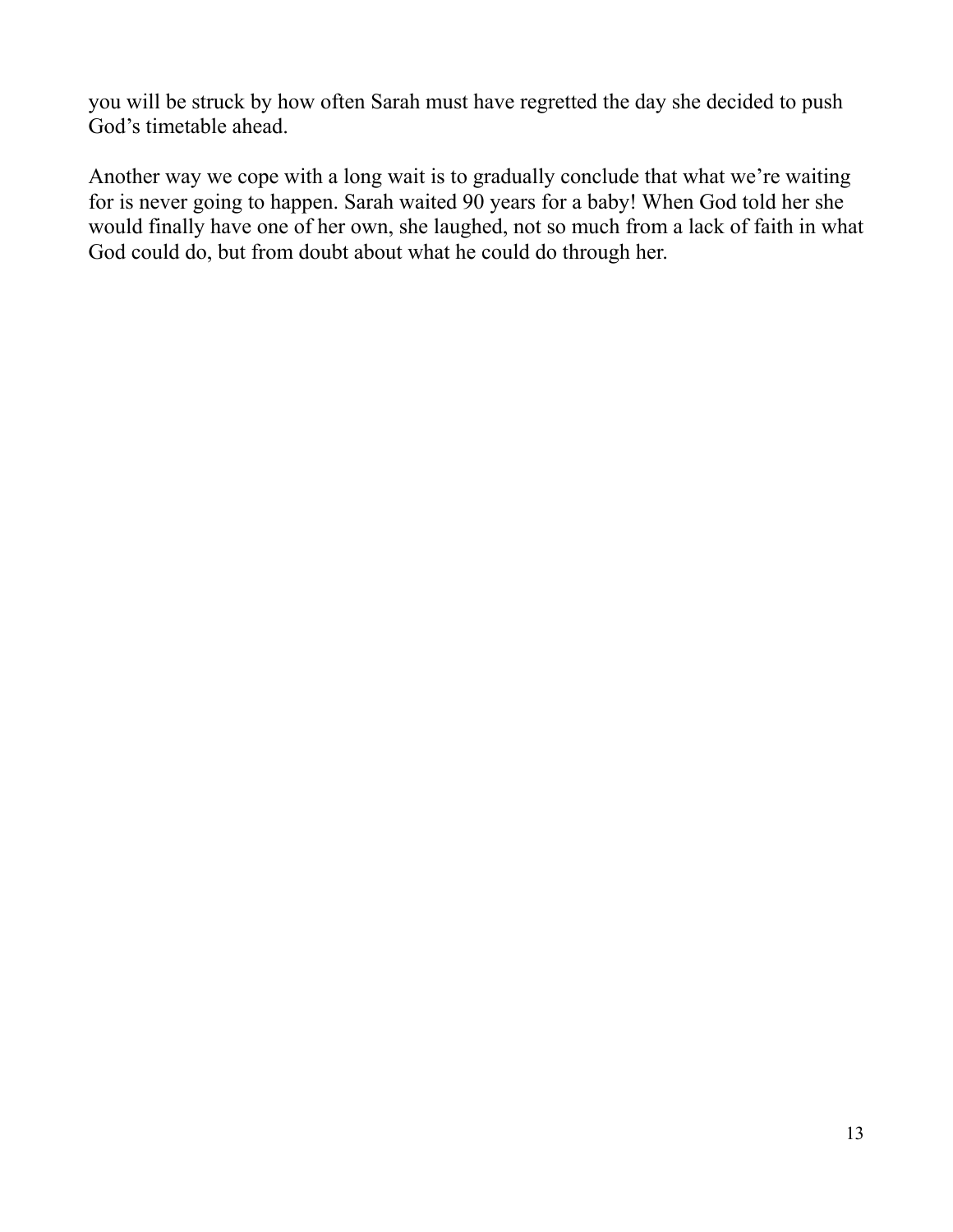you will be struck by how often Sarah must have regretted the day she decided to push God's timetable ahead.

Another way we cope with a long wait is to gradually conclude that what we're waiting for is never going to happen. Sarah waited 90 years for a baby! When God told her she would finally have one of her own, she laughed, not so much from a lack of faith in what God could do, but from doubt about what he could do through her.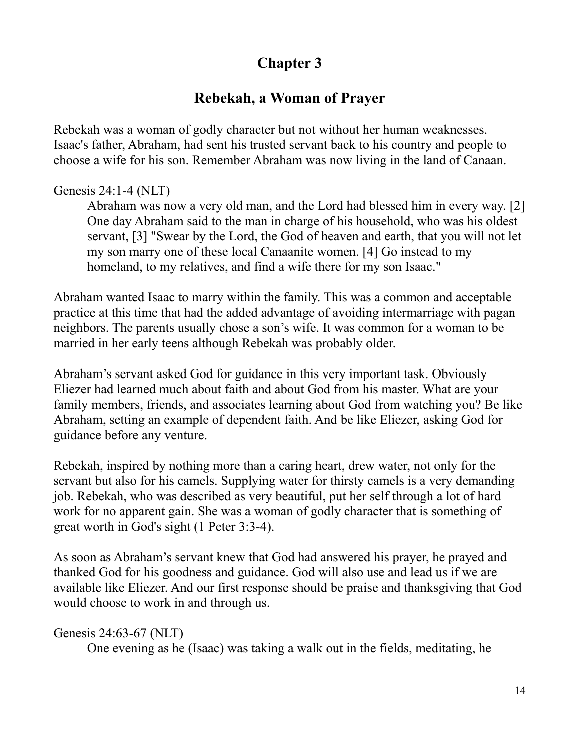# Chapter 3

## Rebekah, a Woman of Prayer

Rebekah was a woman of godly character but not without her human weaknesses. Isaac's father, Abraham, had sent his trusted servant back to his country and people to choose a wife for his son. Remember Abraham was now living in the land of Canaan.

Genesis 24:1-4 (NLT)

> Abraham was now a very old man, and the Lord had blessed him in every way. [2] One day Abraham said to the man in charge of his household, who was his oldest servant, [3] "Swear by the Lord, the God of heaven and earth, that you will not let my son marry one of these local Canaanite women. [4] Go instead to my homeland, to my relatives, and find a wife there for my son Isaac."

Abraham wanted Isaac to marry within the family. This was a common and acceptable practice at this time that had the added advantage of avoiding intermarriage with pagan neighbors. The parents usually chose a son's wife. It was common for a woman to be married in her early teens although Rebekah was probably older.

Abraham's servant asked God for guidance in this very important task. Obviously Eliezer had learned much about faith and about God from his master. What are your family members, friends, and associates learning about God from watching you? Be like Abraham, setting an example of dependent faith. And be like Eliezer, asking God for guidance before any venture.

Rebekah, inspired by nothing more than a caring heart, drew water, not only for the servant but also for his camels. Supplying water for thirsty camels is a very demanding job. Rebekah, who was described as very beautiful, put her self through a lot of hard work for no apparent gain. She was a woman of godly character that is something of great worth in God's sight (1 Peter 3:3-4).

As soon as Abraham's servant knew that God had answered his prayer, he prayed and thanked God for his goodness and guidance. God will also use and lead us if we are available like Eliezer. And our first response should be praise and thanksgiving that God would choose to work in and through us.

Genesis 24:63-67 (NLT)

> One evening as he (Isaac) was taking a walk out in the fields, meditating, he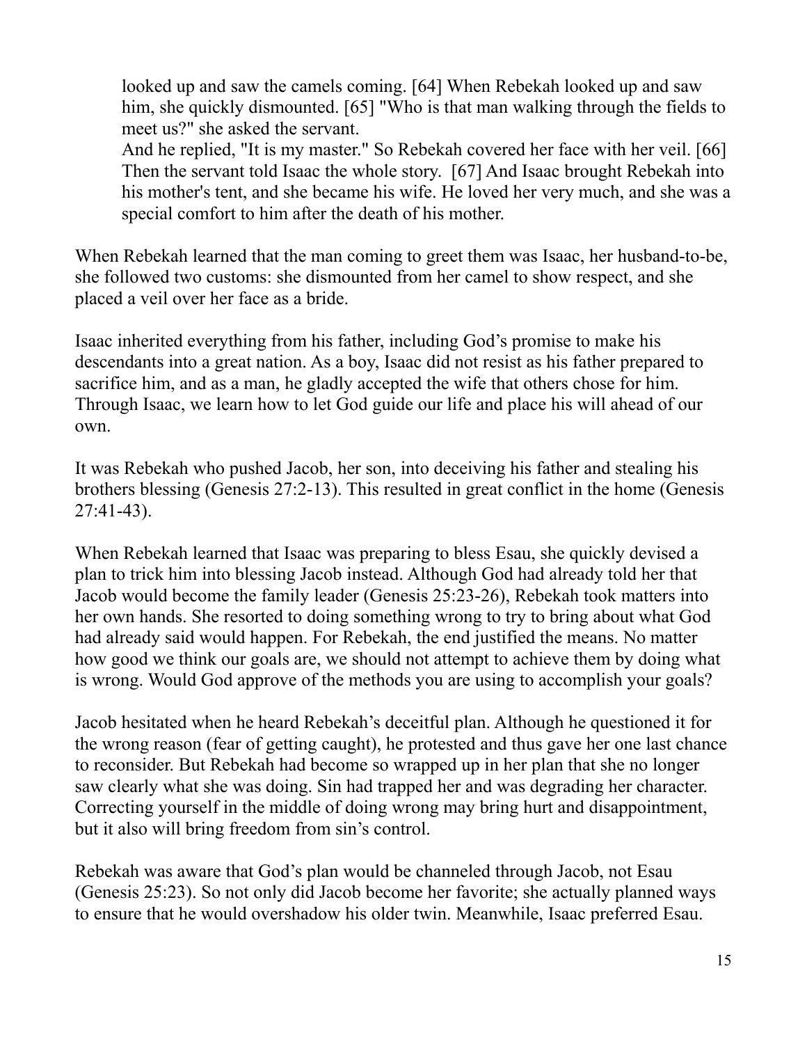> looked up and saw the camels coming. [64] When Rebekah looked up and saw him, she quickly dismounted. [65] "Who is that man walking through the fields to meet us?" she asked the servant.
> And he replied, "It is my master." So Rebekah covered her face with her veil. [66] Then the servant told Isaac the whole story. [67] And Isaac brought Rebekah into his mother's tent, and she became his wife. He loved her very much, and she was a special comfort to him after the death of his mother.

When Rebekah learned that the man coming to greet them was Isaac, her husband-to-be, she followed two customs: she dismounted from her camel to show respect, and she placed a veil over her face as a bride.

Isaac inherited everything from his father, including God's promise to make his descendants into a great nation. As a boy, Isaac did not resist as his father prepared to sacrifice him, and as a man, he gladly accepted the wife that others chose for him. Through Isaac, we learn how to let God guide our life and place his will ahead of our own.

It was Rebekah who pushed Jacob, her son, into deceiving his father and stealing his brothers blessing (Genesis 27:2-13). This resulted in great conflict in the home (Genesis 27:41-43).

When Rebekah learned that Isaac was preparing to bless Esau, she quickly devised a plan to trick him into blessing Jacob instead. Although God had already told her that Jacob would become the family leader (Genesis 25:23-26), Rebekah took matters into her own hands. She resorted to doing something wrong to try to bring about what God had already said would happen. For Rebekah, the end justified the means. No matter how good we think our goals are, we should not attempt to achieve them by doing what is wrong. Would God approve of the methods you are using to accomplish your goals?

Jacob hesitated when he heard Rebekah's deceitful plan. Although he questioned it for the wrong reason (fear of getting caught), he protested and thus gave her one last chance to reconsider. But Rebekah had become so wrapped up in her plan that she no longer saw clearly what she was doing. Sin had trapped her and was degrading her character. Correcting yourself in the middle of doing wrong may bring hurt and disappointment, but it also will bring freedom from sin's control.

Rebekah was aware that God's plan would be channeled through Jacob, not Esau (Genesis 25:23). So not only did Jacob become her favorite; she actually planned ways to ensure that he would overshadow his older twin. Meanwhile, Isaac preferred Esau.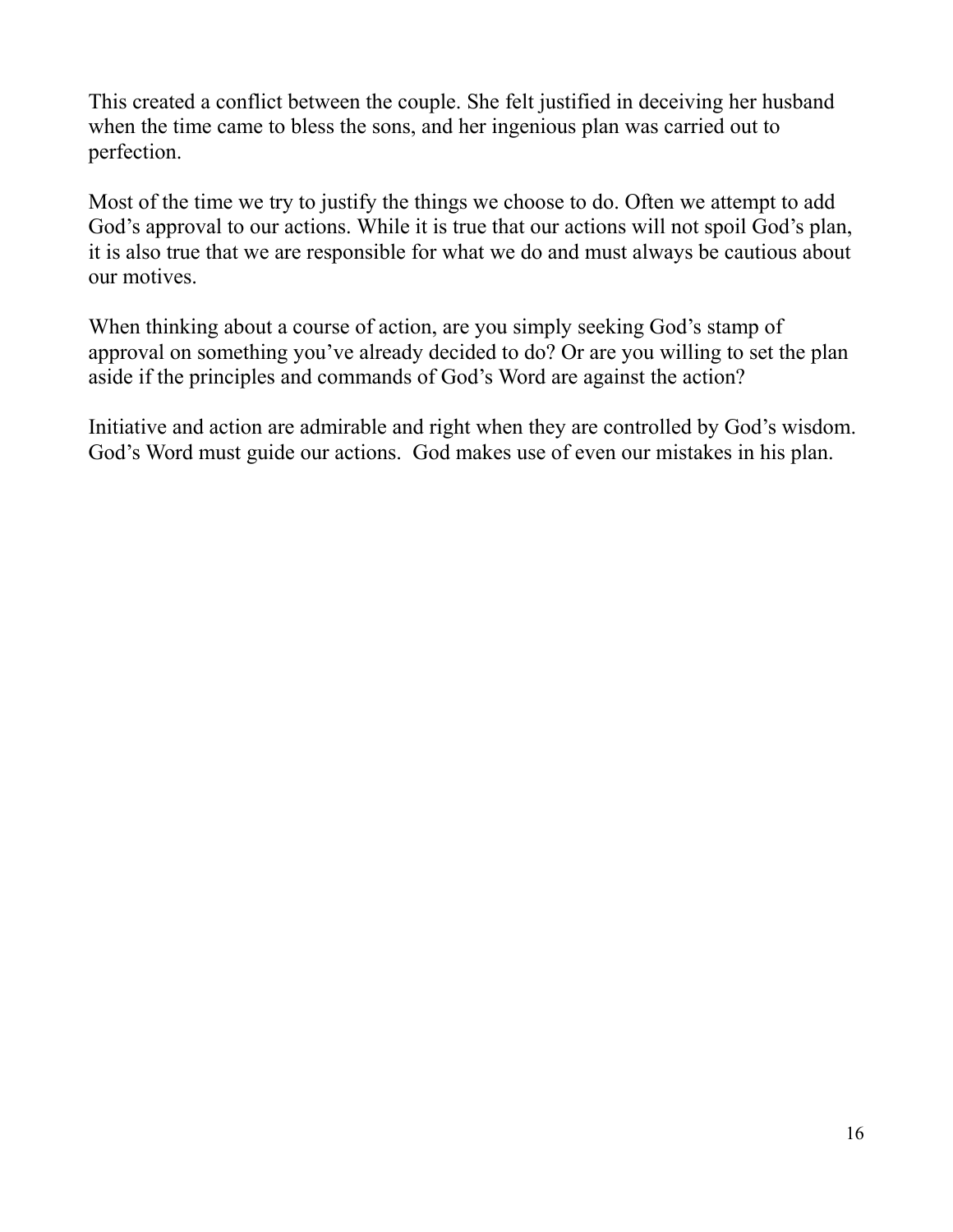This created a conflict between the couple. She felt justified in deceiving her husband when the time came to bless the sons, and her ingenious plan was carried out to perfection.

Most of the time we try to justify the things we choose to do. Often we attempt to add God's approval to our actions. While it is true that our actions will not spoil God's plan, it is also true that we are responsible for what we do and must always be cautious about our motives.

When thinking about a course of action, are you simply seeking God's stamp of approval on something you've already decided to do? Or are you willing to set the plan aside if the principles and commands of God's Word are against the action?

Initiative and action are admirable and right when they are controlled by God's wisdom. God's Word must guide our actions. God makes use of even our mistakes in his plan.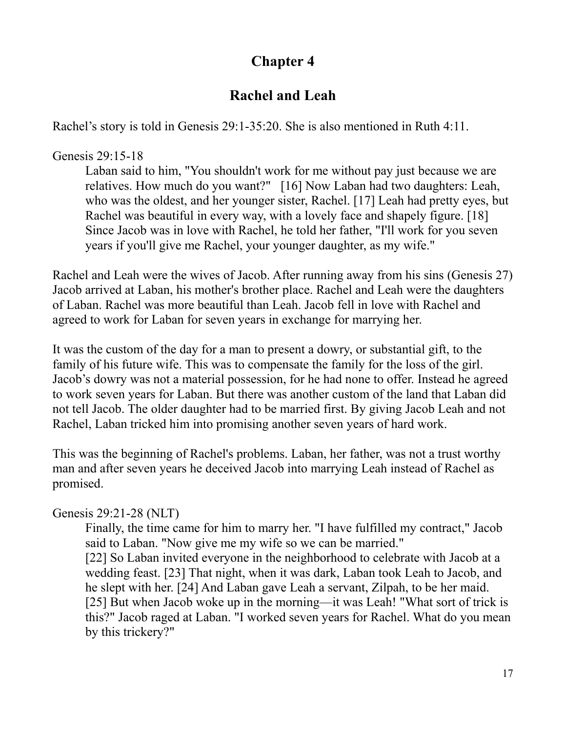# Chapter 4

## Rachel and Leah

Rachel's story is told in Genesis 29:1-35:20. She is also mentioned in Ruth 4:11.

Genesis 29:15-18

> Laban said to him, "You shouldn't work for me without pay just because we are relatives. How much do you want?"   [16] Now Laban had two daughters: Leah, who was the oldest, and her younger sister, Rachel. [17] Leah had pretty eyes, but Rachel was beautiful in every way, with a lovely face and shapely figure. [18] Since Jacob was in love with Rachel, he told her father, "I'll work for you seven years if you'll give me Rachel, your younger daughter, as my wife."

Rachel and Leah were the wives of Jacob. After running away from his sins (Genesis 27) Jacob arrived at Laban, his mother's brother place. Rachel and Leah were the daughters of Laban. Rachel was more beautiful than Leah. Jacob fell in love with Rachel and agreed to work for Laban for seven years in exchange for marrying her.

It was the custom of the day for a man to present a dowry, or substantial gift, to the family of his future wife. This was to compensate the family for the loss of the girl. Jacob's dowry was not a material possession, for he had none to offer. Instead he agreed to work seven years for Laban. But there was another custom of the land that Laban did not tell Jacob. The older daughter had to be married first. By giving Jacob Leah and not Rachel, Laban tricked him into promising another seven years of hard work.

This was the beginning of Rachel's problems. Laban, her father, was not a trust worthy man and after seven years he deceived Jacob into marrying Leah instead of Rachel as promised.

Genesis 29:21-28 (NLT)

> Finally, the time came for him to marry her. "I have fulfilled my contract," Jacob said to Laban. "Now give me my wife so we can be married."
> [22] So Laban invited everyone in the neighborhood to celebrate with Jacob at a wedding feast. [23] That night, when it was dark, Laban took Leah to Jacob, and he slept with her. [24] And Laban gave Leah a servant, Zilpah, to be her maid. [25] But when Jacob woke up in the morning—it was Leah! "What sort of trick is this?" Jacob raged at Laban. "I worked seven years for Rachel. What do you mean by this trickery?"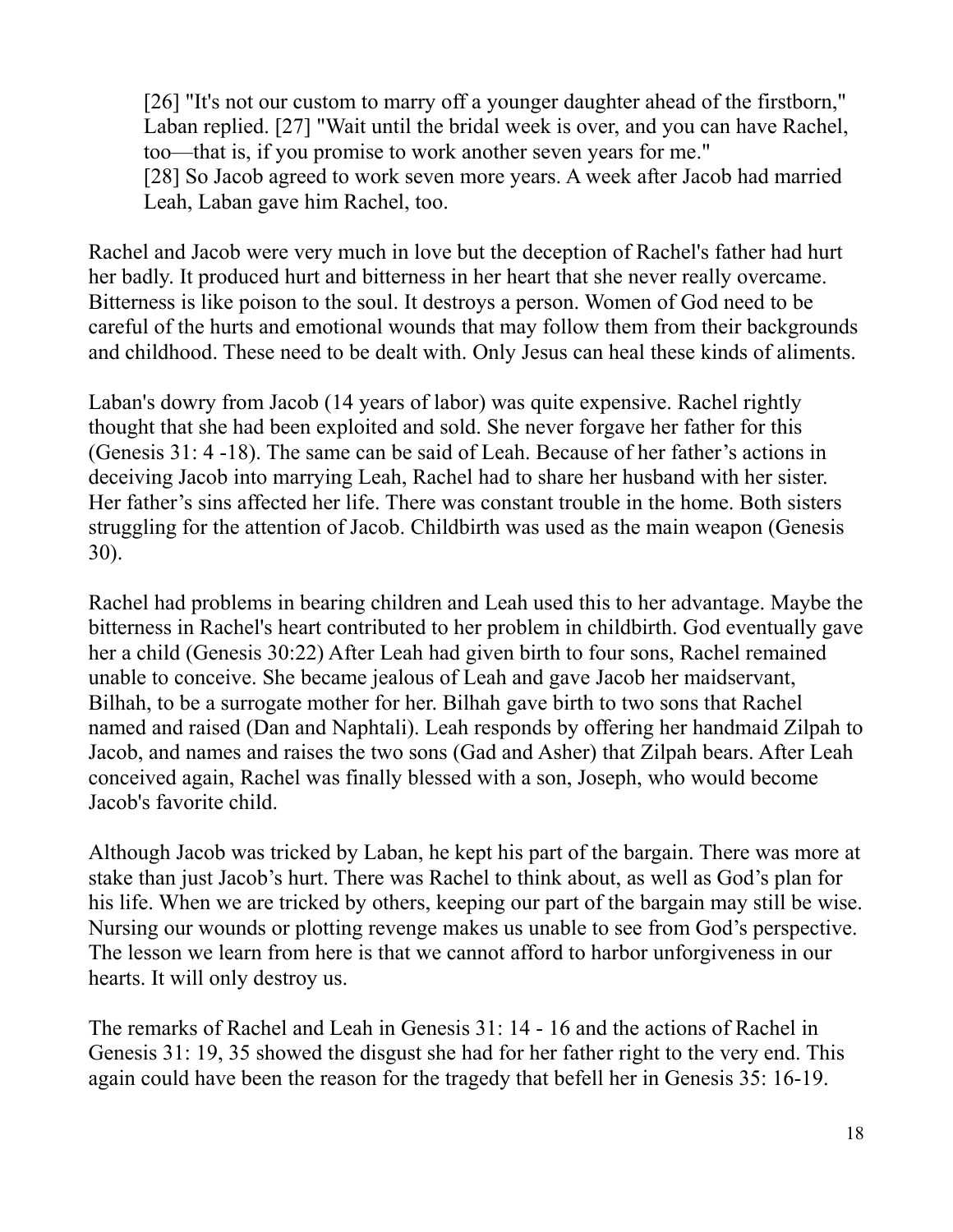> [26] "It's not our custom to marry off a younger daughter ahead of the firstborn," Laban replied. [27] "Wait until the bridal week is over, and you can have Rachel, too—that is, if you promise to work another seven years for me."
> [28] So Jacob agreed to work seven more years. A week after Jacob had married Leah, Laban gave him Rachel, too.

Rachel and Jacob were very much in love but the deception of Rachel's father had hurt her badly. It produced hurt and bitterness in her heart that she never really overcame. Bitterness is like poison to the soul. It destroys a person. Women of God need to be careful of the hurts and emotional wounds that may follow them from their backgrounds and childhood. These need to be dealt with. Only Jesus can heal these kinds of aliments.

Laban's dowry from Jacob (14 years of labor) was quite expensive. Rachel rightly thought that she had been exploited and sold. She never forgave her father for this (Genesis 31: 4 -18). The same can be said of Leah. Because of her father's actions in deceiving Jacob into marrying Leah, Rachel had to share her husband with her sister. Her father's sins affected her life. There was constant trouble in the home. Both sisters struggling for the attention of Jacob. Childbirth was used as the main weapon (Genesis 30).

Rachel had problems in bearing children and Leah used this to her advantage. Maybe the bitterness in Rachel's heart contributed to her problem in childbirth. God eventually gave her a child (Genesis 30:22) After Leah had given birth to four sons, Rachel remained unable to conceive. She became jealous of Leah and gave Jacob her maidservant, Bilhah, to be a surrogate mother for her. Bilhah gave birth to two sons that Rachel named and raised (Dan and Naphtali). Leah responds by offering her handmaid Zilpah to Jacob, and names and raises the two sons (Gad and Asher) that Zilpah bears. After Leah conceived again, Rachel was finally blessed with a son, Joseph, who would become Jacob's favorite child.

Although Jacob was tricked by Laban, he kept his part of the bargain. There was more at stake than just Jacob's hurt. There was Rachel to think about, as well as God's plan for his life. When we are tricked by others, keeping our part of the bargain may still be wise. Nursing our wounds or plotting revenge makes us unable to see from God's perspective. The lesson we learn from here is that we cannot afford to harbor unforgiveness in our hearts. It will only destroy us.

The remarks of Rachel and Leah in Genesis 31: 14 - 16 and the actions of Rachel in Genesis 31: 19, 35 showed the disgust she had for her father right to the very end. This again could have been the reason for the tragedy that befell her in Genesis 35: 16-19.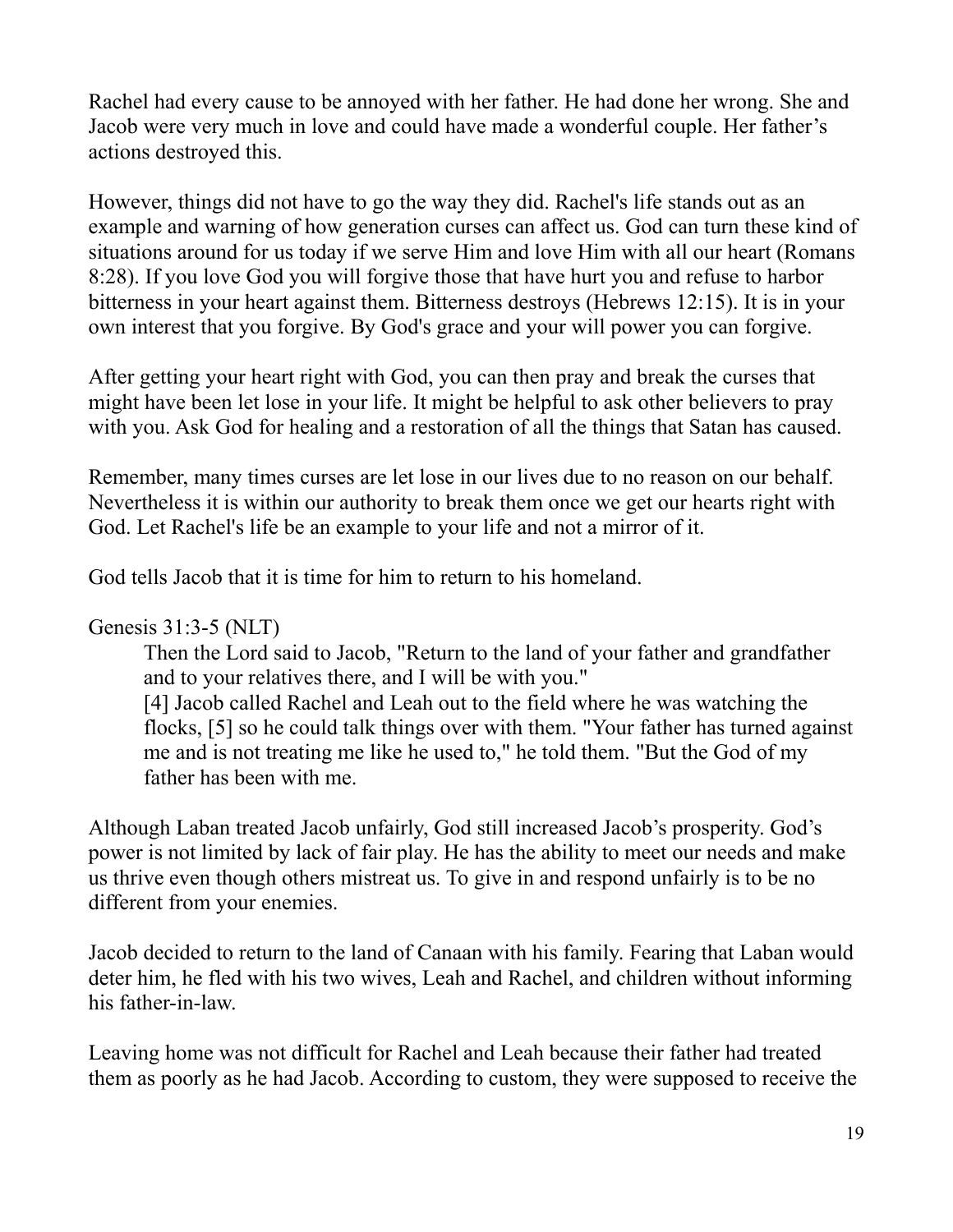Rachel had every cause to be annoyed with her father. He had done her wrong. She and Jacob were very much in love and could have made a wonderful couple. Her father's actions destroyed this.

However, things did not have to go the way they did. Rachel's life stands out as an example and warning of how generation curses can affect us. God can turn these kind of situations around for us today if we serve Him and love Him with all our heart (Romans 8:28). If you love God you will forgive those that have hurt you and refuse to harbor bitterness in your heart against them. Bitterness destroys (Hebrews 12:15). It is in your own interest that you forgive. By God's grace and your will power you can forgive.

After getting your heart right with God, you can then pray and break the curses that might have been let lose in your life. It might be helpful to ask other believers to pray with you. Ask God for healing and a restoration of all the things that Satan has caused.

Remember, many times curses are let lose in our lives due to no reason on our behalf. Nevertheless it is within our authority to break them once we get our hearts right with God. Let Rachel's life be an example to your life and not a mirror of it.

God tells Jacob that it is time for him to return to his homeland.

Genesis 31:3-5 (NLT)

> Then the Lord said to Jacob, "Return to the land of your father and grandfather and to your relatives there, and I will be with you."
> [4] Jacob called Rachel and Leah out to the field where he was watching the flocks, [5] so he could talk things over with them. "Your father has turned against me and is not treating me like he used to," he told them. "But the God of my father has been with me.

Although Laban treated Jacob unfairly, God still increased Jacob's prosperity. God's power is not limited by lack of fair play. He has the ability to meet our needs and make us thrive even though others mistreat us. To give in and respond unfairly is to be no different from your enemies.

Jacob decided to return to the land of Canaan with his family. Fearing that Laban would deter him, he fled with his two wives, Leah and Rachel, and children without informing his father-in-law.

Leaving home was not difficult for Rachel and Leah because their father had treated them as poorly as he had Jacob. According to custom, they were supposed to receive the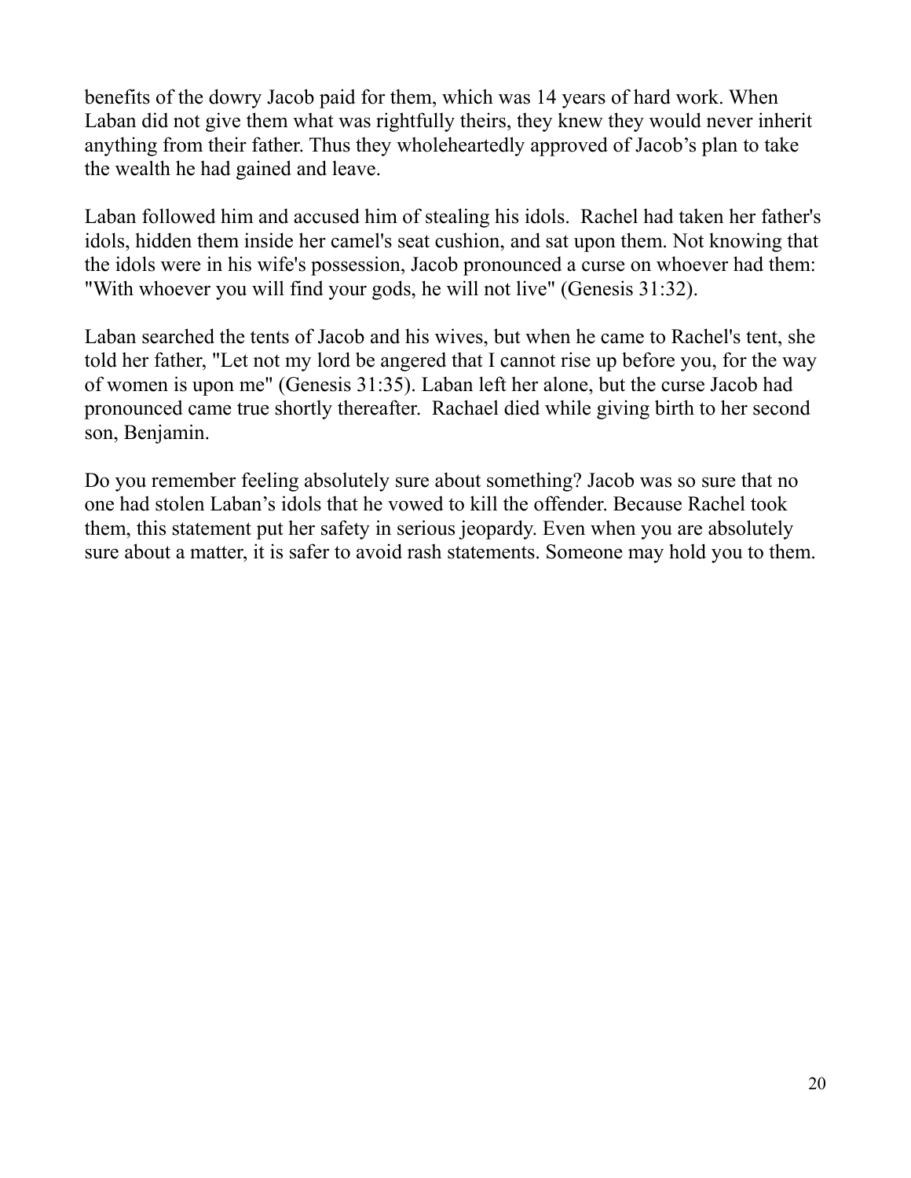benefits of the dowry Jacob paid for them, which was 14 years of hard work. When Laban did not give them what was rightfully theirs, they knew they would never inherit anything from their father. Thus they wholeheartedly approved of Jacob's plan to take the wealth he had gained and leave.

Laban followed him and accused him of stealing his idols. Rachel had taken her father's idols, hidden them inside her camel's seat cushion, and sat upon them. Not knowing that the idols were in his wife's possession, Jacob pronounced a curse on whoever had them: "With whoever you will find your gods, he will not live" (Genesis 31:32).

Laban searched the tents of Jacob and his wives, but when he came to Rachel's tent, she told her father, "Let not my lord be angered that I cannot rise up before you, for the way of women is upon me" (Genesis 31:35). Laban left her alone, but the curse Jacob had pronounced came true shortly thereafter. Rachael died while giving birth to her second son, Benjamin.

Do you remember feeling absolutely sure about something? Jacob was so sure that no one had stolen Laban's idols that he vowed to kill the offender. Because Rachel took them, this statement put her safety in serious jeopardy. Even when you are absolutely sure about a matter, it is safer to avoid rash statements. Someone may hold you to them.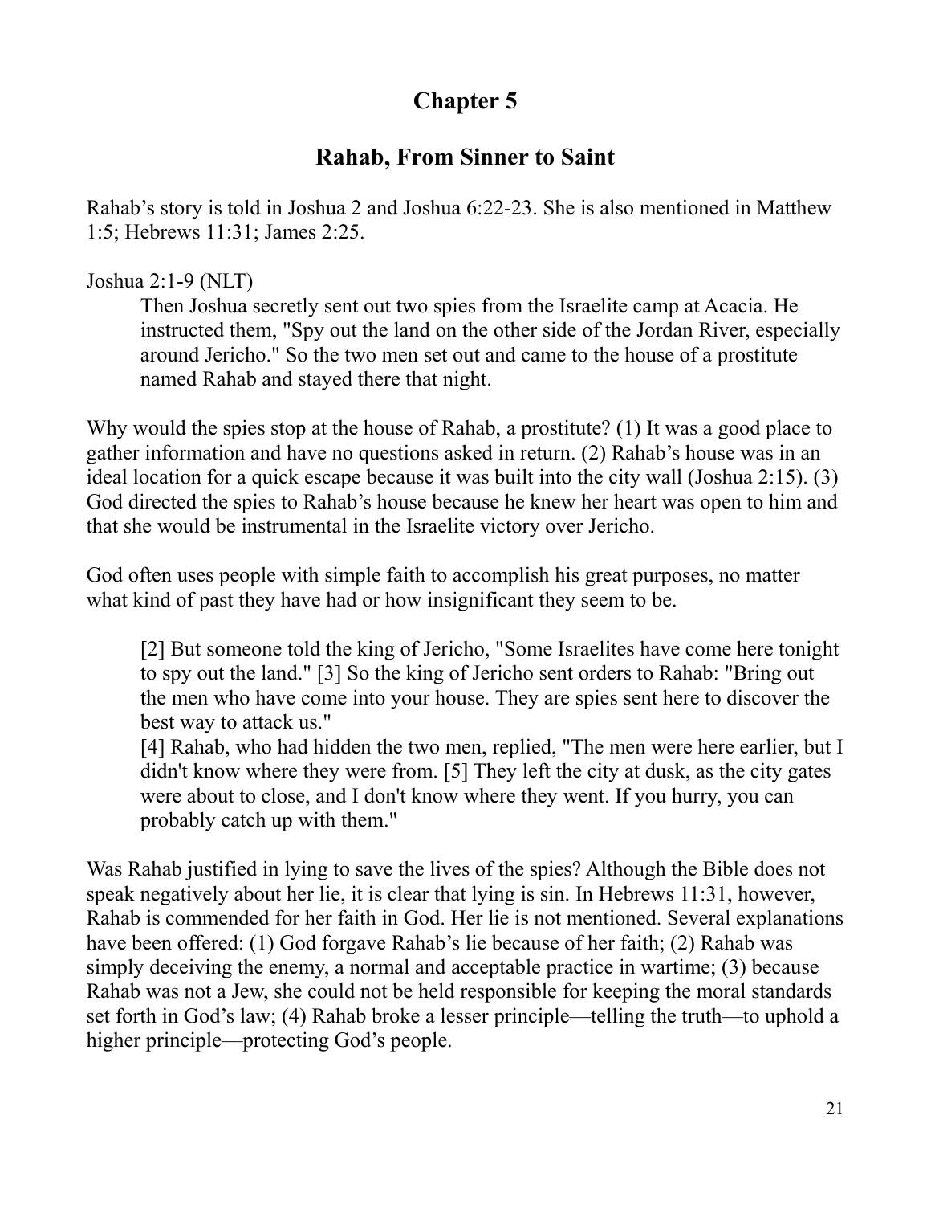# Chapter 5

## Rahab, From Sinner to Saint

Rahab's story is told in Joshua 2 and Joshua 6:22-23. She is also mentioned in Matthew 1:5; Hebrews 11:31; James 2:25.

Joshua 2:1-9 (NLT)

> Then Joshua secretly sent out two spies from the Israelite camp at Acacia. He instructed them, "Spy out the land on the other side of the Jordan River, especially around Jericho." So the two men set out and came to the house of a prostitute named Rahab and stayed there that night.

Why would the spies stop at the house of Rahab, a prostitute? (1) It was a good place to gather information and have no questions asked in return. (2) Rahab's house was in an ideal location for a quick escape because it was built into the city wall (Joshua 2:15). (3) God directed the spies to Rahab's house because he knew her heart was open to him and that she would be instrumental in the Israelite victory over Jericho.

God often uses people with simple faith to accomplish his great purposes, no matter what kind of past they have had or how insignificant they seem to be.

> [2] But someone told the king of Jericho, "Some Israelites have come here tonight to spy out the land." [3] So the king of Jericho sent orders to Rahab: "Bring out the men who have come into your house. They are spies sent here to discover the best way to attack us."
> [4] Rahab, who had hidden the two men, replied, "The men were here earlier, but I didn't know where they were from. [5] They left the city at dusk, as the city gates were about to close, and I don't know where they went. If you hurry, you can probably catch up with them."

Was Rahab justified in lying to save the lives of the spies? Although the Bible does not speak negatively about her lie, it is clear that lying is sin. In Hebrews 11:31, however, Rahab is commended for her faith in God. Her lie is not mentioned. Several explanations have been offered: (1) God forgave Rahab's lie because of her faith; (2) Rahab was simply deceiving the enemy, a normal and acceptable practice in wartime; (3) because Rahab was not a Jew, she could not be held responsible for keeping the moral standards set forth in God's law; (4) Rahab broke a lesser principle—telling the truth—to uphold a higher principle—protecting God's people.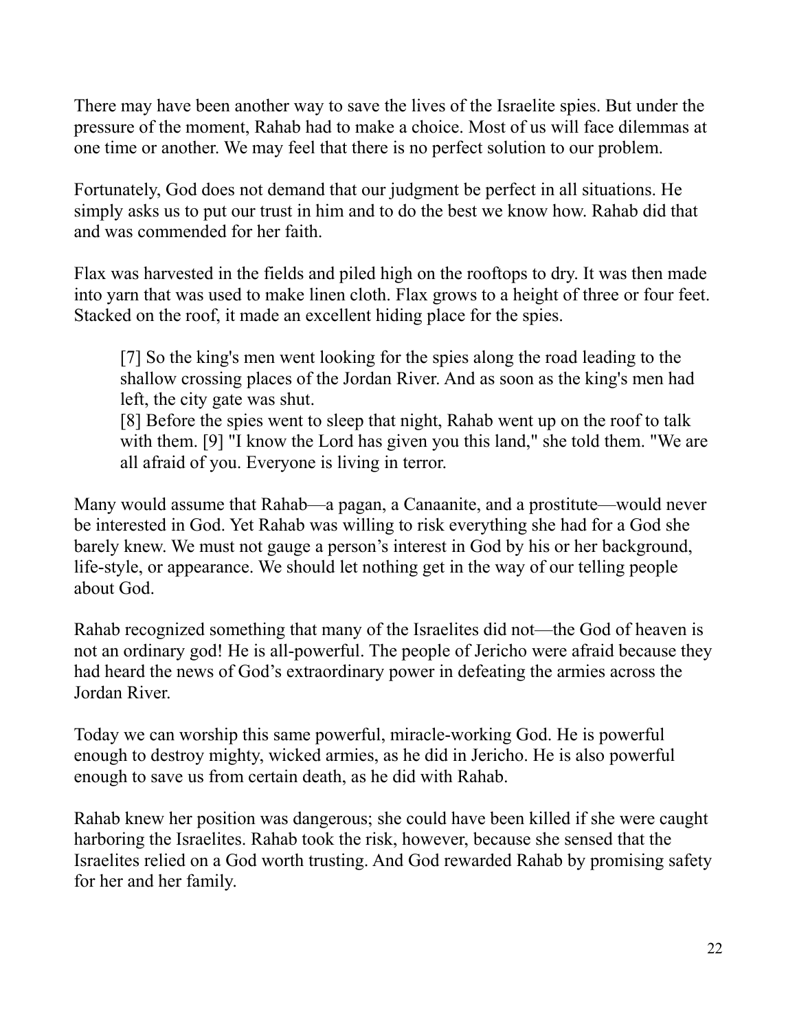There may have been another way to save the lives of the Israelite spies. But under the pressure of the moment, Rahab had to make a choice. Most of us will face dilemmas at one time or another. We may feel that there is no perfect solution to our problem.

Fortunately, God does not demand that our judgment be perfect in all situations. He simply asks us to put our trust in him and to do the best we know how. Rahab did that and was commended for her faith.

Flax was harvested in the fields and piled high on the rooftops to dry. It was then made into yarn that was used to make linen cloth. Flax grows to a height of three or four feet. Stacked on the roof, it made an excellent hiding place for the spies.

> [7] So the king's men went looking for the spies along the road leading to the shallow crossing places of the Jordan River. And as soon as the king's men had left, the city gate was shut.
> [8] Before the spies went to sleep that night, Rahab went up on the roof to talk with them. [9] "I know the Lord has given you this land," she told them. "We are all afraid of you. Everyone is living in terror.

Many would assume that Rahab—a pagan, a Canaanite, and a prostitute—would never be interested in God. Yet Rahab was willing to risk everything she had for a God she barely knew. We must not gauge a person's interest in God by his or her background, life-style, or appearance. We should let nothing get in the way of our telling people about God.

Rahab recognized something that many of the Israelites did not—the God of heaven is not an ordinary god! He is all-powerful. The people of Jericho were afraid because they had heard the news of God's extraordinary power in defeating the armies across the Jordan River.

Today we can worship this same powerful, miracle-working God. He is powerful enough to destroy mighty, wicked armies, as he did in Jericho. He is also powerful enough to save us from certain death, as he did with Rahab.

Rahab knew her position was dangerous; she could have been killed if she were caught harboring the Israelites. Rahab took the risk, however, because she sensed that the Israelites relied on a God worth trusting. And God rewarded Rahab by promising safety for her and her family.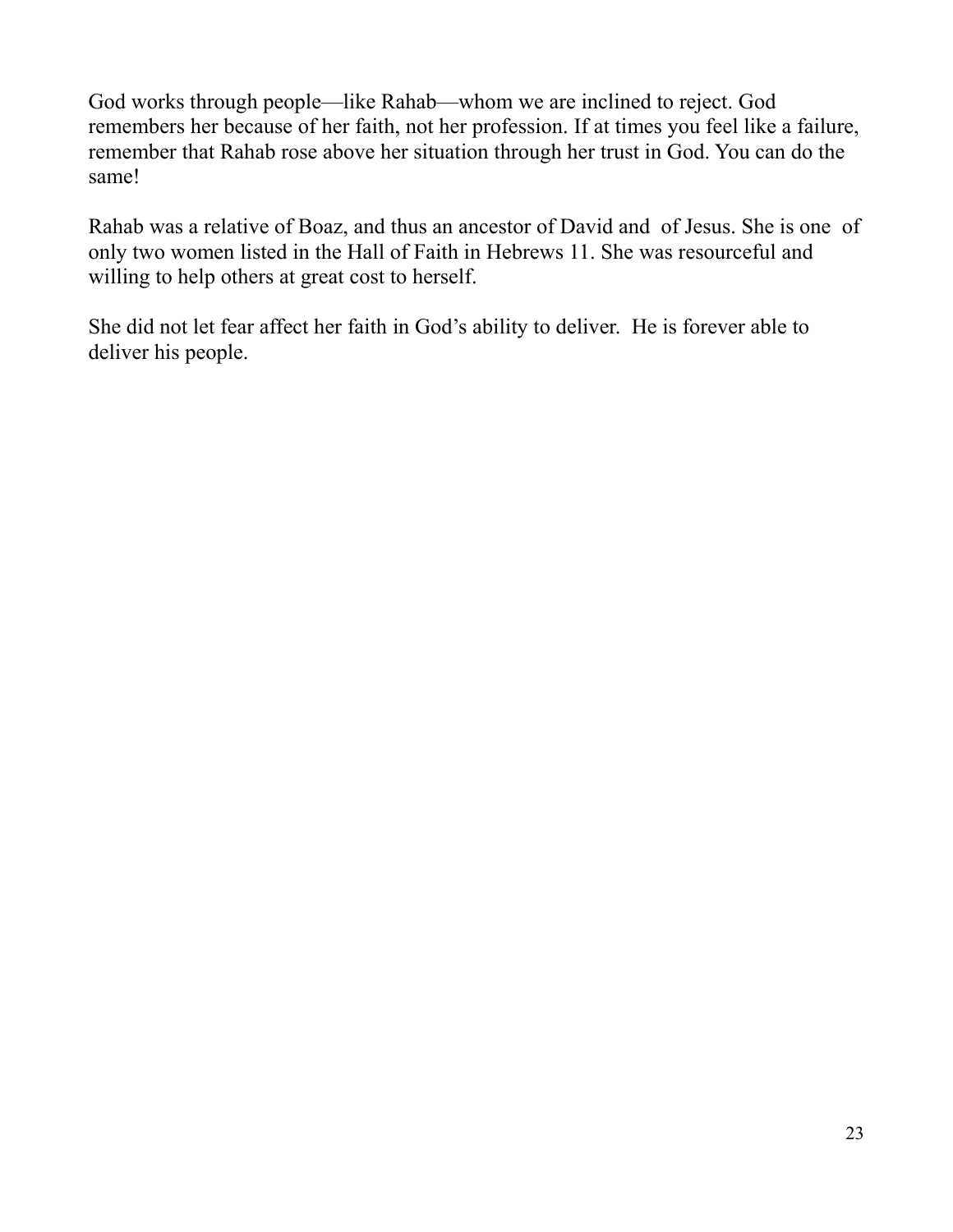God works through people—like Rahab—whom we are inclined to reject. God remembers her because of her faith, not her profession. If at times you feel like a failure, remember that Rahab rose above her situation through her trust in God. You can do the same!

Rahab was a relative of Boaz, and thus an ancestor of David and of Jesus. She is one of only two women listed in the Hall of Faith in Hebrews 11. She was resourceful and willing to help others at great cost to herself.

She did not let fear affect her faith in God's ability to deliver. He is forever able to deliver his people.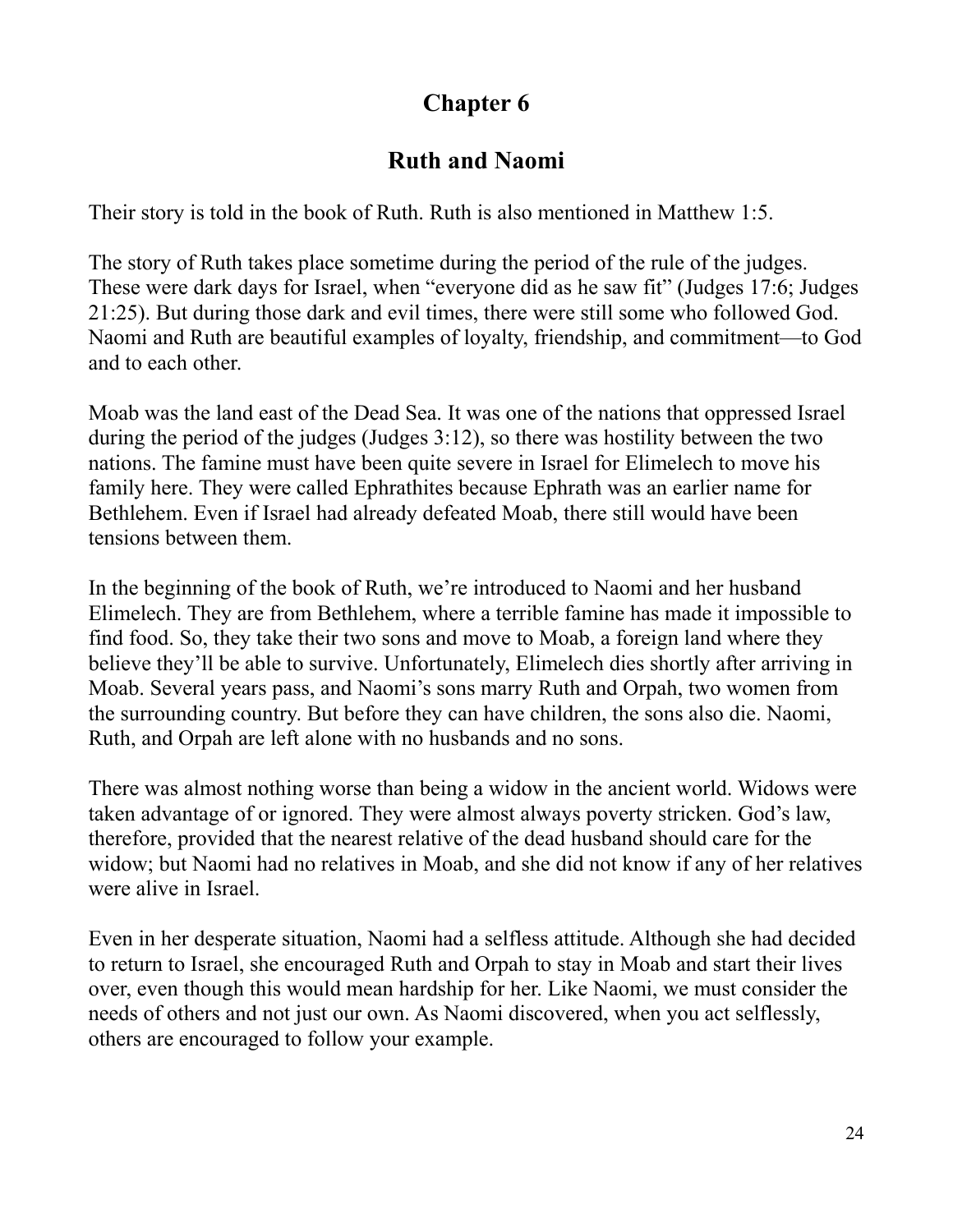# Chapter 6

## Ruth and Naomi

Their story is told in the book of Ruth. Ruth is also mentioned in Matthew 1:5.

The story of Ruth takes place sometime during the period of the rule of the judges. These were dark days for Israel, when "everyone did as he saw fit" (Judges 17:6; Judges 21:25). But during those dark and evil times, there were still some who followed God. Naomi and Ruth are beautiful examples of loyalty, friendship, and commitment—to God and to each other.

Moab was the land east of the Dead Sea. It was one of the nations that oppressed Israel during the period of the judges (Judges 3:12), so there was hostility between the two nations. The famine must have been quite severe in Israel for Elimelech to move his family here. They were called Ephrathites because Ephrath was an earlier name for Bethlehem. Even if Israel had already defeated Moab, there still would have been tensions between them.

In the beginning of the book of Ruth, we're introduced to Naomi and her husband Elimelech. They are from Bethlehem, where a terrible famine has made it impossible to find food. So, they take their two sons and move to Moab, a foreign land where they believe they'll be able to survive. Unfortunately, Elimelech dies shortly after arriving in Moab. Several years pass, and Naomi's sons marry Ruth and Orpah, two women from the surrounding country. But before they can have children, the sons also die. Naomi, Ruth, and Orpah are left alone with no husbands and no sons.

There was almost nothing worse than being a widow in the ancient world. Widows were taken advantage of or ignored. They were almost always poverty stricken. God's law, therefore, provided that the nearest relative of the dead husband should care for the widow; but Naomi had no relatives in Moab, and she did not know if any of her relatives were alive in Israel.

Even in her desperate situation, Naomi had a selfless attitude. Although she had decided to return to Israel, she encouraged Ruth and Orpah to stay in Moab and start their lives over, even though this would mean hardship for her. Like Naomi, we must consider the needs of others and not just our own. As Naomi discovered, when you act selflessly, others are encouraged to follow your example.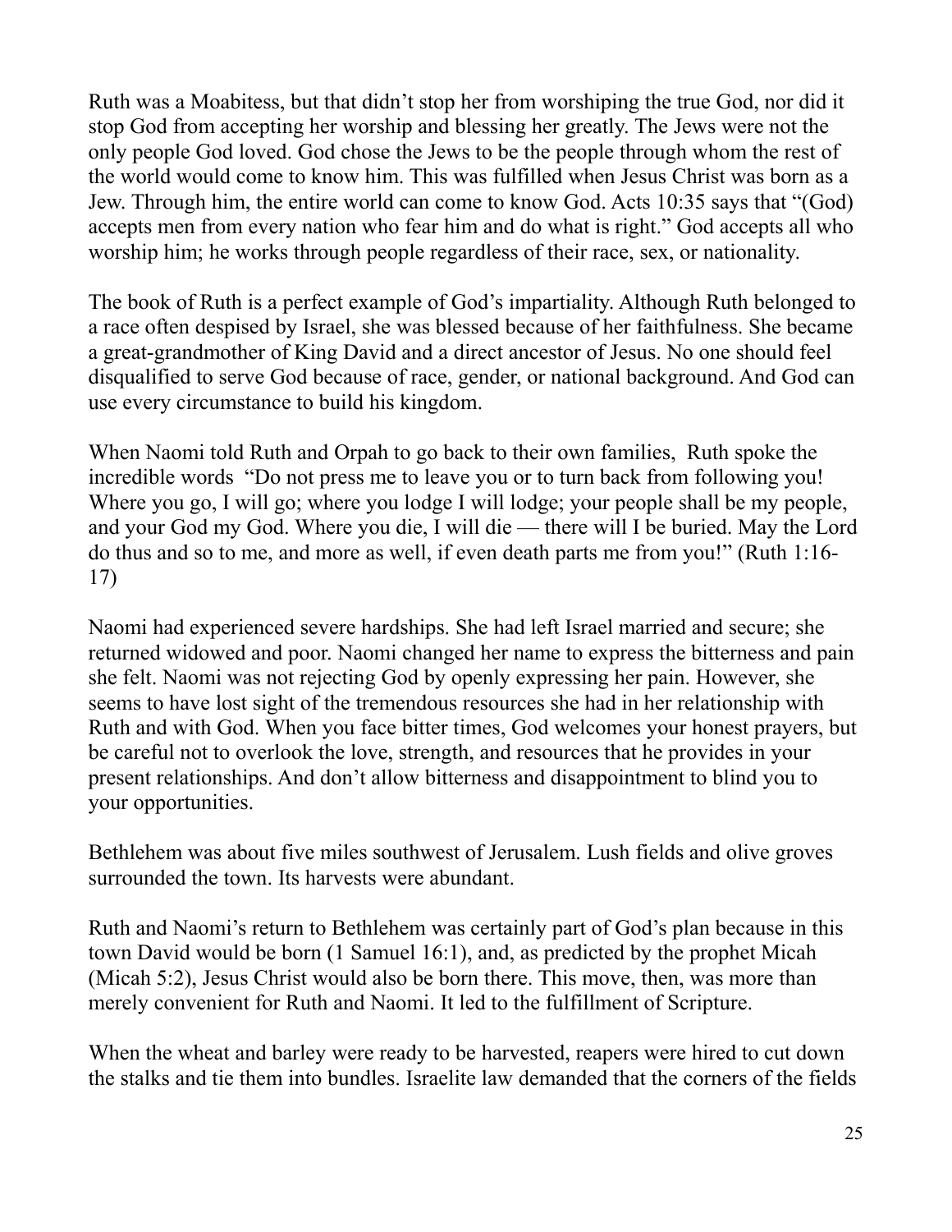Ruth was a Moabitess, but that didn't stop her from worshiping the true God, nor did it stop God from accepting her worship and blessing her greatly. The Jews were not the only people God loved. God chose the Jews to be the people through whom the rest of the world would come to know him. This was fulfilled when Jesus Christ was born as a Jew. Through him, the entire world can come to know God. Acts 10:35 says that "(God) accepts men from every nation who fear him and do what is right." God accepts all who worship him; he works through people regardless of their race, sex, or nationality.

The book of Ruth is a perfect example of God's impartiality. Although Ruth belonged to a race often despised by Israel, she was blessed because of her faithfulness. She became a great-grandmother of King David and a direct ancestor of Jesus. No one should feel disqualified to serve God because of race, gender, or national background. And God can use every circumstance to build his kingdom.

When Naomi told Ruth and Orpah to go back to their own families, Ruth spoke the incredible words "Do not press me to leave you or to turn back from following you! Where you go, I will go; where you lodge I will lodge; your people shall be my people, and your God my God. Where you die, I will die — there will I be buried. May the Lord do thus and so to me, and more as well, if even death parts me from you!" (Ruth 1:16-17)

Naomi had experienced severe hardships. She had left Israel married and secure; she returned widowed and poor. Naomi changed her name to express the bitterness and pain she felt. Naomi was not rejecting God by openly expressing her pain. However, she seems to have lost sight of the tremendous resources she had in her relationship with Ruth and with God. When you face bitter times, God welcomes your honest prayers, but be careful not to overlook the love, strength, and resources that he provides in your present relationships. And don't allow bitterness and disappointment to blind you to your opportunities.

Bethlehem was about five miles southwest of Jerusalem. Lush fields and olive groves surrounded the town. Its harvests were abundant.

Ruth and Naomi's return to Bethlehem was certainly part of God's plan because in this town David would be born (1 Samuel 16:1), and, as predicted by the prophet Micah (Micah 5:2), Jesus Christ would also be born there. This move, then, was more than merely convenient for Ruth and Naomi. It led to the fulfillment of Scripture.

When the wheat and barley were ready to be harvested, reapers were hired to cut down the stalks and tie them into bundles. Israelite law demanded that the corners of the fields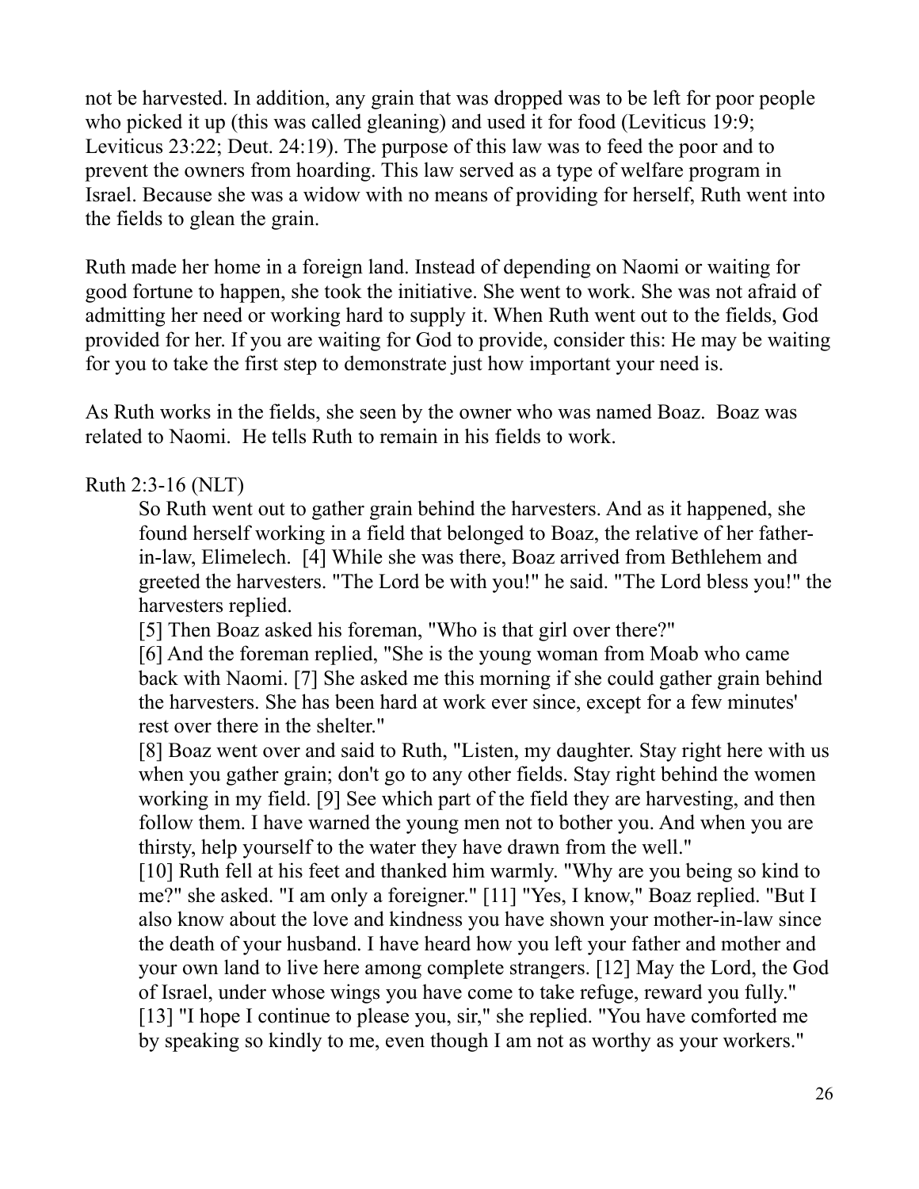not be harvested. In addition, any grain that was dropped was to be left for poor people who picked it up (this was called gleaning) and used it for food (Leviticus 19:9; Leviticus 23:22; Deut. 24:19). The purpose of this law was to feed the poor and to prevent the owners from hoarding. This law served as a type of welfare program in Israel. Because she was a widow with no means of providing for herself, Ruth went into the fields to glean the grain.

Ruth made her home in a foreign land. Instead of depending on Naomi or waiting for good fortune to happen, she took the initiative. She went to work. She was not afraid of admitting her need or working hard to supply it. When Ruth went out to the fields, God provided for her. If you are waiting for God to provide, consider this: He may be waiting for you to take the first step to demonstrate just how important your need is.

As Ruth works in the fields, she seen by the owner who was named Boaz. Boaz was related to Naomi. He tells Ruth to remain in his fields to work.

Ruth 2:3-16 (NLT)

> So Ruth went out to gather grain behind the harvesters. And as it happened, she found herself working in a field that belonged to Boaz, the relative of her father-in-law, Elimelech. [4] While she was there, Boaz arrived from Bethlehem and greeted the harvesters. "The Lord be with you!" he said. "The Lord bless you!" the harvesters replied.
> [5] Then Boaz asked his foreman, "Who is that girl over there?"
> [6] And the foreman replied, "She is the young woman from Moab who came back with Naomi. [7] She asked me this morning if she could gather grain behind the harvesters. She has been hard at work ever since, except for a few minutes' rest over there in the shelter."
> [8] Boaz went over and said to Ruth, "Listen, my daughter. Stay right here with us when you gather grain; don't go to any other fields. Stay right behind the women working in my field. [9] See which part of the field they are harvesting, and then follow them. I have warned the young men not to bother you. And when you are thirsty, help yourself to the water they have drawn from the well."
> [10] Ruth fell at his feet and thanked him warmly. "Why are you being so kind to me?" she asked. "I am only a foreigner." [11] "Yes, I know," Boaz replied. "But I also know about the love and kindness you have shown your mother-in-law since the death of your husband. I have heard how you left your father and mother and your own land to live here among complete strangers. [12] May the Lord, the God of Israel, under whose wings you have come to take refuge, reward you fully."
> [13] "I hope I continue to please you, sir," she replied. "You have comforted me by speaking so kindly to me, even though I am not as worthy as your workers."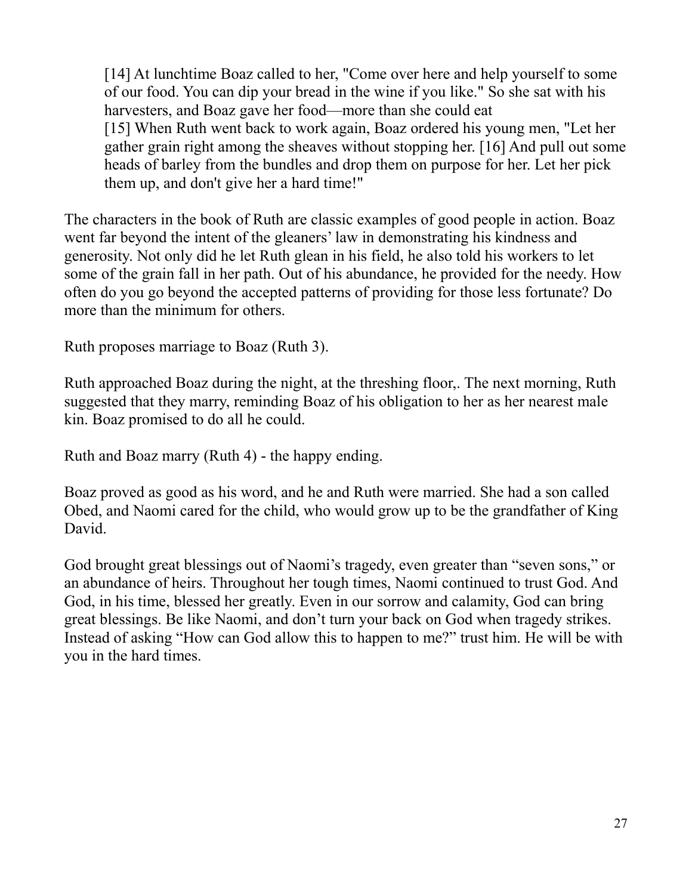> [14] At lunchtime Boaz called to her, "Come over here and help yourself to some of our food. You can dip your bread in the wine if you like." So she sat with his harvesters, and Boaz gave her food—more than she could eat
> [15] When Ruth went back to work again, Boaz ordered his young men, "Let her gather grain right among the sheaves without stopping her. [16] And pull out some heads of barley from the bundles and drop them on purpose for her. Let her pick them up, and don't give her a hard time!"

The characters in the book of Ruth are classic examples of good people in action. Boaz went far beyond the intent of the gleaners' law in demonstrating his kindness and generosity. Not only did he let Ruth glean in his field, he also told his workers to let some of the grain fall in her path. Out of his abundance, he provided for the needy. How often do you go beyond the accepted patterns of providing for those less fortunate? Do more than the minimum for others.

Ruth proposes marriage to Boaz (Ruth 3).

Ruth approached Boaz during the night, at the threshing floor,. The next morning, Ruth suggested that they marry, reminding Boaz of his obligation to her as her nearest male kin. Boaz promised to do all he could.

Ruth and Boaz marry (Ruth 4) - the happy ending.

Boaz proved as good as his word, and he and Ruth were married. She had a son called Obed, and Naomi cared for the child, who would grow up to be the grandfather of King David.

God brought great blessings out of Naomi's tragedy, even greater than "seven sons," or an abundance of heirs. Throughout her tough times, Naomi continued to trust God. And God, in his time, blessed her greatly. Even in our sorrow and calamity, God can bring great blessings. Be like Naomi, and don't turn your back on God when tragedy strikes. Instead of asking "How can God allow this to happen to me?" trust him. He will be with you in the hard times.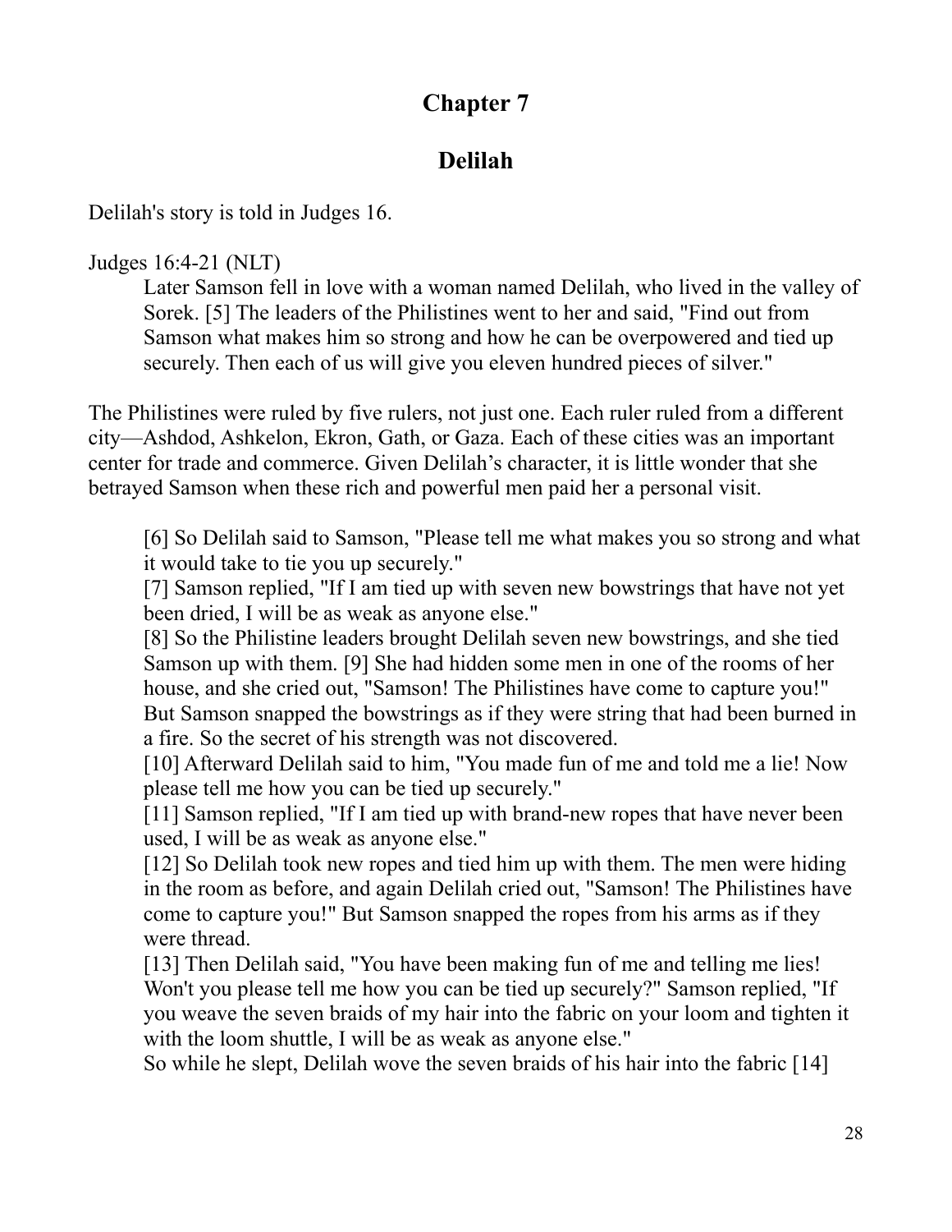# Chapter 7

## Delilah

Delilah's story is told in Judges 16.

Judges 16:4-21 (NLT)

> Later Samson fell in love with a woman named Delilah, who lived in the valley of Sorek. [5] The leaders of the Philistines went to her and said, "Find out from Samson what makes him so strong and how he can be overpowered and tied up securely. Then each of us will give you eleven hundred pieces of silver."

The Philistines were ruled by five rulers, not just one. Each ruler ruled from a different city—Ashdod, Ashkelon, Ekron, Gath, or Gaza. Each of these cities was an important center for trade and commerce. Given Delilah's character, it is little wonder that she betrayed Samson when these rich and powerful men paid her a personal visit.

> [6] So Delilah said to Samson, "Please tell me what makes you so strong and what it would take to tie you up securely."
> [7] Samson replied, "If I am tied up with seven new bowstrings that have not yet been dried, I will be as weak as anyone else."
> [8] So the Philistine leaders brought Delilah seven new bowstrings, and she tied Samson up with them. [9] She had hidden some men in one of the rooms of her house, and she cried out, "Samson! The Philistines have come to capture you!" But Samson snapped the bowstrings as if they were string that had been burned in a fire. So the secret of his strength was not discovered.
> [10] Afterward Delilah said to him, "You made fun of me and told me a lie! Now please tell me how you can be tied up securely."
> [11] Samson replied, "If I am tied up with brand-new ropes that have never been used, I will be as weak as anyone else."
> [12] So Delilah took new ropes and tied him up with them. The men were hiding in the room as before, and again Delilah cried out, "Samson! The Philistines have come to capture you!" But Samson snapped the ropes from his arms as if they were thread.
> [13] Then Delilah said, "You have been making fun of me and telling me lies! Won't you please tell me how you can be tied up securely?" Samson replied, "If you weave the seven braids of my hair into the fabric on your loom and tighten it with the loom shuttle, I will be as weak as anyone else."
> So while he slept, Delilah wove the seven braids of his hair into the fabric [14]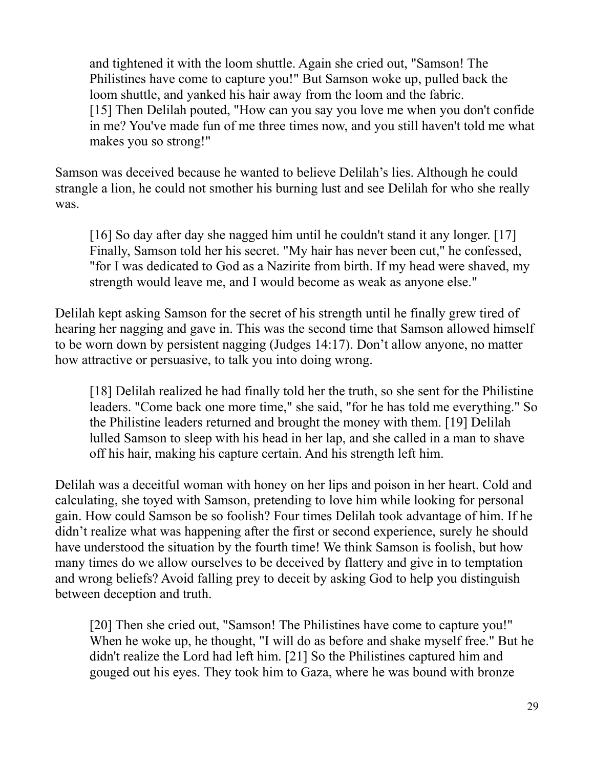> and tightened it with the loom shuttle. Again she cried out, "Samson! The Philistines have come to capture you!" But Samson woke up, pulled back the loom shuttle, and yanked his hair away from the loom and the fabric. [15] Then Delilah pouted, "How can you say you love me when you don't confide in me? You've made fun of me three times now, and you still haven't told me what makes you so strong!"

Samson was deceived because he wanted to believe Delilah's lies. Although he could strangle a lion, he could not smother his burning lust and see Delilah for who she really was.

> [16] So day after day she nagged him until he couldn't stand it any longer. [17] Finally, Samson told her his secret. "My hair has never been cut," he confessed, "for I was dedicated to God as a Nazirite from birth. If my head were shaved, my strength would leave me, and I would become as weak as anyone else."

Delilah kept asking Samson for the secret of his strength until he finally grew tired of hearing her nagging and gave in. This was the second time that Samson allowed himself to be worn down by persistent nagging (Judges 14:17). Don't allow anyone, no matter how attractive or persuasive, to talk you into doing wrong.

> [18] Delilah realized he had finally told her the truth, so she sent for the Philistine leaders. "Come back one more time," she said, "for he has told me everything." So the Philistine leaders returned and brought the money with them. [19] Delilah lulled Samson to sleep with his head in her lap, and she called in a man to shave off his hair, making his capture certain. And his strength left him.

Delilah was a deceitful woman with honey on her lips and poison in her heart. Cold and calculating, she toyed with Samson, pretending to love him while looking for personal gain. How could Samson be so foolish? Four times Delilah took advantage of him. If he didn't realize what was happening after the first or second experience, surely he should have understood the situation by the fourth time! We think Samson is foolish, but how many times do we allow ourselves to be deceived by flattery and give in to temptation and wrong beliefs? Avoid falling prey to deceit by asking God to help you distinguish between deception and truth.

> [20] Then she cried out, "Samson! The Philistines have come to capture you!" When he woke up, he thought, "I will do as before and shake myself free." But he didn't realize the Lord had left him. [21] So the Philistines captured him and gouged out his eyes. They took him to Gaza, where he was bound with bronze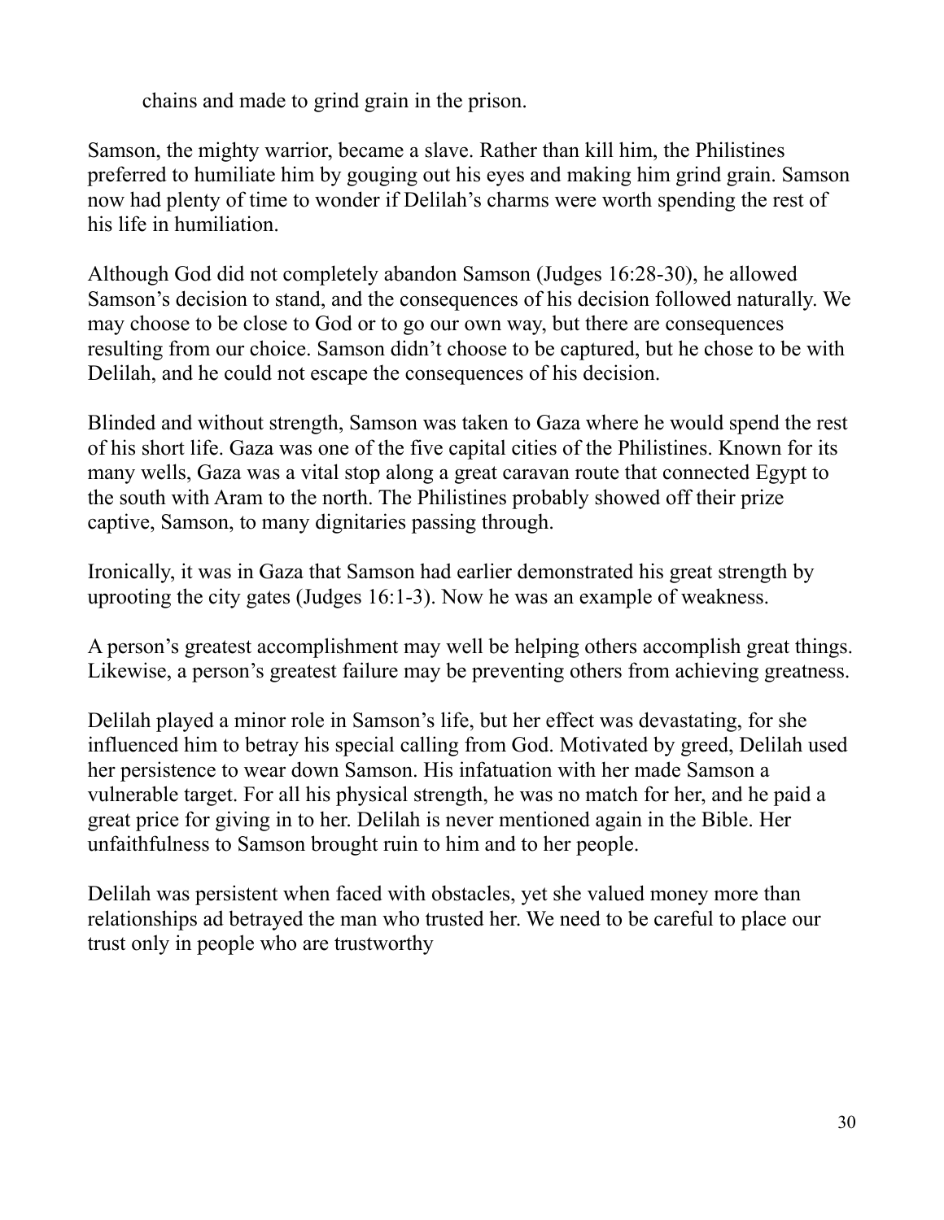chains and made to grind grain in the prison.

Samson, the mighty warrior, became a slave. Rather than kill him, the Philistines preferred to humiliate him by gouging out his eyes and making him grind grain. Samson now had plenty of time to wonder if Delilah's charms were worth spending the rest of his life in humiliation.

Although God did not completely abandon Samson (Judges 16:28-30), he allowed Samson's decision to stand, and the consequences of his decision followed naturally. We may choose to be close to God or to go our own way, but there are consequences resulting from our choice. Samson didn't choose to be captured, but he chose to be with Delilah, and he could not escape the consequences of his decision.

Blinded and without strength, Samson was taken to Gaza where he would spend the rest of his short life. Gaza was one of the five capital cities of the Philistines. Known for its many wells, Gaza was a vital stop along a great caravan route that connected Egypt to the south with Aram to the north. The Philistines probably showed off their prize captive, Samson, to many dignitaries passing through.

Ironically, it was in Gaza that Samson had earlier demonstrated his great strength by uprooting the city gates (Judges 16:1-3). Now he was an example of weakness.

A person's greatest accomplishment may well be helping others accomplish great things. Likewise, a person's greatest failure may be preventing others from achieving greatness.

Delilah played a minor role in Samson's life, but her effect was devastating, for she influenced him to betray his special calling from God. Motivated by greed, Delilah used her persistence to wear down Samson. His infatuation with her made Samson a vulnerable target. For all his physical strength, he was no match for her, and he paid a great price for giving in to her. Delilah is never mentioned again in the Bible. Her unfaithfulness to Samson brought ruin to him and to her people.

Delilah was persistent when faced with obstacles, yet she valued money more than relationships ad betrayed the man who trusted her. We need to be careful to place our trust only in people who are trustworthy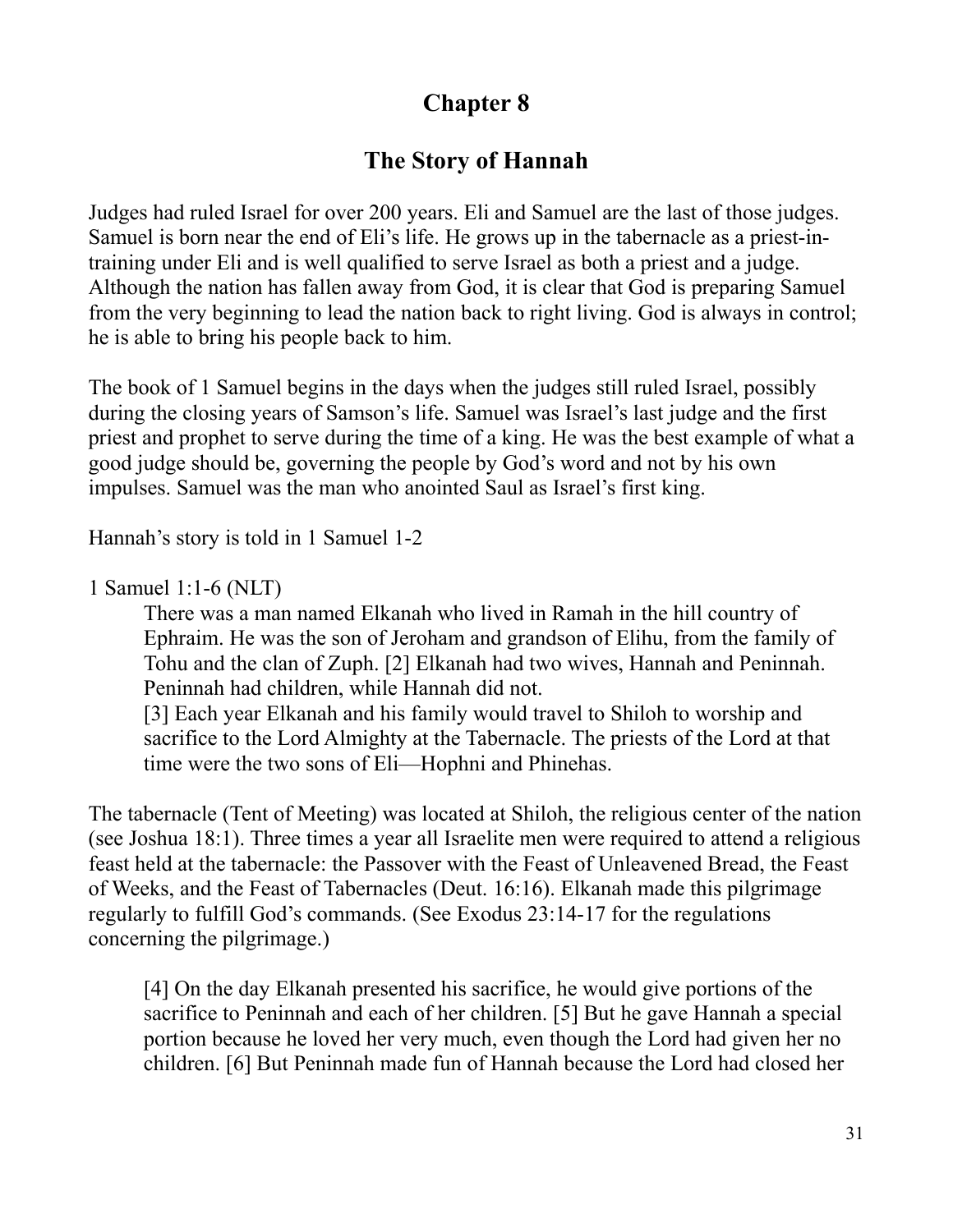# Chapter 8

## The Story of Hannah

Judges had ruled Israel for over 200 years. Eli and Samuel are the last of those judges. Samuel is born near the end of Eli's life. He grows up in the tabernacle as a priest-in-training under Eli and is well qualified to serve Israel as both a priest and a judge. Although the nation has fallen away from God, it is clear that God is preparing Samuel from the very beginning to lead the nation back to right living. God is always in control; he is able to bring his people back to him.

The book of 1 Samuel begins in the days when the judges still ruled Israel, possibly during the closing years of Samson's life. Samuel was Israel's last judge and the first priest and prophet to serve during the time of a king. He was the best example of what a good judge should be, governing the people by God's word and not by his own impulses. Samuel was the man who anointed Saul as Israel's first king.

Hannah's story is told in 1 Samuel 1-2

1 Samuel 1:1-6 (NLT)

> There was a man named Elkanah who lived in Ramah in the hill country of Ephraim. He was the son of Jeroham and grandson of Elihu, from the family of Tohu and the clan of Zuph. [2] Elkanah had two wives, Hannah and Peninnah. Peninnah had children, while Hannah did not.
> [3] Each year Elkanah and his family would travel to Shiloh to worship and sacrifice to the Lord Almighty at the Tabernacle. The priests of the Lord at that time were the two sons of Eli—Hophni and Phinehas.

The tabernacle (Tent of Meeting) was located at Shiloh, the religious center of the nation (see Joshua 18:1). Three times a year all Israelite men were required to attend a religious feast held at the tabernacle: the Passover with the Feast of Unleavened Bread, the Feast of Weeks, and the Feast of Tabernacles (Deut. 16:16). Elkanah made this pilgrimage regularly to fulfill God's commands. (See Exodus 23:14-17 for the regulations concerning the pilgrimage.)

> [4] On the day Elkanah presented his sacrifice, he would give portions of the sacrifice to Peninnah and each of her children. [5] But he gave Hannah a special portion because he loved her very much, even though the Lord had given her no children. [6] But Peninnah made fun of Hannah because the Lord had closed her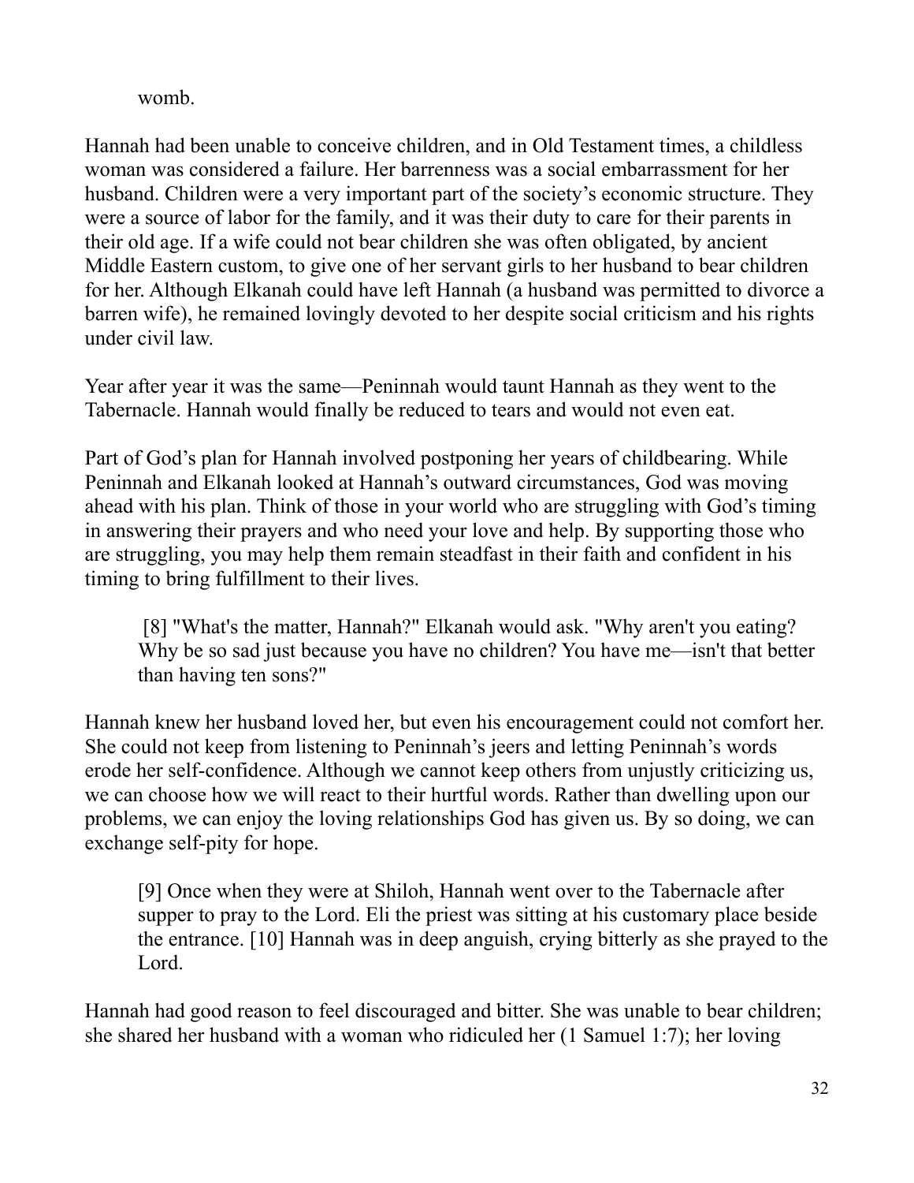> womb.

Hannah had been unable to conceive children, and in Old Testament times, a childless woman was considered a failure. Her barrenness was a social embarrassment for her husband. Children were a very important part of the society's economic structure. They were a source of labor for the family, and it was their duty to care for their parents in their old age. If a wife could not bear children she was often obligated, by ancient Middle Eastern custom, to give one of her servant girls to her husband to bear children for her. Although Elkanah could have left Hannah (a husband was permitted to divorce a barren wife), he remained lovingly devoted to her despite social criticism and his rights under civil law.

Year after year it was the same—Peninnah would taunt Hannah as they went to the Tabernacle. Hannah would finally be reduced to tears and would not even eat.

Part of God's plan for Hannah involved postponing her years of childbearing. While Peninnah and Elkanah looked at Hannah's outward circumstances, God was moving ahead with his plan. Think of those in your world who are struggling with God's timing in answering their prayers and who need your love and help. By supporting those who are struggling, you may help them remain steadfast in their faith and confident in his timing to bring fulfillment to their lives.

> [8] "What's the matter, Hannah?" Elkanah would ask. "Why aren't you eating? Why be so sad just because you have no children? You have me—isn't that better than having ten sons?"

Hannah knew her husband loved her, but even his encouragement could not comfort her. She could not keep from listening to Peninnah's jeers and letting Peninnah's words erode her self-confidence. Although we cannot keep others from unjustly criticizing us, we can choose how we will react to their hurtful words. Rather than dwelling upon our problems, we can enjoy the loving relationships God has given us. By so doing, we can exchange self-pity for hope.

> [9] Once when they were at Shiloh, Hannah went over to the Tabernacle after supper to pray to the Lord. Eli the priest was sitting at his customary place beside the entrance. [10] Hannah was in deep anguish, crying bitterly as she prayed to the Lord.

Hannah had good reason to feel discouraged and bitter. She was unable to bear children; she shared her husband with a woman who ridiculed her (1 Samuel 1:7); her loving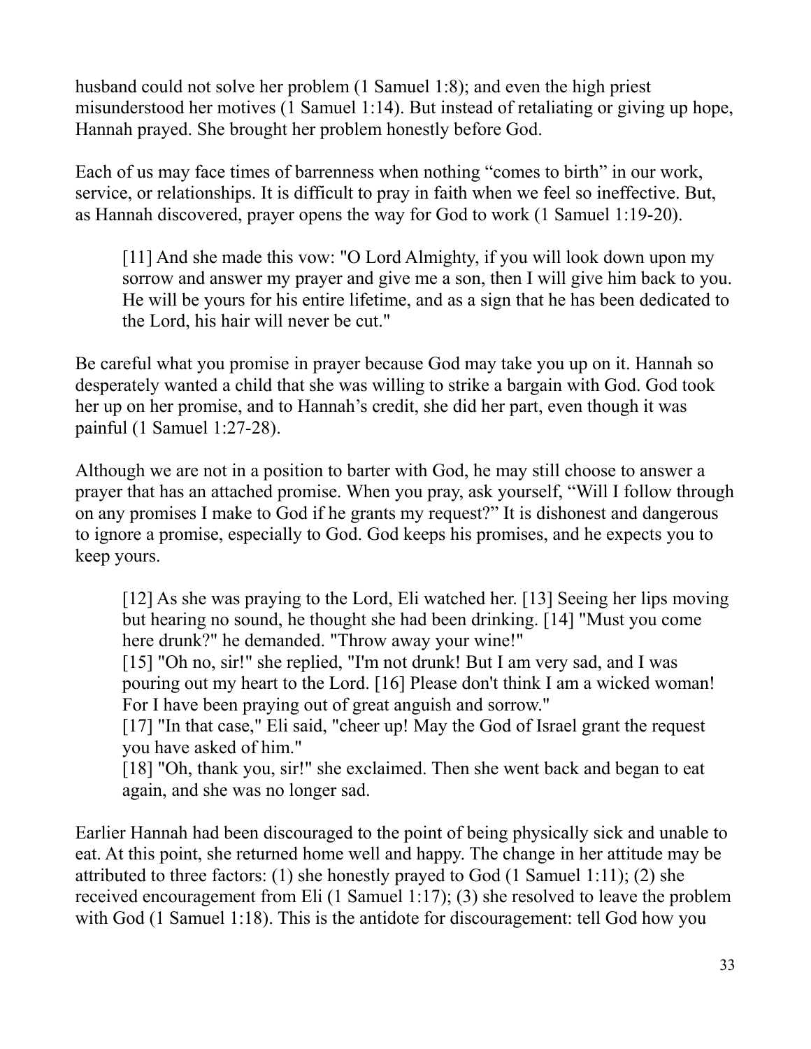husband could not solve her problem (1 Samuel 1:8); and even the high priest misunderstood her motives (1 Samuel 1:14). But instead of retaliating or giving up hope, Hannah prayed. She brought her problem honestly before God.

Each of us may face times of barrenness when nothing "comes to birth" in our work, service, or relationships. It is difficult to pray in faith when we feel so ineffective. But, as Hannah discovered, prayer opens the way for God to work (1 Samuel 1:19-20).

> [11] And she made this vow: "O Lord Almighty, if you will look down upon my sorrow and answer my prayer and give me a son, then I will give him back to you. He will be yours for his entire lifetime, and as a sign that he has been dedicated to the Lord, his hair will never be cut."

Be careful what you promise in prayer because God may take you up on it. Hannah so desperately wanted a child that she was willing to strike a bargain with God. God took her up on her promise, and to Hannah's credit, she did her part, even though it was painful (1 Samuel 1:27-28).

Although we are not in a position to barter with God, he may still choose to answer a prayer that has an attached promise. When you pray, ask yourself, "Will I follow through on any promises I make to God if he grants my request?" It is dishonest and dangerous to ignore a promise, especially to God. God keeps his promises, and he expects you to keep yours.

> [12] As she was praying to the Lord, Eli watched her. [13] Seeing her lips moving but hearing no sound, he thought she had been drinking. [14] "Must you come here drunk?" he demanded. "Throw away your wine!"
> [15] "Oh no, sir!" she replied, "I'm not drunk! But I am very sad, and I was pouring out my heart to the Lord. [16] Please don't think I am a wicked woman! For I have been praying out of great anguish and sorrow."
> [17] "In that case," Eli said, "cheer up! May the God of Israel grant the request you have asked of him."
> [18] "Oh, thank you, sir!" she exclaimed. Then she went back and began to eat again, and she was no longer sad.

Earlier Hannah had been discouraged to the point of being physically sick and unable to eat. At this point, she returned home well and happy. The change in her attitude may be attributed to three factors: (1) she honestly prayed to God (1 Samuel 1:11); (2) she received encouragement from Eli (1 Samuel 1:17); (3) she resolved to leave the problem with God (1 Samuel 1:18). This is the antidote for discouragement: tell God how you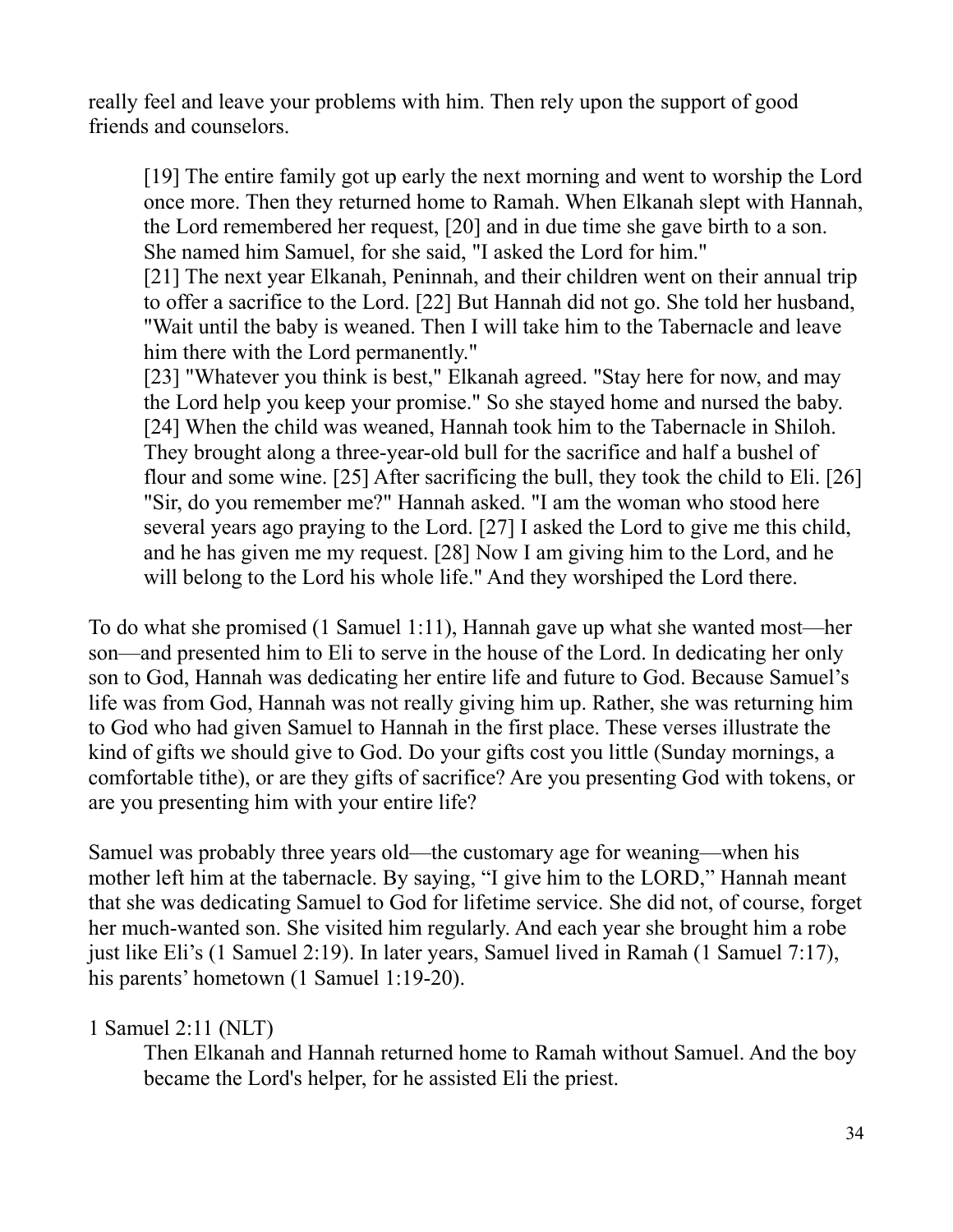really feel and leave your problems with him. Then rely upon the support of good friends and counselors.

> [19] The entire family got up early the next morning and went to worship the Lord once more. Then they returned home to Ramah. When Elkanah slept with Hannah, the Lord remembered her request, [20] and in due time she gave birth to a son. She named him Samuel, for she said, "I asked the Lord for him."
> [21] The next year Elkanah, Peninnah, and their children went on their annual trip to offer a sacrifice to the Lord. [22] But Hannah did not go. She told her husband, "Wait until the baby is weaned. Then I will take him to the Tabernacle and leave him there with the Lord permanently."
> [23] "Whatever you think is best," Elkanah agreed. "Stay here for now, and may the Lord help you keep your promise." So she stayed home and nursed the baby.
> [24] When the child was weaned, Hannah took him to the Tabernacle in Shiloh. They brought along a three-year-old bull for the sacrifice and half a bushel of flour and some wine. [25] After sacrificing the bull, they took the child to Eli. [26] "Sir, do you remember me?" Hannah asked. "I am the woman who stood here several years ago praying to the Lord. [27] I asked the Lord to give me this child, and he has given me my request. [28] Now I am giving him to the Lord, and he will belong to the Lord his whole life." And they worshiped the Lord there.

To do what she promised (1 Samuel 1:11), Hannah gave up what she wanted most—her son—and presented him to Eli to serve in the house of the Lord. In dedicating her only son to God, Hannah was dedicating her entire life and future to God. Because Samuel's life was from God, Hannah was not really giving him up. Rather, she was returning him to God who had given Samuel to Hannah in the first place. These verses illustrate the kind of gifts we should give to God. Do your gifts cost you little (Sunday mornings, a comfortable tithe), or are they gifts of sacrifice? Are you presenting God with tokens, or are you presenting him with your entire life?

Samuel was probably three years old—the customary age for weaning—when his mother left him at the tabernacle. By saying, "I give him to the LORD," Hannah meant that she was dedicating Samuel to God for lifetime service. She did not, of course, forget her much-wanted son. She visited him regularly. And each year she brought him a robe just like Eli's (1 Samuel 2:19). In later years, Samuel lived in Ramah (1 Samuel 7:17), his parents' hometown (1 Samuel 1:19-20).

1 Samuel 2:11 (NLT)

> Then Elkanah and Hannah returned home to Ramah without Samuel. And the boy became the Lord's helper, for he assisted Eli the priest.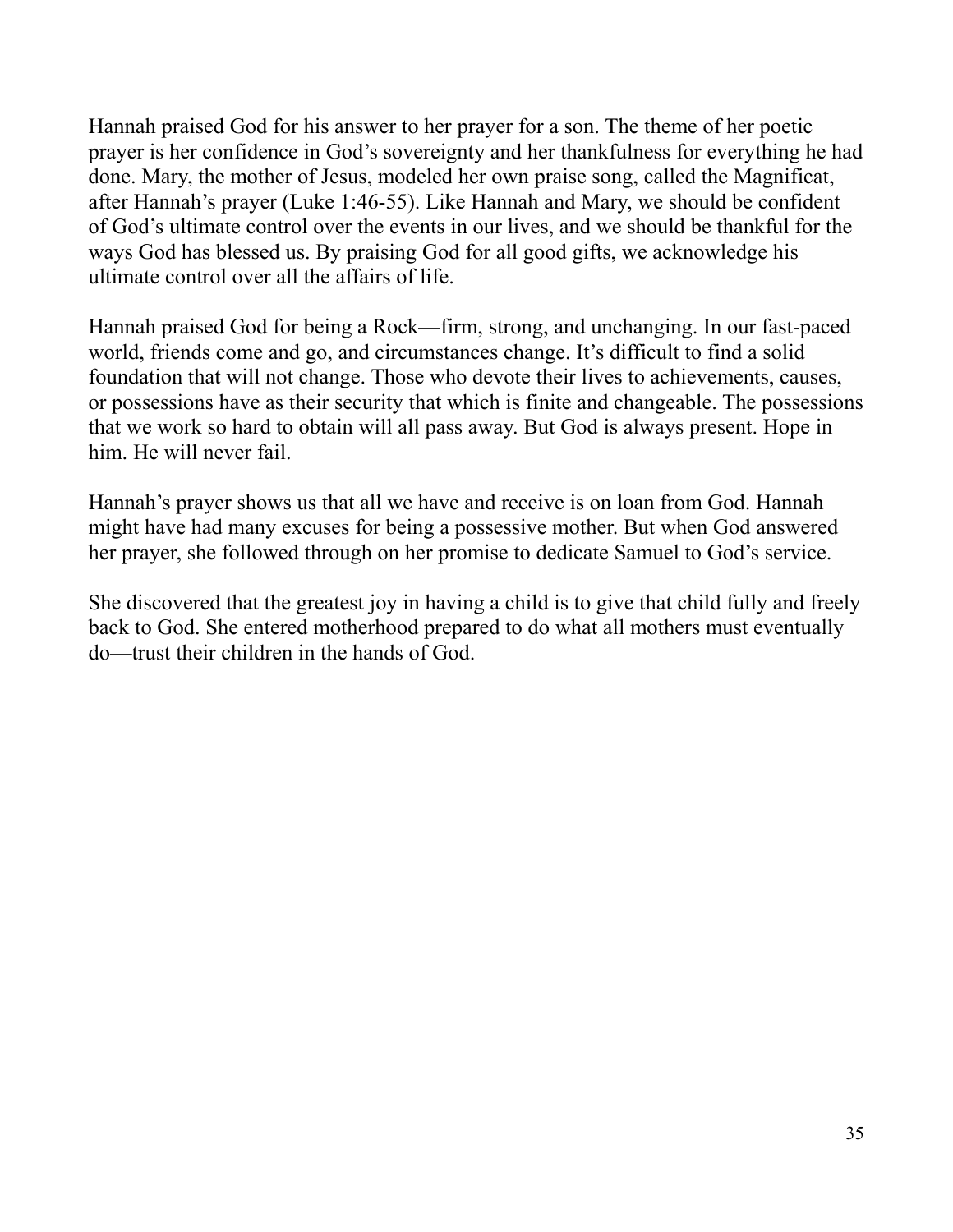Hannah praised God for his answer to her prayer for a son. The theme of her poetic prayer is her confidence in God's sovereignty and her thankfulness for everything he had done. Mary, the mother of Jesus, modeled her own praise song, called the Magnificat, after Hannah's prayer (Luke 1:46-55). Like Hannah and Mary, we should be confident of God's ultimate control over the events in our lives, and we should be thankful for the ways God has blessed us. By praising God for all good gifts, we acknowledge his ultimate control over all the affairs of life.

Hannah praised God for being a Rock—firm, strong, and unchanging. In our fast-paced world, friends come and go, and circumstances change. It's difficult to find a solid foundation that will not change. Those who devote their lives to achievements, causes, or possessions have as their security that which is finite and changeable. The possessions that we work so hard to obtain will all pass away. But God is always present. Hope in him. He will never fail.

Hannah's prayer shows us that all we have and receive is on loan from God. Hannah might have had many excuses for being a possessive mother. But when God answered her prayer, she followed through on her promise to dedicate Samuel to God's service.

She discovered that the greatest joy in having a child is to give that child fully and freely back to God. She entered motherhood prepared to do what all mothers must eventually do—trust their children in the hands of God.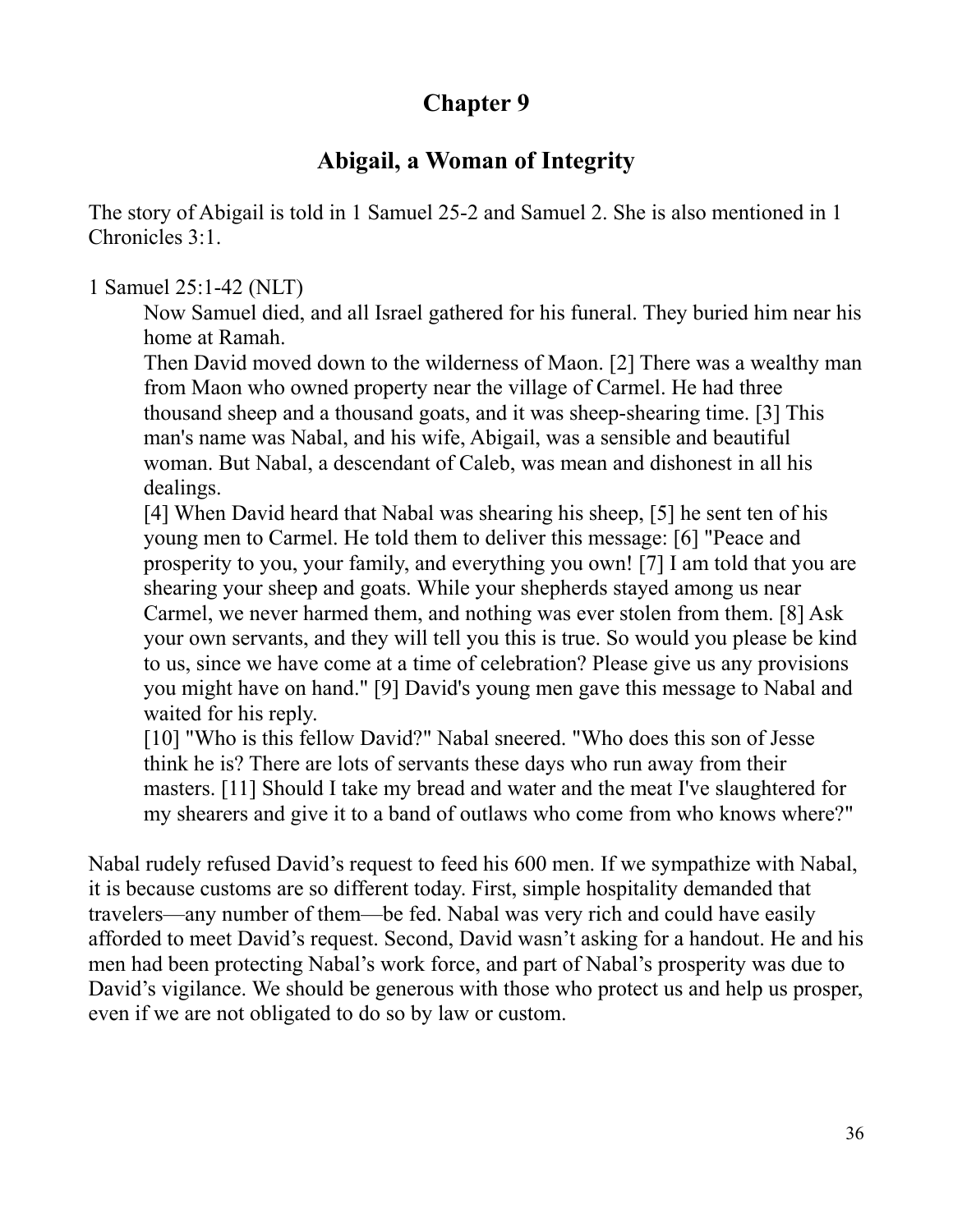# Chapter 9

## Abigail, a Woman of Integrity

The story of Abigail is told in 1 Samuel 25-2 and Samuel 2. She is also mentioned in 1 Chronicles 3:1.

1 Samuel 25:1-42 (NLT)

> Now Samuel died, and all Israel gathered for his funeral. They buried him near his home at Ramah.
>
> Then David moved down to the wilderness of Maon. [2] There was a wealthy man from Maon who owned property near the village of Carmel. He had three thousand sheep and a thousand goats, and it was sheep-shearing time. [3] This man's name was Nabal, and his wife, Abigail, was a sensible and beautiful woman. But Nabal, a descendant of Caleb, was mean and dishonest in all his dealings.
>
> [4] When David heard that Nabal was shearing his sheep, [5] he sent ten of his young men to Carmel. He told them to deliver this message: [6] "Peace and prosperity to you, your family, and everything you own! [7] I am told that you are shearing your sheep and goats. While your shepherds stayed among us near Carmel, we never harmed them, and nothing was ever stolen from them. [8] Ask your own servants, and they will tell you this is true. So would you please be kind to us, since we have come at a time of celebration? Please give us any provisions you might have on hand." [9] David's young men gave this message to Nabal and waited for his reply.
>
> [10] "Who is this fellow David?" Nabal sneered. "Who does this son of Jesse think he is? There are lots of servants these days who run away from their masters. [11] Should I take my bread and water and the meat I've slaughtered for my shearers and give it to a band of outlaws who come from who knows where?"

Nabal rudely refused David's request to feed his 600 men. If we sympathize with Nabal, it is because customs are so different today. First, simple hospitality demanded that travelers—any number of them—be fed. Nabal was very rich and could have easily afforded to meet David's request. Second, David wasn't asking for a handout. He and his men had been protecting Nabal's work force, and part of Nabal's prosperity was due to David's vigilance. We should be generous with those who protect us and help us prosper, even if we are not obligated to do so by law or custom.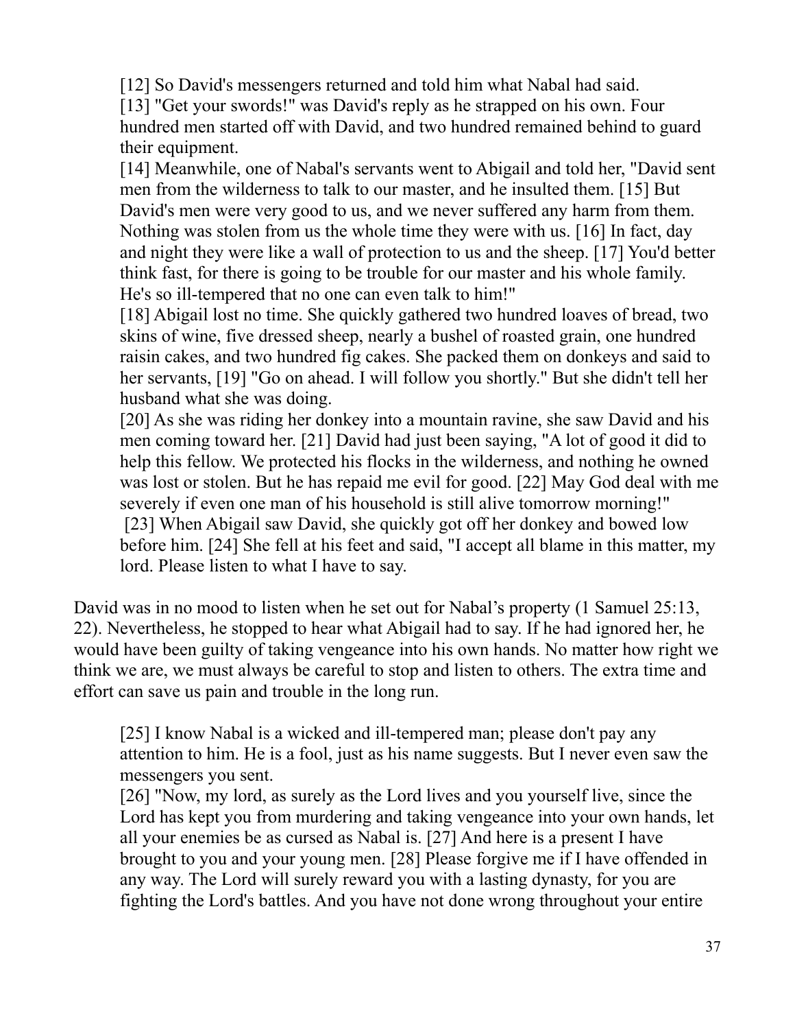> [12] So David's messengers returned and told him what Nabal had said.
> [13] "Get your swords!" was David's reply as he strapped on his own. Four hundred men started off with David, and two hundred remained behind to guard their equipment.
> [14] Meanwhile, one of Nabal's servants went to Abigail and told her, "David sent men from the wilderness to talk to our master, and he insulted them. [15] But David's men were very good to us, and we never suffered any harm from them. Nothing was stolen from us the whole time they were with us. [16] In fact, day and night they were like a wall of protection to us and the sheep. [17] You'd better think fast, for there is going to be trouble for our master and his whole family. He's so ill-tempered that no one can even talk to him!"
> [18] Abigail lost no time. She quickly gathered two hundred loaves of bread, two skins of wine, five dressed sheep, nearly a bushel of roasted grain, one hundred raisin cakes, and two hundred fig cakes. She packed them on donkeys and said to her servants, [19] "Go on ahead. I will follow you shortly." But she didn't tell her husband what she was doing.
> [20] As she was riding her donkey into a mountain ravine, she saw David and his men coming toward her. [21] David had just been saying, "A lot of good it did to help this fellow. We protected his flocks in the wilderness, and nothing he owned was lost or stolen. But he has repaid me evil for good. [22] May God deal with me severely if even one man of his household is still alive tomorrow morning!"
> [23] When Abigail saw David, she quickly got off her donkey and bowed low before him. [24] She fell at his feet and said, "I accept all blame in this matter, my lord. Please listen to what I have to say.

David was in no mood to listen when he set out for Nabal's property (1 Samuel 25:13, 22). Nevertheless, he stopped to hear what Abigail had to say. If he had ignored her, he would have been guilty of taking vengeance into his own hands. No matter how right we think we are, we must always be careful to stop and listen to others. The extra time and effort can save us pain and trouble in the long run.

> [25] I know Nabal is a wicked and ill-tempered man; please don't pay any attention to him. He is a fool, just as his name suggests. But I never even saw the messengers you sent.
> [26] "Now, my lord, as surely as the Lord lives and you yourself live, since the Lord has kept you from murdering and taking vengeance into your own hands, let all your enemies be as cursed as Nabal is. [27] And here is a present I have brought to you and your young men. [28] Please forgive me if I have offended in any way. The Lord will surely reward you with a lasting dynasty, for you are fighting the Lord's battles. And you have not done wrong throughout your entire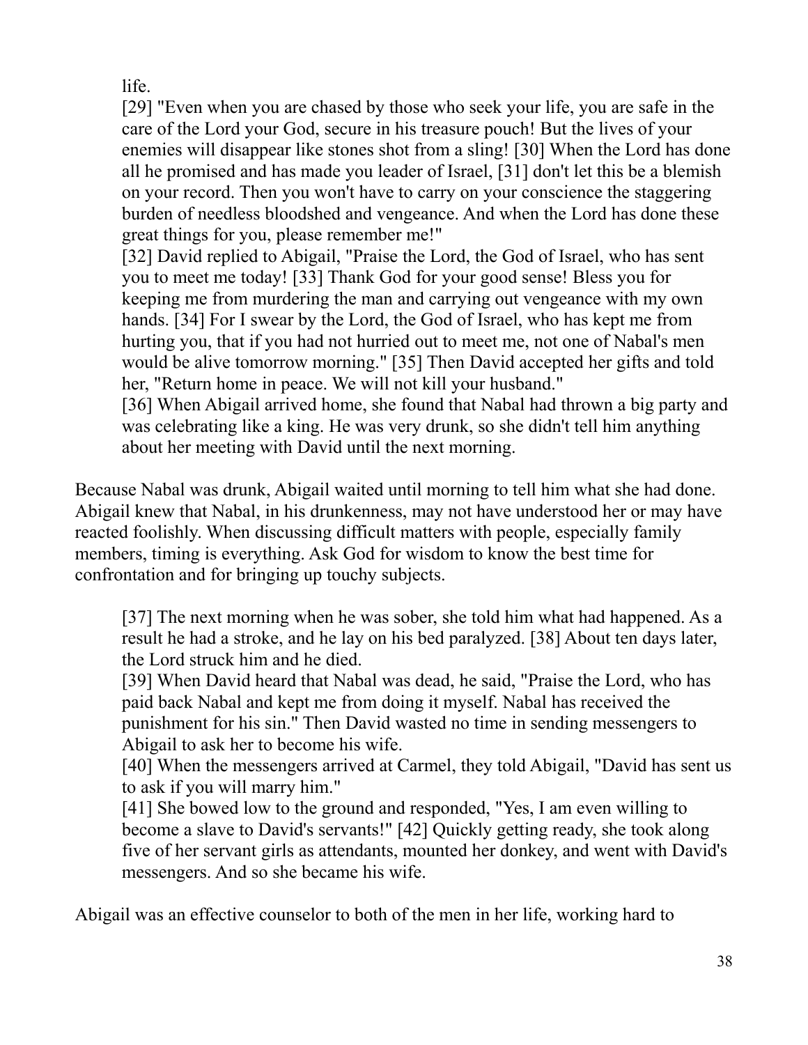life.

[29] "Even when you are chased by those who seek your life, you are safe in the care of the Lord your God, secure in his treasure pouch! But the lives of your enemies will disappear like stones shot from a sling! [30] When the Lord has done all he promised and has made you leader of Israel, [31] don't let this be a blemish on your record. Then you won't have to carry on your conscience the staggering burden of needless bloodshed and vengeance. And when the Lord has done these great things for you, please remember me!"

[32] David replied to Abigail, "Praise the Lord, the God of Israel, who has sent you to meet me today! [33] Thank God for your good sense! Bless you for keeping me from murdering the man and carrying out vengeance with my own hands. [34] For I swear by the Lord, the God of Israel, who has kept me from hurting you, that if you had not hurried out to meet me, not one of Nabal's men would be alive tomorrow morning." [35] Then David accepted her gifts and told her, "Return home in peace. We will not kill your husband."

[36] When Abigail arrived home, she found that Nabal had thrown a big party and was celebrating like a king. He was very drunk, so she didn't tell him anything about her meeting with David until the next morning.

Because Nabal was drunk, Abigail waited until morning to tell him what she had done. Abigail knew that Nabal, in his drunkenness, may not have understood her or may have reacted foolishly. When discussing difficult matters with people, especially family members, timing is everything. Ask God for wisdom to know the best time for confrontation and for bringing up touchy subjects.

[37] The next morning when he was sober, she told him what had happened. As a result he had a stroke, and he lay on his bed paralyzed. [38] About ten days later, the Lord struck him and he died.

[39] When David heard that Nabal was dead, he said, "Praise the Lord, who has paid back Nabal and kept me from doing it myself. Nabal has received the punishment for his sin." Then David wasted no time in sending messengers to Abigail to ask her to become his wife.

[40] When the messengers arrived at Carmel, they told Abigail, "David has sent us to ask if you will marry him."

[41] She bowed low to the ground and responded, "Yes, I am even willing to become a slave to David's servants!" [42] Quickly getting ready, she took along five of her servant girls as attendants, mounted her donkey, and went with David's messengers. And so she became his wife.

Abigail was an effective counselor to both of the men in her life, working hard to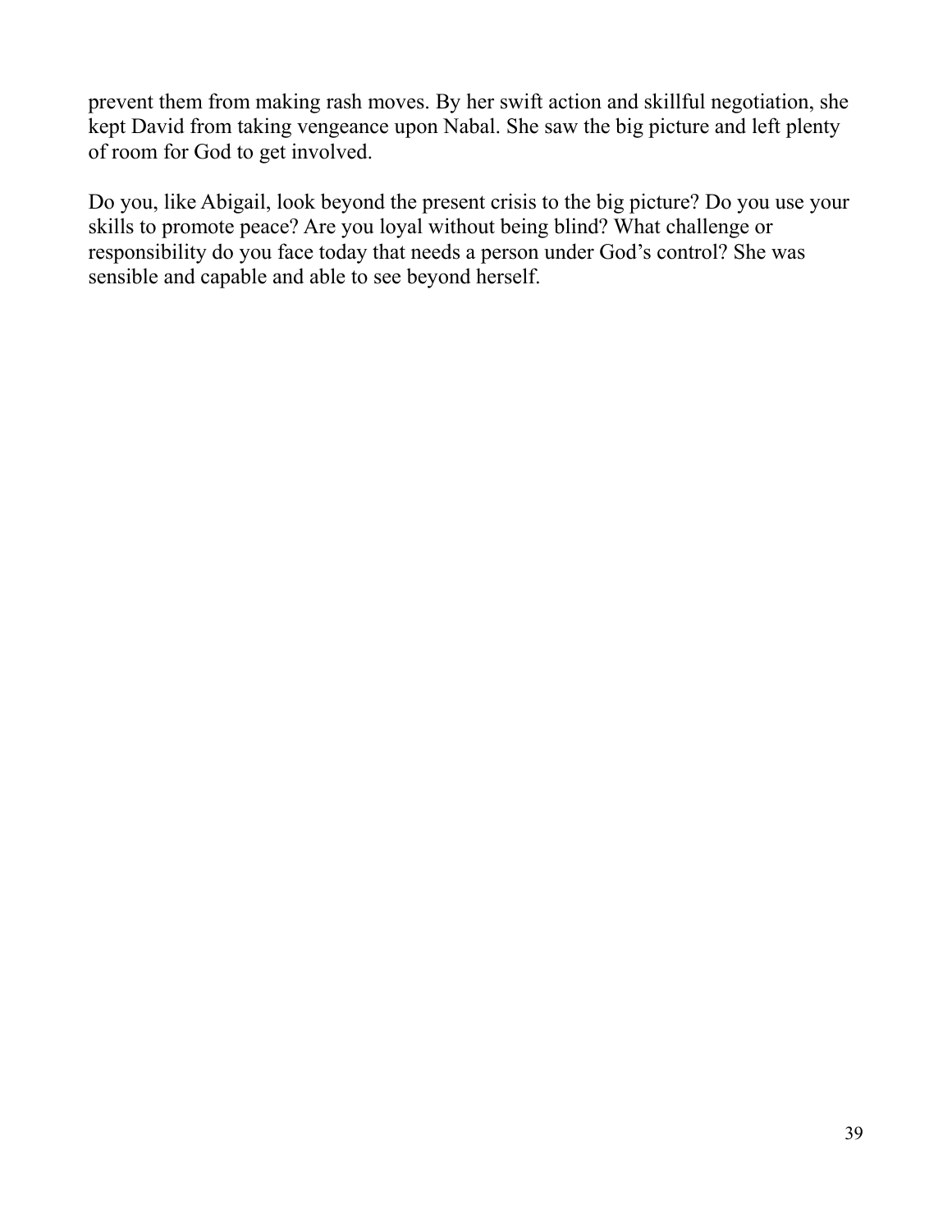prevent them from making rash moves. By her swift action and skillful negotiation, she kept David from taking vengeance upon Nabal. She saw the big picture and left plenty of room for God to get involved.

Do you, like Abigail, look beyond the present crisis to the big picture? Do you use your skills to promote peace? Are you loyal without being blind? What challenge or responsibility do you face today that needs a person under God's control? She was sensible and capable and able to see beyond herself.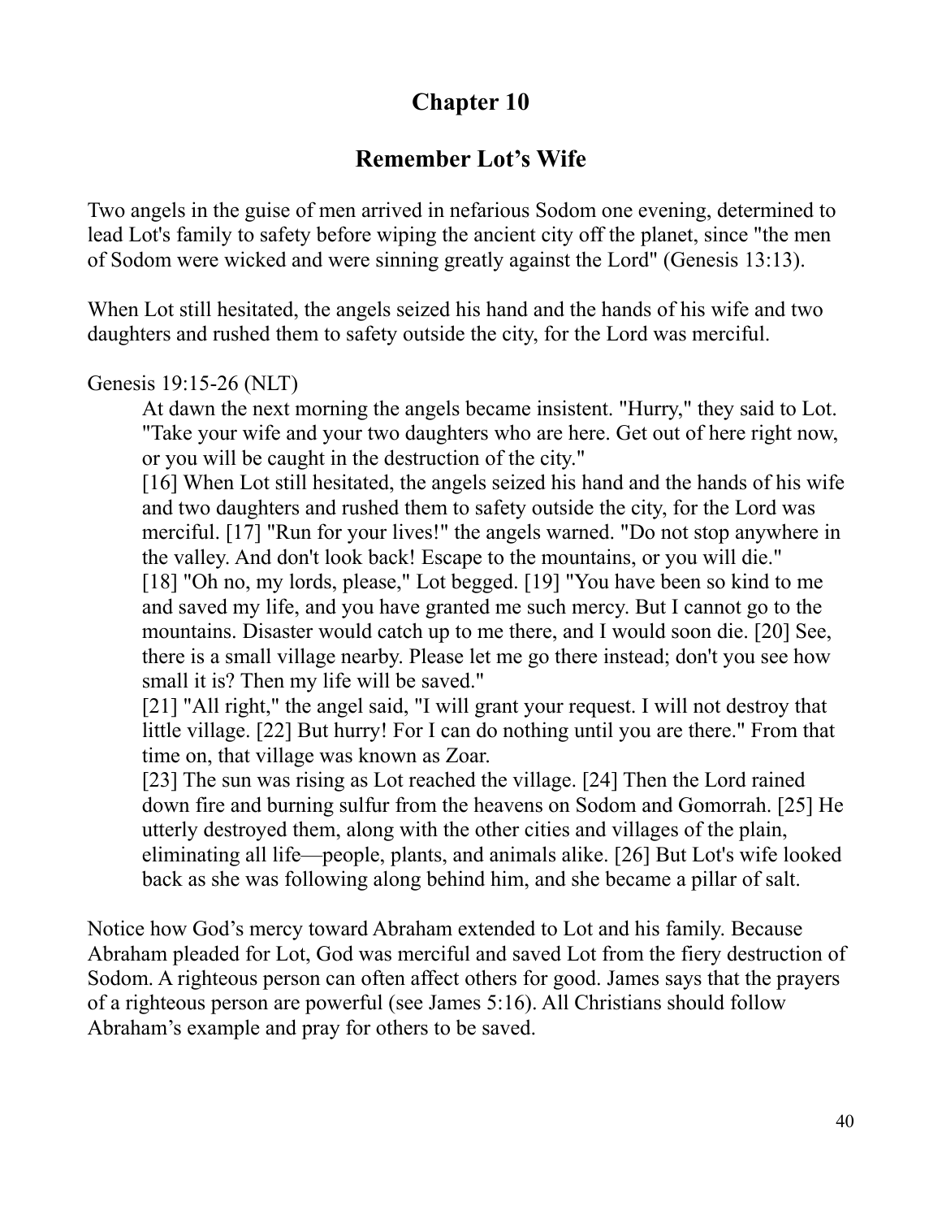# Chapter 10

## Remember Lot's Wife

Two angels in the guise of men arrived in nefarious Sodom one evening, determined to lead Lot's family to safety before wiping the ancient city off the planet, since "the men of Sodom were wicked and were sinning greatly against the Lord" (Genesis 13:13).

When Lot still hesitated, the angels seized his hand and the hands of his wife and two daughters and rushed them to safety outside the city, for the Lord was merciful.

Genesis 19:15-26 (NLT)

> At dawn the next morning the angels became insistent. "Hurry," they said to Lot. "Take your wife and your two daughters who are here. Get out of here right now, or you will be caught in the destruction of the city."
> [16] When Lot still hesitated, the angels seized his hand and the hands of his wife and two daughters and rushed them to safety outside the city, for the Lord was merciful. [17] "Run for your lives!" the angels warned. "Do not stop anywhere in the valley. And don't look back! Escape to the mountains, or you will die."
> [18] "Oh no, my lords, please," Lot begged. [19] "You have been so kind to me and saved my life, and you have granted me such mercy. But I cannot go to the mountains. Disaster would catch up to me there, and I would soon die. [20] See, there is a small village nearby. Please let me go there instead; don't you see how small it is? Then my life will be saved."
> [21] "All right," the angel said, "I will grant your request. I will not destroy that little village. [22] But hurry! For I can do nothing until you are there." From that time on, that village was known as Zoar.
> [23] The sun was rising as Lot reached the village. [24] Then the Lord rained down fire and burning sulfur from the heavens on Sodom and Gomorrah. [25] He utterly destroyed them, along with the other cities and villages of the plain, eliminating all life—people, plants, and animals alike. [26] But Lot's wife looked back as she was following along behind him, and she became a pillar of salt.

Notice how God's mercy toward Abraham extended to Lot and his family. Because Abraham pleaded for Lot, God was merciful and saved Lot from the fiery destruction of Sodom. A righteous person can often affect others for good. James says that the prayers of a righteous person are powerful (see James 5:16). All Christians should follow Abraham's example and pray for others to be saved.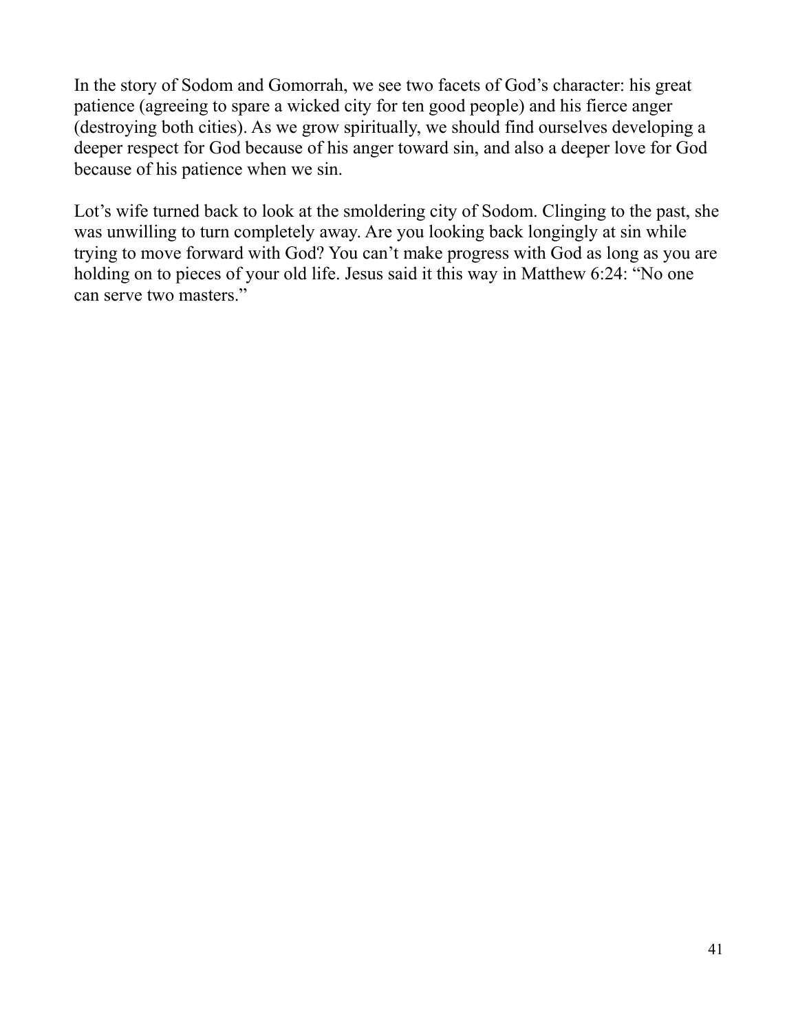In the story of Sodom and Gomorrah, we see two facets of God's character: his great patience (agreeing to spare a wicked city for ten good people) and his fierce anger (destroying both cities). As we grow spiritually, we should find ourselves developing a deeper respect for God because of his anger toward sin, and also a deeper love for God because of his patience when we sin.

Lot's wife turned back to look at the smoldering city of Sodom. Clinging to the past, she was unwilling to turn completely away. Are you looking back longingly at sin while trying to move forward with God? You can't make progress with God as long as you are holding on to pieces of your old life. Jesus said it this way in Matthew 6:24: "No one can serve two masters."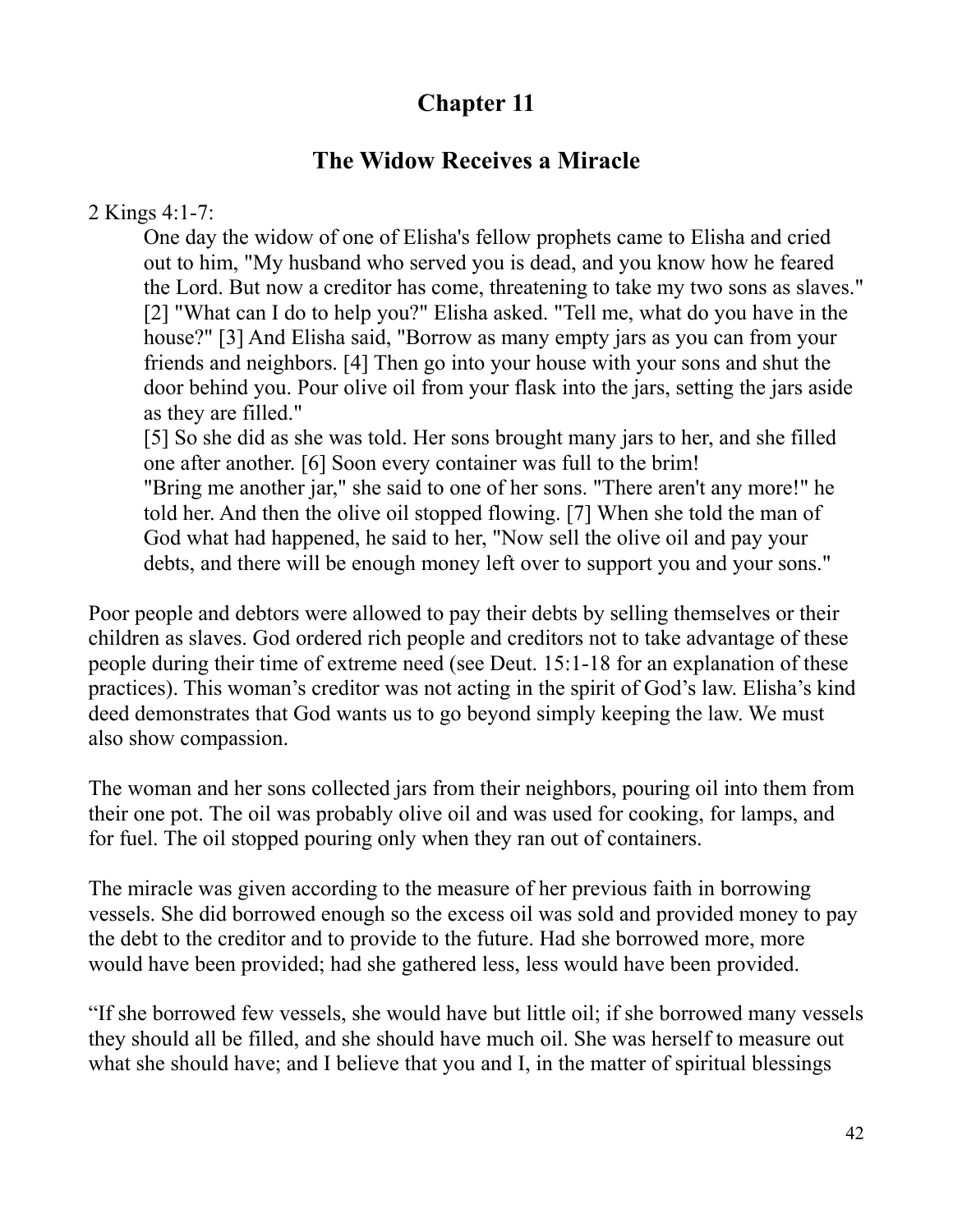# Chapter 11

## The Widow Receives a Miracle

2 Kings 4:1-7:

> One day the widow of one of Elisha's fellow prophets came to Elisha and cried out to him, "My husband who served you is dead, and you know how he feared the Lord. But now a creditor has come, threatening to take my two sons as slaves." [2] "What can I do to help you?" Elisha asked. "Tell me, what do you have in the house?" [3] And Elisha said, "Borrow as many empty jars as you can from your friends and neighbors. [4] Then go into your house with your sons and shut the door behind you. Pour olive oil from your flask into the jars, setting the jars aside as they are filled."
> [5] So she did as she was told. Her sons brought many jars to her, and she filled one after another. [6] Soon every container was full to the brim!
> "Bring me another jar," she said to one of her sons. "There aren't any more!" he told her. And then the olive oil stopped flowing. [7] When she told the man of God what had happened, he said to her, "Now sell the olive oil and pay your debts, and there will be enough money left over to support you and your sons."

Poor people and debtors were allowed to pay their debts by selling themselves or their children as slaves. God ordered rich people and creditors not to take advantage of these people during their time of extreme need (see Deut. 15:1-18 for an explanation of these practices). This woman's creditor was not acting in the spirit of God's law. Elisha's kind deed demonstrates that God wants us to go beyond simply keeping the law. We must also show compassion.

The woman and her sons collected jars from their neighbors, pouring oil into them from their one pot. The oil was probably olive oil and was used for cooking, for lamps, and for fuel. The oil stopped pouring only when they ran out of containers.

The miracle was given according to the measure of her previous faith in borrowing vessels. She did borrowed enough so the excess oil was sold and provided money to pay the debt to the creditor and to provide to the future. Had she borrowed more, more would have been provided; had she gathered less, less would have been provided.

"If she borrowed few vessels, she would have but little oil; if she borrowed many vessels they should all be filled, and she should have much oil. She was herself to measure out what she should have; and I believe that you and I, in the matter of spiritual blessings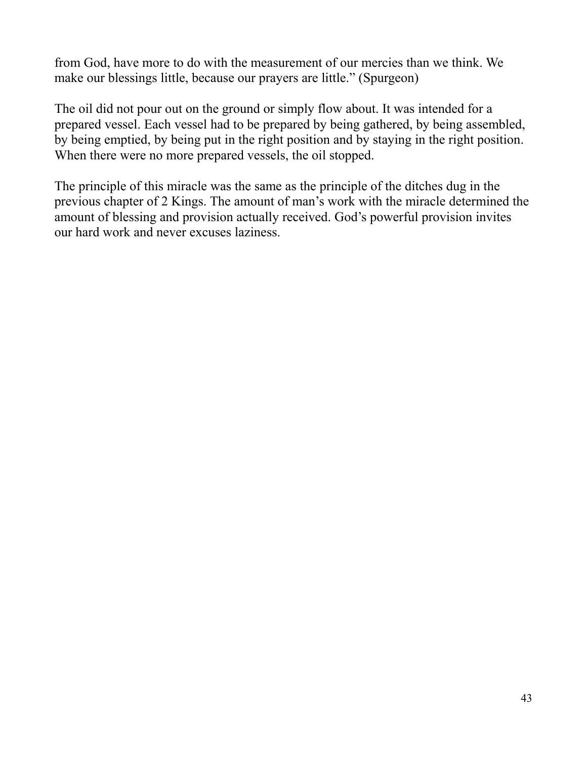from God, have more to do with the measurement of our mercies than we think. We make our blessings little, because our prayers are little." (Spurgeon)

The oil did not pour out on the ground or simply flow about. It was intended for a prepared vessel. Each vessel had to be prepared by being gathered, by being assembled, by being emptied, by being put in the right position and by staying in the right position. When there were no more prepared vessels, the oil stopped.

The principle of this miracle was the same as the principle of the ditches dug in the previous chapter of 2 Kings. The amount of man's work with the miracle determined the amount of blessing and provision actually received. God's powerful provision invites our hard work and never excuses laziness.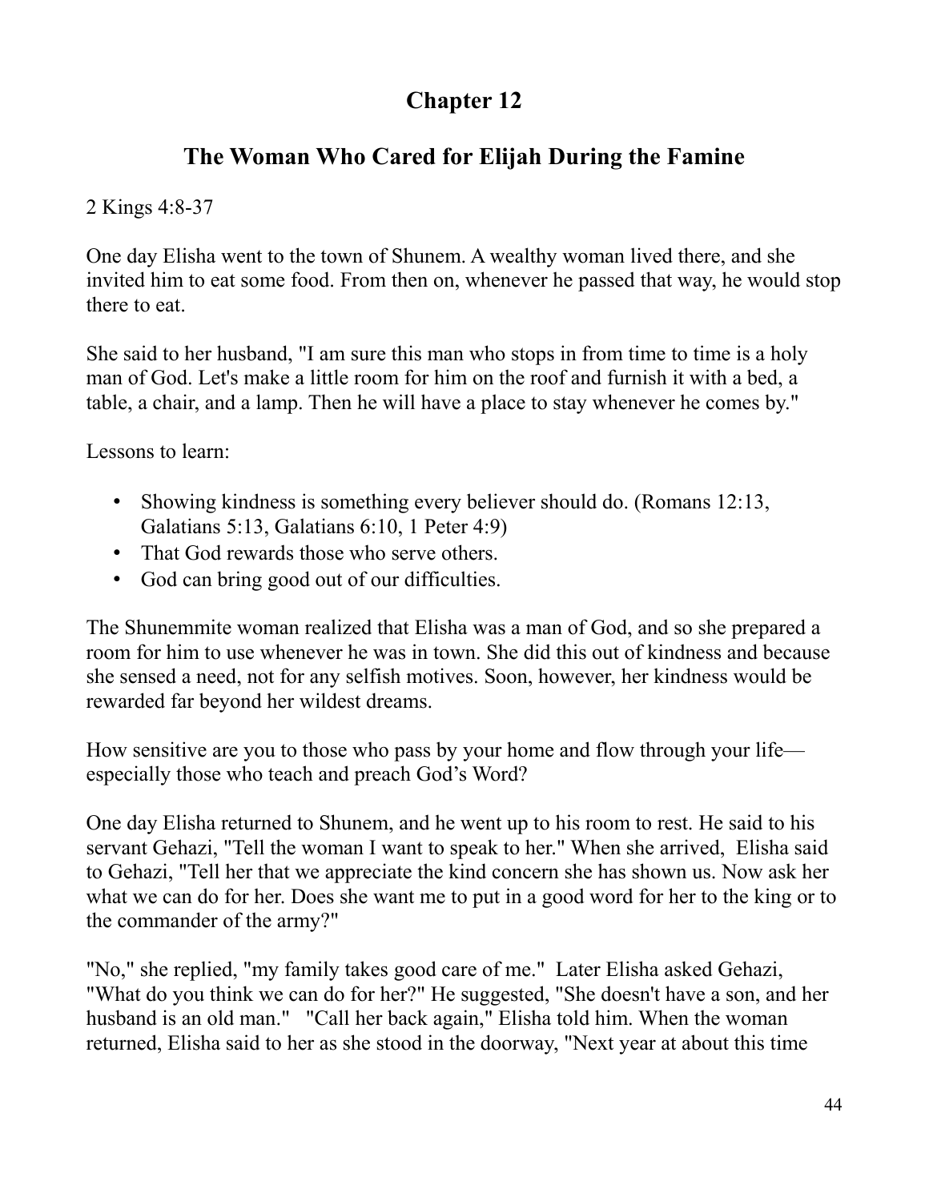## Chapter 12

## The Woman Who Cared for Elijah During the Famine

2 Kings 4:8-37

One day Elisha went to the town of Shunem. A wealthy woman lived there, and she invited him to eat some food. From then on, whenever he passed that way, he would stop there to eat.

She said to her husband, "I am sure this man who stops in from time to time is a holy man of God. Let's make a little room for him on the roof and furnish it with a bed, a table, a chair, and a lamp. Then he will have a place to stay whenever he comes by."

Lessons to learn:

- Showing kindness is something every believer should do. (Romans 12:13, Galatians 5:13, Galatians 6:10, 1 Peter 4:9)
- That God rewards those who serve others.
- God can bring good out of our difficulties.

The Shunemmite woman realized that Elisha was a man of God, and so she prepared a room for him to use whenever he was in town. She did this out of kindness and because she sensed a need, not for any selfish motives. Soon, however, her kindness would be rewarded far beyond her wildest dreams.

How sensitive are you to those who pass by your home and flow through your life—especially those who teach and preach God's Word?

One day Elisha returned to Shunem, and he went up to his room to rest. He said to his servant Gehazi, "Tell the woman I want to speak to her." When she arrived, Elisha said to Gehazi, "Tell her that we appreciate the kind concern she has shown us. Now ask her what we can do for her. Does she want me to put in a good word for her to the king or to the commander of the army?"

"No," she replied, "my family takes good care of me." Later Elisha asked Gehazi, "What do you think we can do for her?" He suggested, "She doesn't have a son, and her husband is an old man." "Call her back again," Elisha told him. When the woman returned, Elisha said to her as she stood in the doorway, "Next year at about this time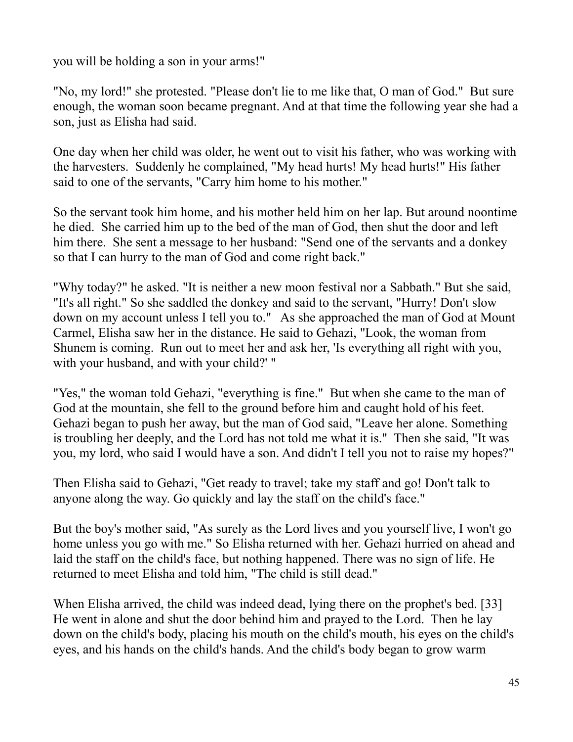you will be holding a son in your arms!"

"No, my lord!" she protested. "Please don't lie to me like that, O man of God." But sure enough, the woman soon became pregnant. And at that time the following year she had a son, just as Elisha had said.

One day when her child was older, he went out to visit his father, who was working with the harvesters. Suddenly he complained, "My head hurts! My head hurts!" His father said to one of the servants, "Carry him home to his mother."

So the servant took him home, and his mother held him on her lap. But around noontime he died. She carried him up to the bed of the man of God, then shut the door and left him there. She sent a message to her husband: "Send one of the servants and a donkey so that I can hurry to the man of God and come right back."

"Why today?" he asked. "It is neither a new moon festival nor a Sabbath." But she said, "It's all right." So she saddled the donkey and said to the servant, "Hurry! Don't slow down on my account unless I tell you to." As she approached the man of God at Mount Carmel, Elisha saw her in the distance. He said to Gehazi, "Look, the woman from Shunem is coming. Run out to meet her and ask her, 'Is everything all right with you, with your husband, and with your child?' "

"Yes," the woman told Gehazi, "everything is fine." But when she came to the man of God at the mountain, she fell to the ground before him and caught hold of his feet. Gehazi began to push her away, but the man of God said, "Leave her alone. Something is troubling her deeply, and the Lord has not told me what it is." Then she said, "It was you, my lord, who said I would have a son. And didn't I tell you not to raise my hopes?"

Then Elisha said to Gehazi, "Get ready to travel; take my staff and go! Don't talk to anyone along the way. Go quickly and lay the staff on the child's face."

But the boy's mother said, "As surely as the Lord lives and you yourself live, I won't go home unless you go with me." So Elisha returned with her. Gehazi hurried on ahead and laid the staff on the child's face, but nothing happened. There was no sign of life. He returned to meet Elisha and told him, "The child is still dead."

When Elisha arrived, the child was indeed dead, lying there on the prophet's bed. [33] He went in alone and shut the door behind him and prayed to the Lord. Then he lay down on the child's body, placing his mouth on the child's mouth, his eyes on the child's eyes, and his hands on the child's hands. And the child's body began to grow warm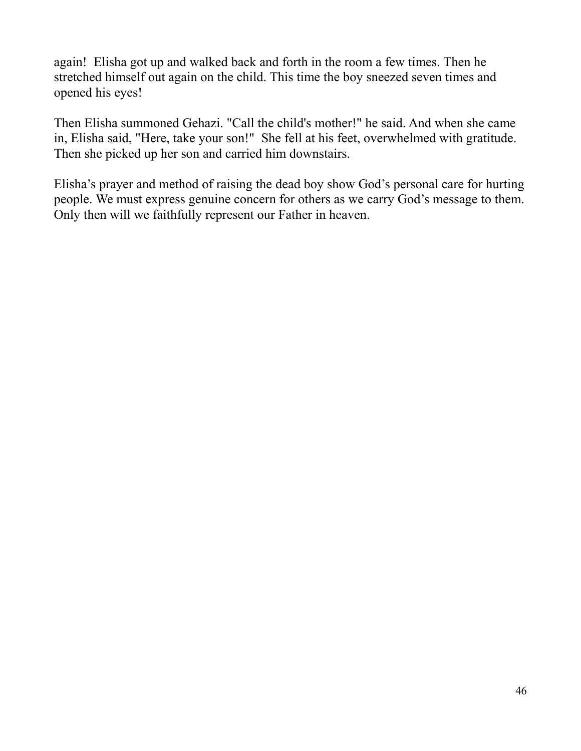again! Elisha got up and walked back and forth in the room a few times. Then he stretched himself out again on the child. This time the boy sneezed seven times and opened his eyes!

Then Elisha summoned Gehazi. "Call the child's mother!" he said. And when she came in, Elisha said, "Here, take your son!" She fell at his feet, overwhelmed with gratitude. Then she picked up her son and carried him downstairs.

Elisha's prayer and method of raising the dead boy show God's personal care for hurting people. We must express genuine concern for others as we carry God's message to them. Only then will we faithfully represent our Father in heaven.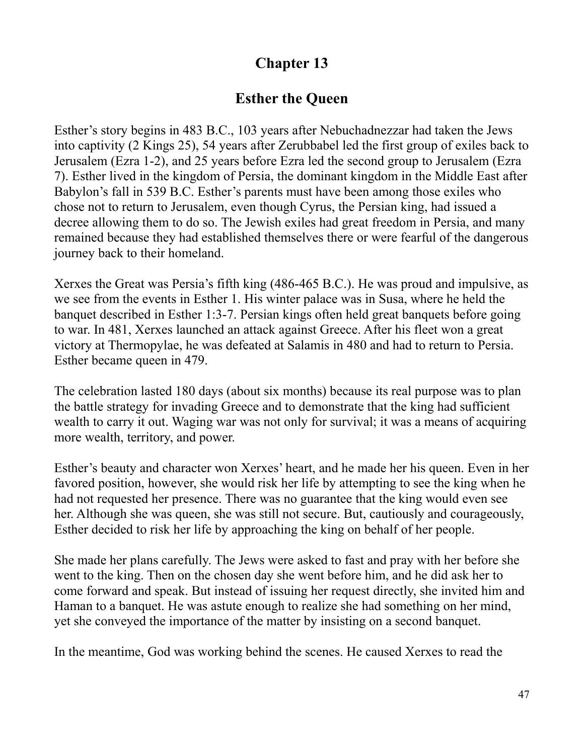# Chapter 13

## Esther the Queen

Esther's story begins in 483 B.C., 103 years after Nebuchadnezzar had taken the Jews into captivity (2 Kings 25), 54 years after Zerubbabel led the first group of exiles back to Jerusalem (Ezra 1-2), and 25 years before Ezra led the second group to Jerusalem (Ezra 7). Esther lived in the kingdom of Persia, the dominant kingdom in the Middle East after Babylon's fall in 539 B.C. Esther's parents must have been among those exiles who chose not to return to Jerusalem, even though Cyrus, the Persian king, had issued a decree allowing them to do so. The Jewish exiles had great freedom in Persia, and many remained because they had established themselves there or were fearful of the dangerous journey back to their homeland.

Xerxes the Great was Persia's fifth king (486-465 B.C.). He was proud and impulsive, as we see from the events in Esther 1. His winter palace was in Susa, where he held the banquet described in Esther 1:3-7. Persian kings often held great banquets before going to war. In 481, Xerxes launched an attack against Greece. After his fleet won a great victory at Thermopylae, he was defeated at Salamis in 480 and had to return to Persia. Esther became queen in 479.

The celebration lasted 180 days (about six months) because its real purpose was to plan the battle strategy for invading Greece and to demonstrate that the king had sufficient wealth to carry it out. Waging war was not only for survival; it was a means of acquiring more wealth, territory, and power.

Esther's beauty and character won Xerxes' heart, and he made her his queen. Even in her favored position, however, she would risk her life by attempting to see the king when he had not requested her presence. There was no guarantee that the king would even see her. Although she was queen, she was still not secure. But, cautiously and courageously, Esther decided to risk her life by approaching the king on behalf of her people.

She made her plans carefully. The Jews were asked to fast and pray with her before she went to the king. Then on the chosen day she went before him, and he did ask her to come forward and speak. But instead of issuing her request directly, she invited him and Haman to a banquet. He was astute enough to realize she had something on her mind, yet she conveyed the importance of the matter by insisting on a second banquet.

In the meantime, God was working behind the scenes. He caused Xerxes to read the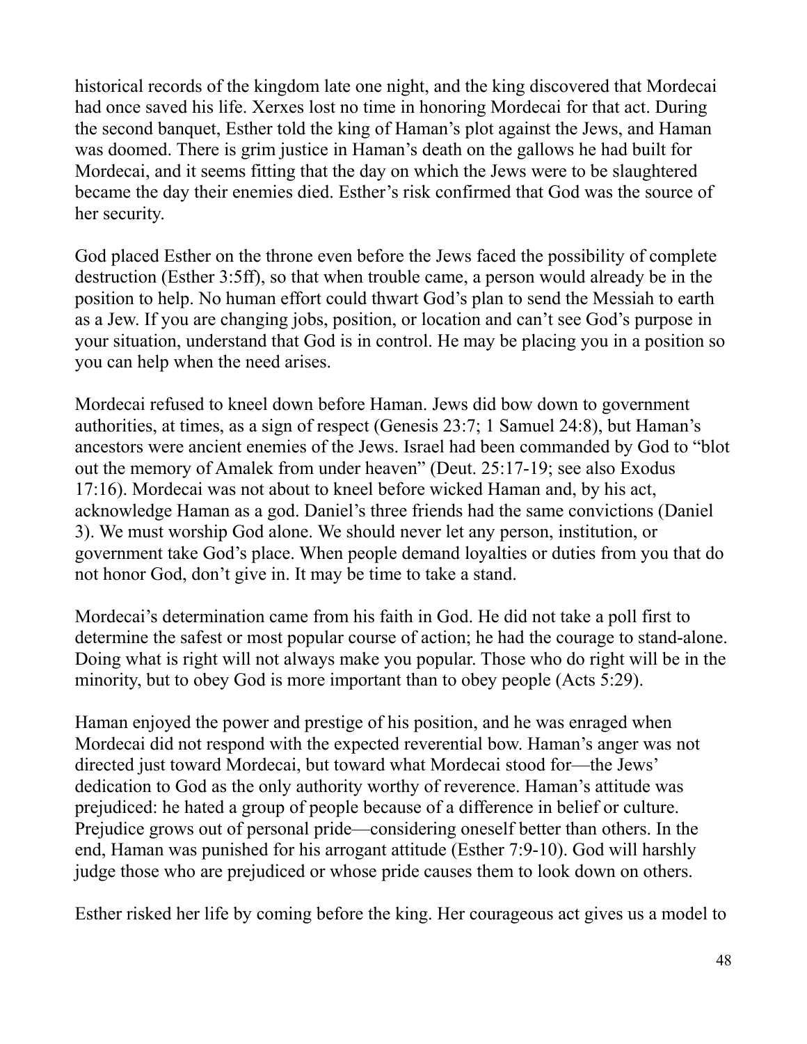historical records of the kingdom late one night, and the king discovered that Mordecai had once saved his life. Xerxes lost no time in honoring Mordecai for that act. During the second banquet, Esther told the king of Haman's plot against the Jews, and Haman was doomed. There is grim justice in Haman's death on the gallows he had built for Mordecai, and it seems fitting that the day on which the Jews were to be slaughtered became the day their enemies died. Esther's risk confirmed that God was the source of her security.

God placed Esther on the throne even before the Jews faced the possibility of complete destruction (Esther 3:5ff), so that when trouble came, a person would already be in the position to help. No human effort could thwart God's plan to send the Messiah to earth as a Jew. If you are changing jobs, position, or location and can't see God's purpose in your situation, understand that God is in control. He may be placing you in a position so you can help when the need arises.

Mordecai refused to kneel down before Haman. Jews did bow down to government authorities, at times, as a sign of respect (Genesis 23:7; 1 Samuel 24:8), but Haman's ancestors were ancient enemies of the Jews. Israel had been commanded by God to "blot out the memory of Amalek from under heaven" (Deut. 25:17-19; see also Exodus 17:16). Mordecai was not about to kneel before wicked Haman and, by his act, acknowledge Haman as a god. Daniel's three friends had the same convictions (Daniel 3). We must worship God alone. We should never let any person, institution, or government take God's place. When people demand loyalties or duties from you that do not honor God, don't give in. It may be time to take a stand.

Mordecai's determination came from his faith in God. He did not take a poll first to determine the safest or most popular course of action; he had the courage to stand-alone. Doing what is right will not always make you popular. Those who do right will be in the minority, but to obey God is more important than to obey people (Acts 5:29).

Haman enjoyed the power and prestige of his position, and he was enraged when Mordecai did not respond with the expected reverential bow. Haman's anger was not directed just toward Mordecai, but toward what Mordecai stood for—the Jews' dedication to God as the only authority worthy of reverence. Haman's attitude was prejudiced: he hated a group of people because of a difference in belief or culture. Prejudice grows out of personal pride—considering oneself better than others. In the end, Haman was punished for his arrogant attitude (Esther 7:9-10). God will harshly judge those who are prejudiced or whose pride causes them to look down on others.

Esther risked her life by coming before the king. Her courageous act gives us a model to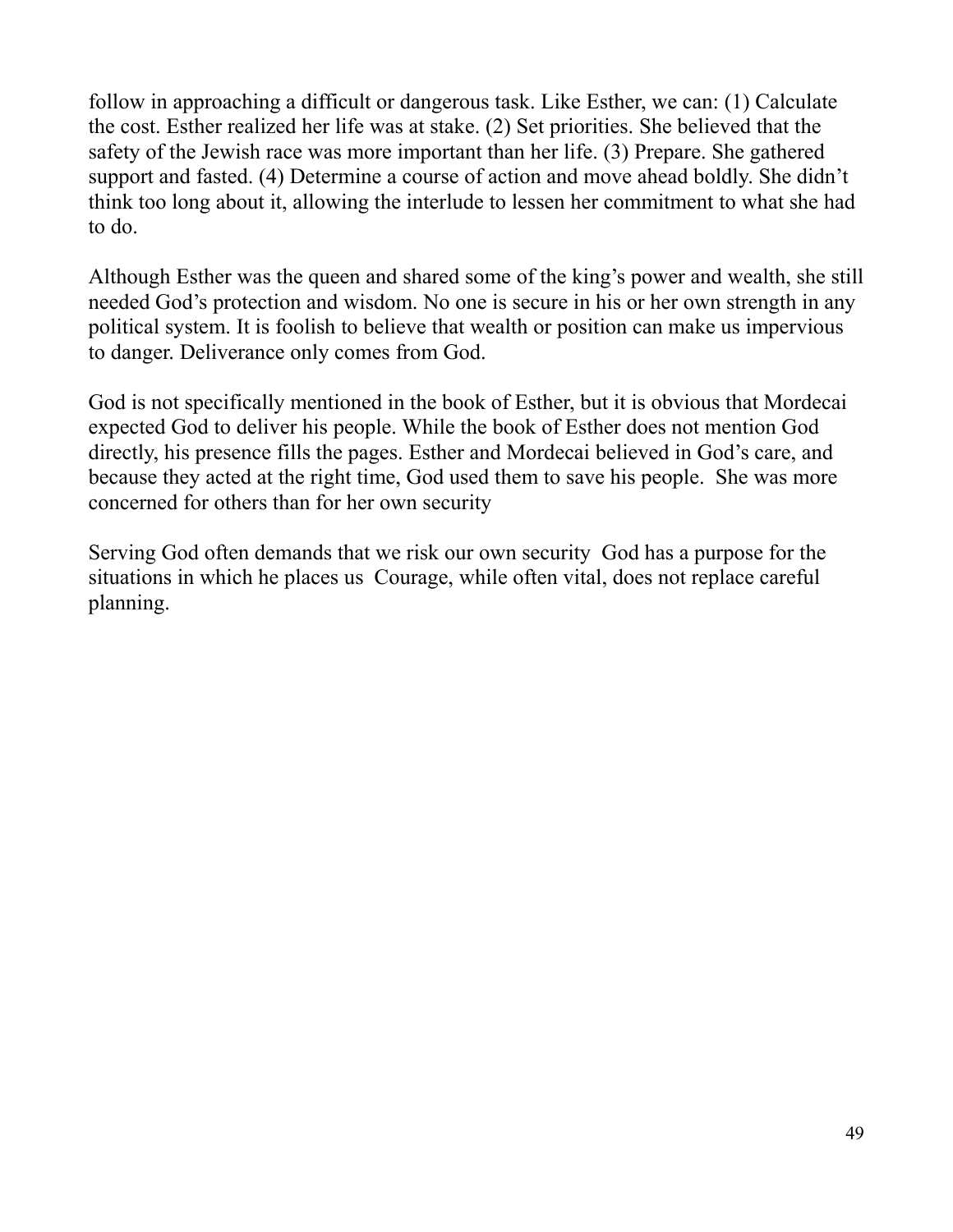follow in approaching a difficult or dangerous task. Like Esther, we can: (1) Calculate the cost. Esther realized her life was at stake. (2) Set priorities. She believed that the safety of the Jewish race was more important than her life. (3) Prepare. She gathered support and fasted. (4) Determine a course of action and move ahead boldly. She didn't think too long about it, allowing the interlude to lessen her commitment to what she had to do.

Although Esther was the queen and shared some of the king's power and wealth, she still needed God's protection and wisdom. No one is secure in his or her own strength in any political system. It is foolish to believe that wealth or position can make us impervious to danger. Deliverance only comes from God.

God is not specifically mentioned in the book of Esther, but it is obvious that Mordecai expected God to deliver his people. While the book of Esther does not mention God directly, his presence fills the pages. Esther and Mordecai believed in God's care, and because they acted at the right time, God used them to save his people.  She was more concerned for others than for her own security

Serving God often demands that we risk our own security  God has a purpose for the situations in which he places us  Courage, while often vital, does not replace careful planning.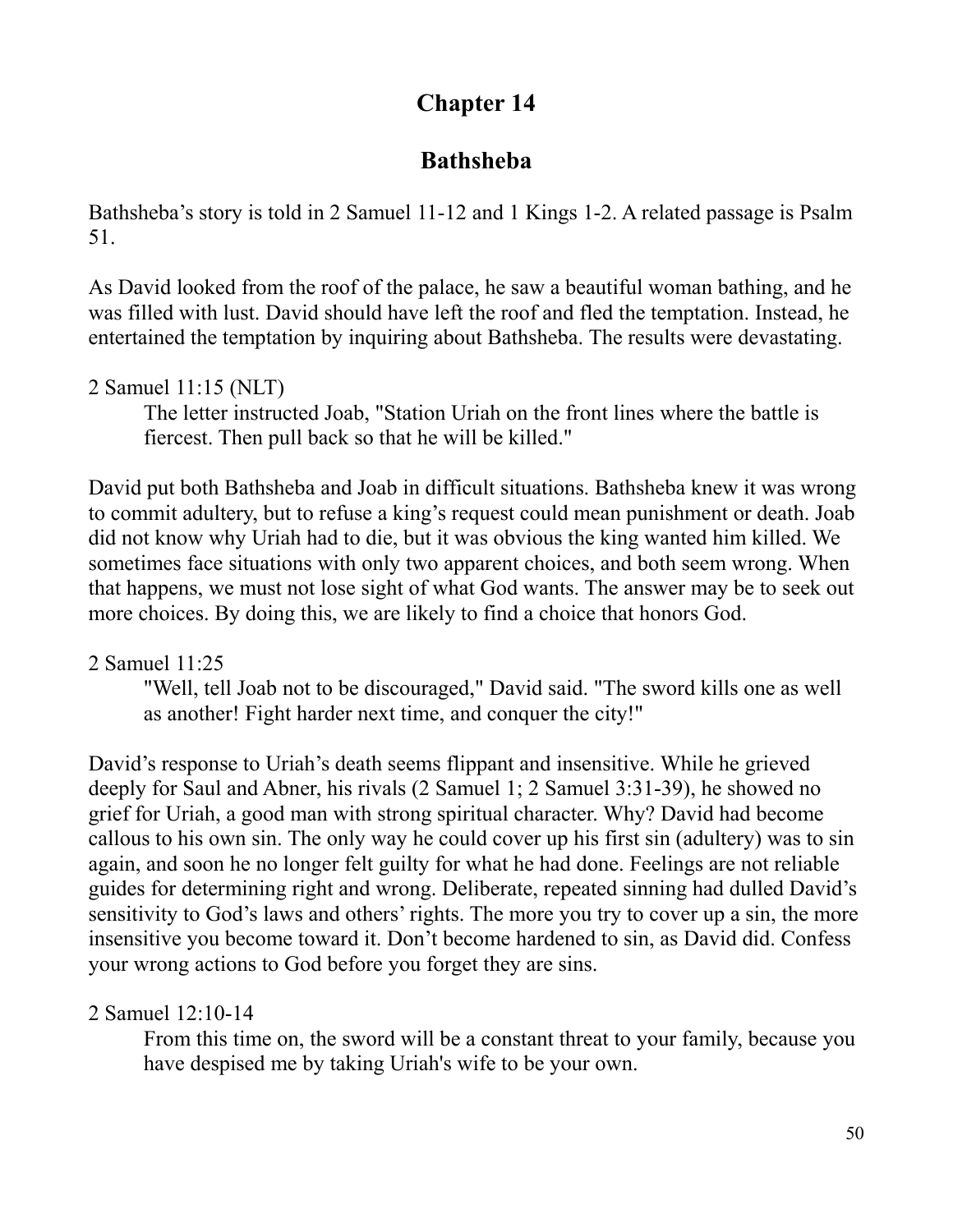# Chapter 14

## Bathsheba

Bathsheba's story is told in 2 Samuel 11-12 and 1 Kings 1-2. A related passage is Psalm 51.

As David looked from the roof of the palace, he saw a beautiful woman bathing, and he was filled with lust. David should have left the roof and fled the temptation. Instead, he entertained the temptation by inquiring about Bathsheba. The results were devastating.

2 Samuel 11:15 (NLT)

> The letter instructed Joab, "Station Uriah on the front lines where the battle is fiercest. Then pull back so that he will be killed."

David put both Bathsheba and Joab in difficult situations. Bathsheba knew it was wrong to commit adultery, but to refuse a king's request could mean punishment or death. Joab did not know why Uriah had to die, but it was obvious the king wanted him killed. We sometimes face situations with only two apparent choices, and both seem wrong. When that happens, we must not lose sight of what God wants. The answer may be to seek out more choices. By doing this, we are likely to find a choice that honors God.

2 Samuel 11:25

> "Well, tell Joab not to be discouraged," David said. "The sword kills one as well as another! Fight harder next time, and conquer the city!"

David's response to Uriah's death seems flippant and insensitive. While he grieved deeply for Saul and Abner, his rivals (2 Samuel 1; 2 Samuel 3:31-39), he showed no grief for Uriah, a good man with strong spiritual character. Why? David had become callous to his own sin. The only way he could cover up his first sin (adultery) was to sin again, and soon he no longer felt guilty for what he had done. Feelings are not reliable guides for determining right and wrong. Deliberate, repeated sinning had dulled David's sensitivity to God's laws and others' rights. The more you try to cover up a sin, the more insensitive you become toward it. Don't become hardened to sin, as David did. Confess your wrong actions to God before you forget they are sins.

2 Samuel 12:10-14

> From this time on, the sword will be a constant threat to your family, because you have despised me by taking Uriah's wife to be your own.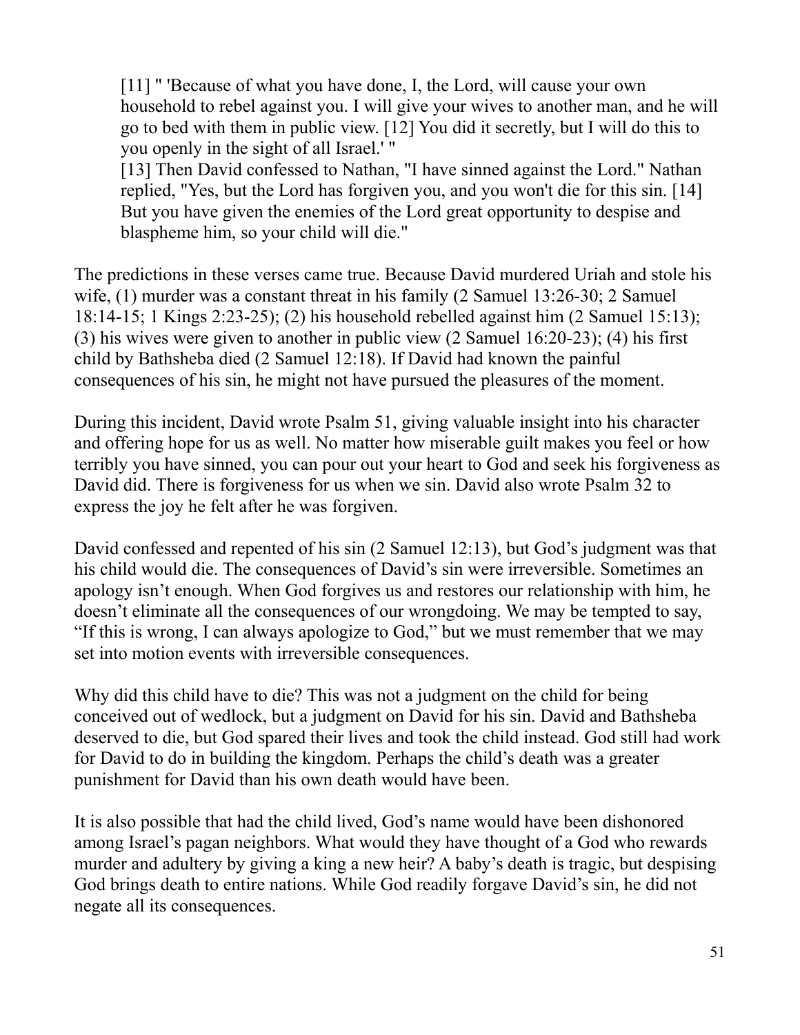> [11] " 'Because of what you have done, I, the Lord, will cause your own household to rebel against you. I will give your wives to another man, and he will go to bed with them in public view. [12] You did it secretly, but I will do this to you openly in the sight of all Israel.' "
> [13] Then David confessed to Nathan, "I have sinned against the Lord." Nathan replied, "Yes, but the Lord has forgiven you, and you won't die for this sin. [14] But you have given the enemies of the Lord great opportunity to despise and blaspheme him, so your child will die."

The predictions in these verses came true. Because David murdered Uriah and stole his wife, (1) murder was a constant threat in his family (2 Samuel 13:26-30; 2 Samuel 18:14-15; 1 Kings 2:23-25); (2) his household rebelled against him (2 Samuel 15:13); (3) his wives were given to another in public view (2 Samuel 16:20-23); (4) his first child by Bathsheba died (2 Samuel 12:18). If David had known the painful consequences of his sin, he might not have pursued the pleasures of the moment.

During this incident, David wrote Psalm 51, giving valuable insight into his character and offering hope for us as well. No matter how miserable guilt makes you feel or how terribly you have sinned, you can pour out your heart to God and seek his forgiveness as David did. There is forgiveness for us when we sin. David also wrote Psalm 32 to express the joy he felt after he was forgiven.

David confessed and repented of his sin (2 Samuel 12:13), but God's judgment was that his child would die. The consequences of David's sin were irreversible. Sometimes an apology isn't enough. When God forgives us and restores our relationship with him, he doesn't eliminate all the consequences of our wrongdoing. We may be tempted to say, "If this is wrong, I can always apologize to God," but we must remember that we may set into motion events with irreversible consequences.

Why did this child have to die? This was not a judgment on the child for being conceived out of wedlock, but a judgment on David for his sin. David and Bathsheba deserved to die, but God spared their lives and took the child instead. God still had work for David to do in building the kingdom. Perhaps the child's death was a greater punishment for David than his own death would have been.

It is also possible that had the child lived, God's name would have been dishonored among Israel's pagan neighbors. What would they have thought of a God who rewards murder and adultery by giving a king a new heir? A baby's death is tragic, but despising God brings death to entire nations. While God readily forgave David's sin, he did not negate all its consequences.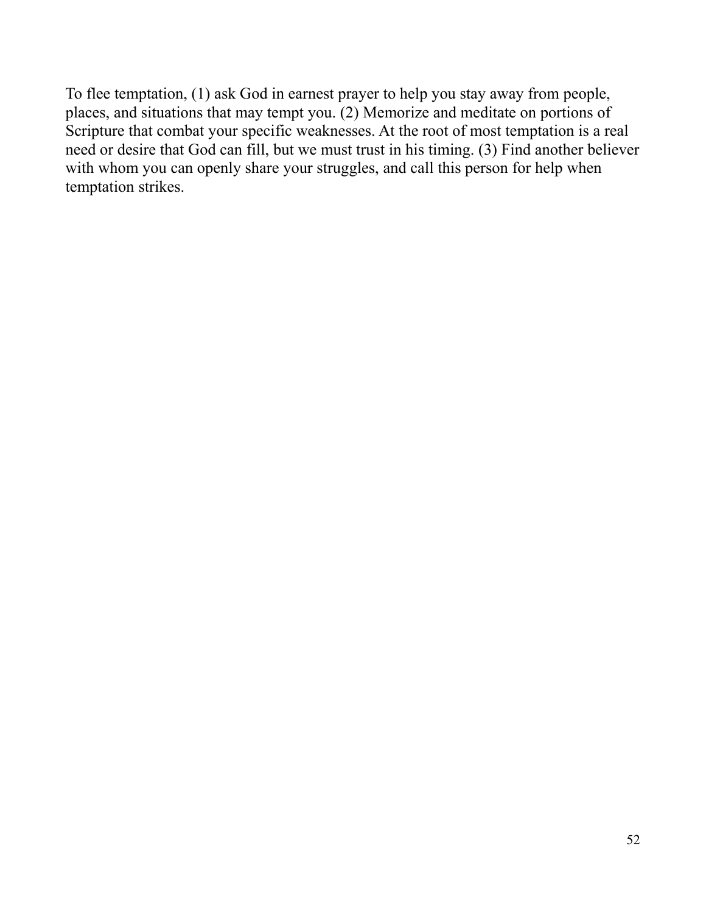To flee temptation, (1) ask God in earnest prayer to help you stay away from people, places, and situations that may tempt you. (2) Memorize and meditate on portions of Scripture that combat your specific weaknesses. At the root of most temptation is a real need or desire that God can fill, but we must trust in his timing. (3) Find another believer with whom you can openly share your struggles, and call this person for help when temptation strikes.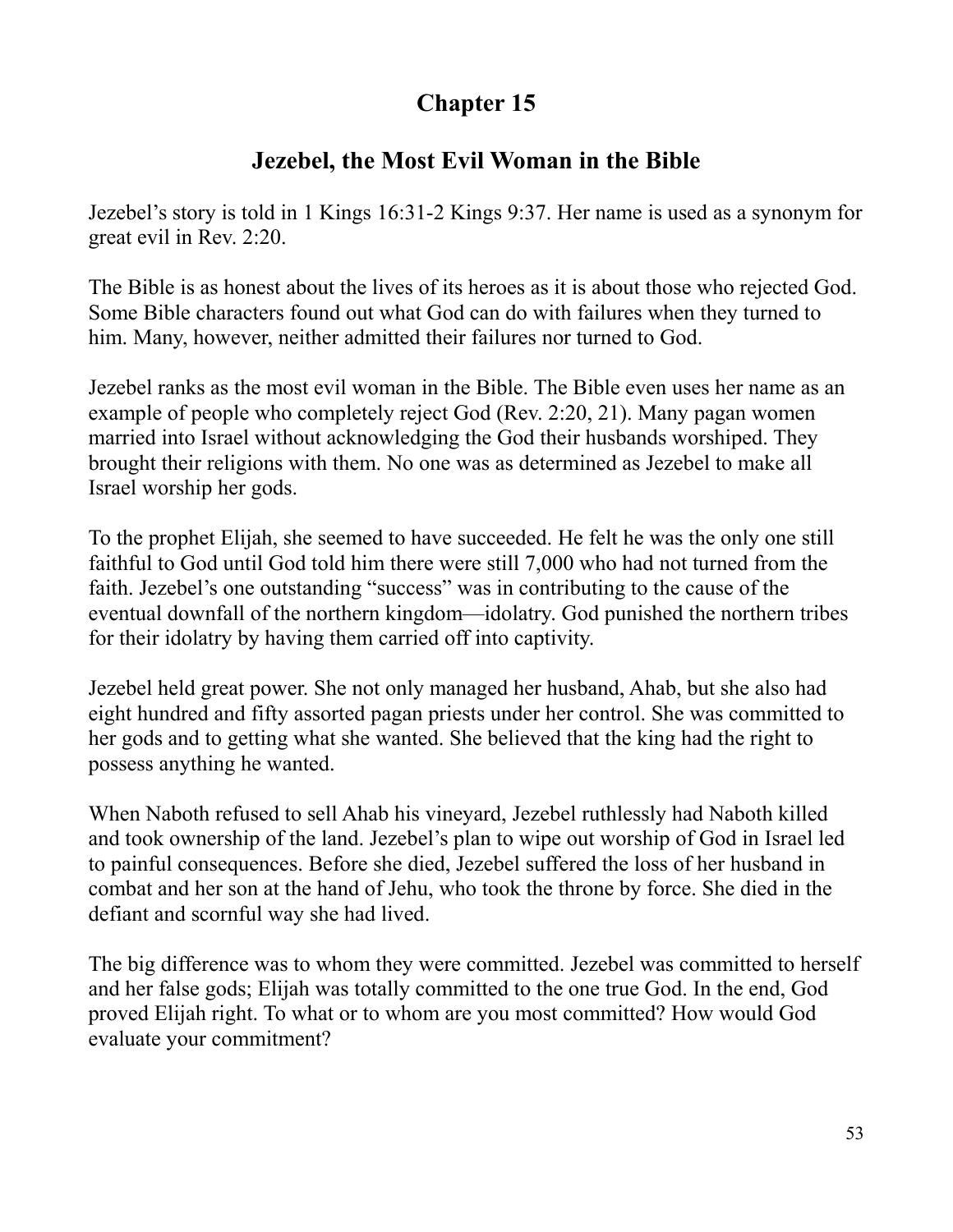# Chapter 15

## Jezebel, the Most Evil Woman in the Bible

Jezebel's story is told in 1 Kings 16:31-2 Kings 9:37. Her name is used as a synonym for great evil in Rev. 2:20.

The Bible is as honest about the lives of its heroes as it is about those who rejected God. Some Bible characters found out what God can do with failures when they turned to him. Many, however, neither admitted their failures nor turned to God.

Jezebel ranks as the most evil woman in the Bible. The Bible even uses her name as an example of people who completely reject God (Rev. 2:20, 21). Many pagan women married into Israel without acknowledging the God their husbands worshiped. They brought their religions with them. No one was as determined as Jezebel to make all Israel worship her gods.

To the prophet Elijah, she seemed to have succeeded. He felt he was the only one still faithful to God until God told him there were still 7,000 who had not turned from the faith. Jezebel's one outstanding "success" was in contributing to the cause of the eventual downfall of the northern kingdom—idolatry. God punished the northern tribes for their idolatry by having them carried off into captivity.

Jezebel held great power. She not only managed her husband, Ahab, but she also had eight hundred and fifty assorted pagan priests under her control. She was committed to her gods and to getting what she wanted. She believed that the king had the right to possess anything he wanted.

When Naboth refused to sell Ahab his vineyard, Jezebel ruthlessly had Naboth killed and took ownership of the land. Jezebel's plan to wipe out worship of God in Israel led to painful consequences. Before she died, Jezebel suffered the loss of her husband in combat and her son at the hand of Jehu, who took the throne by force. She died in the defiant and scornful way she had lived.

The big difference was to whom they were committed. Jezebel was committed to herself and her false gods; Elijah was totally committed to the one true God. In the end, God proved Elijah right. To what or to whom are you most committed? How would God evaluate your commitment?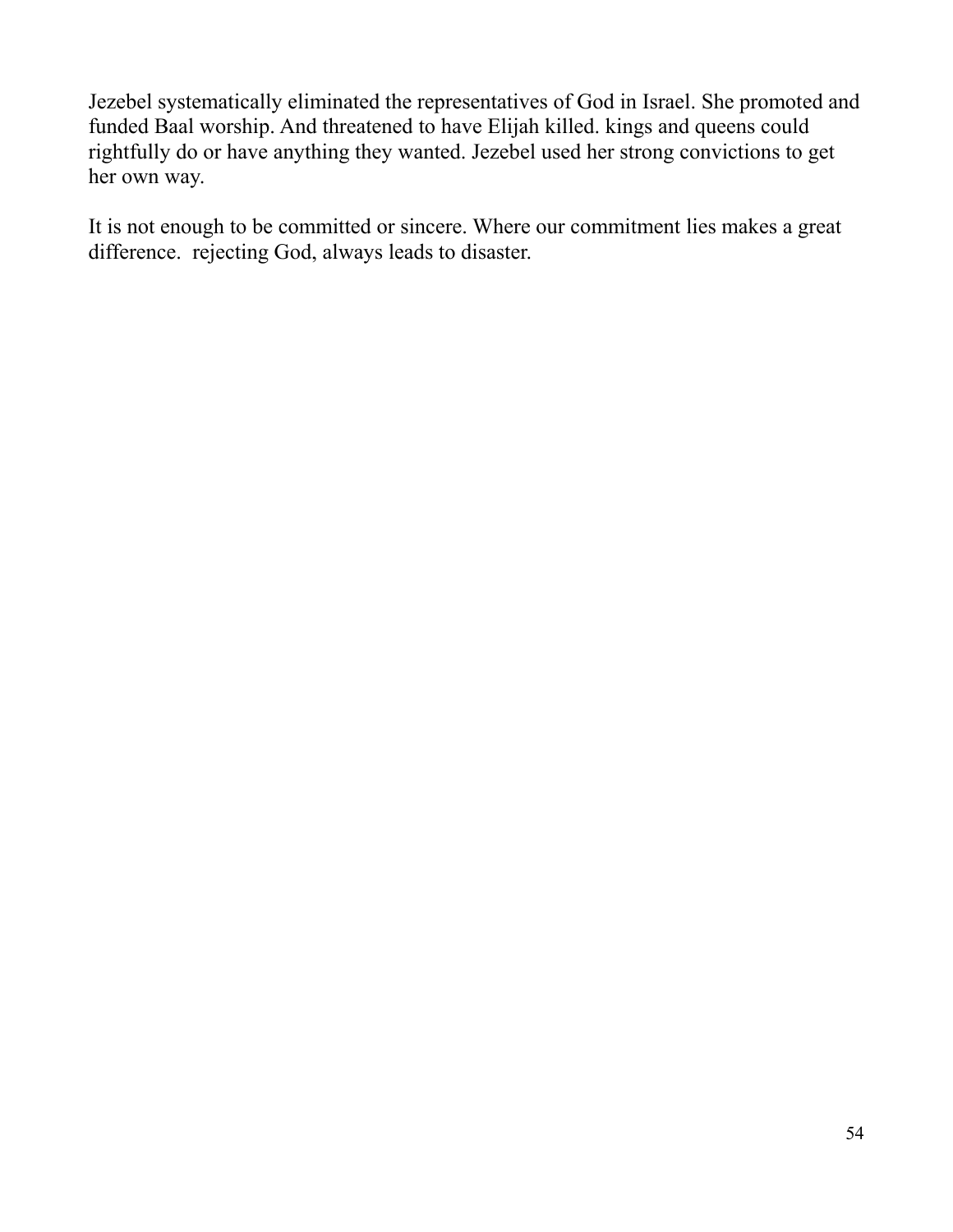Jezebel systematically eliminated the representatives of God in Israel. She promoted and funded Baal worship. And threatened to have Elijah killed. kings and queens could rightfully do or have anything they wanted. Jezebel used her strong convictions to get her own way.

It is not enough to be committed or sincere. Where our commitment lies makes a great difference.  rejecting God, always leads to disaster.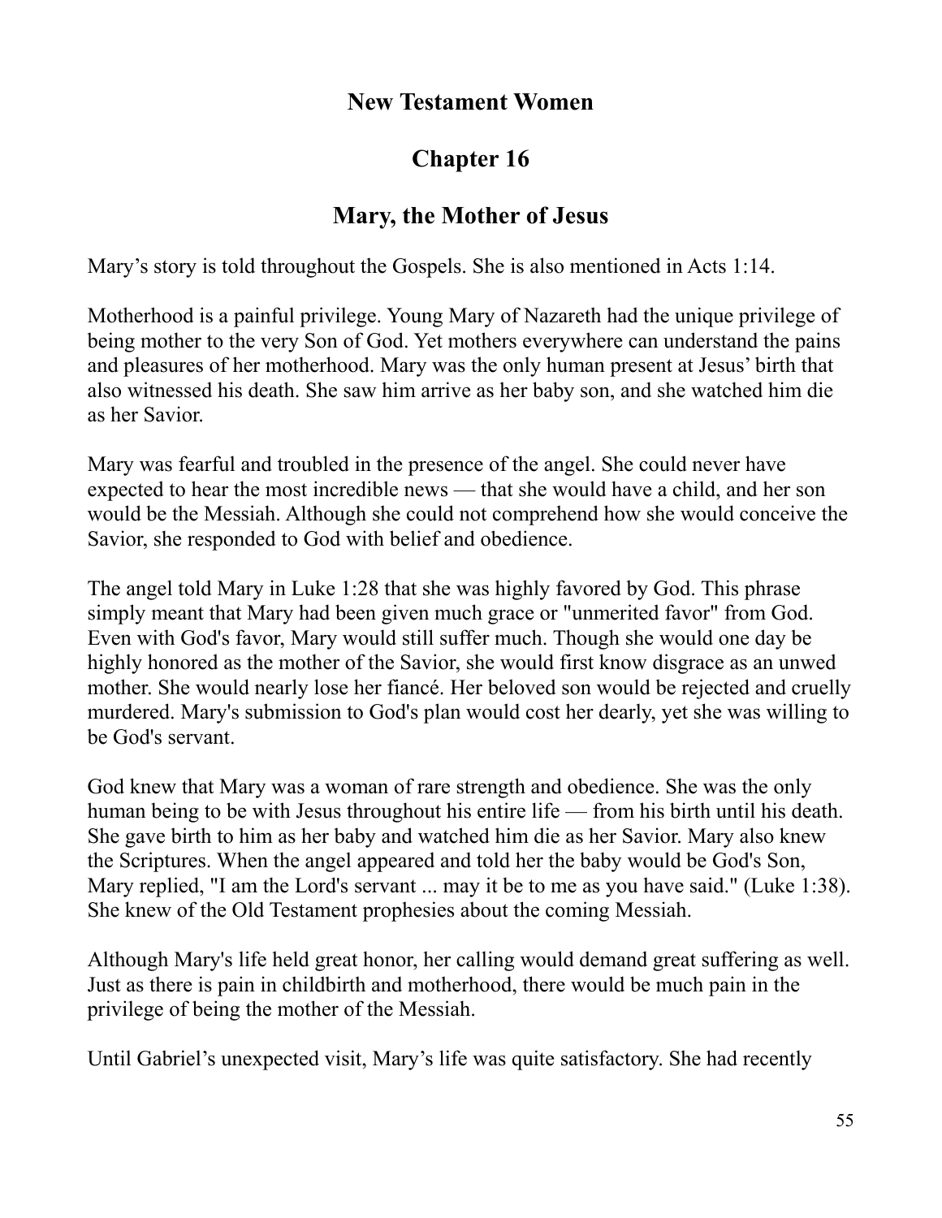# New Testament Women

## Chapter 16

## Mary, the Mother of Jesus

Mary's story is told throughout the Gospels. She is also mentioned in Acts 1:14.

Motherhood is a painful privilege. Young Mary of Nazareth had the unique privilege of being mother to the very Son of God. Yet mothers everywhere can understand the pains and pleasures of her motherhood. Mary was the only human present at Jesus' birth that also witnessed his death. She saw him arrive as her baby son, and she watched him die as her Savior.

Mary was fearful and troubled in the presence of the angel. She could never have expected to hear the most incredible news — that she would have a child, and her son would be the Messiah. Although she could not comprehend how she would conceive the Savior, she responded to God with belief and obedience.

The angel told Mary in Luke 1:28 that she was highly favored by God. This phrase simply meant that Mary had been given much grace or "unmerited favor" from God. Even with God's favor, Mary would still suffer much. Though she would one day be highly honored as the mother of the Savior, she would first know disgrace as an unwed mother. She would nearly lose her fiancé. Her beloved son would be rejected and cruelly murdered. Mary's submission to God's plan would cost her dearly, yet she was willing to be God's servant.

God knew that Mary was a woman of rare strength and obedience. She was the only human being to be with Jesus throughout his entire life — from his birth until his death. She gave birth to him as her baby and watched him die as her Savior. Mary also knew the Scriptures. When the angel appeared and told her the baby would be God's Son, Mary replied, "I am the Lord's servant ... may it be to me as you have said." (Luke 1:38). She knew of the Old Testament prophesies about the coming Messiah.

Although Mary's life held great honor, her calling would demand great suffering as well. Just as there is pain in childbirth and motherhood, there would be much pain in the privilege of being the mother of the Messiah.

Until Gabriel's unexpected visit, Mary's life was quite satisfactory. She had recently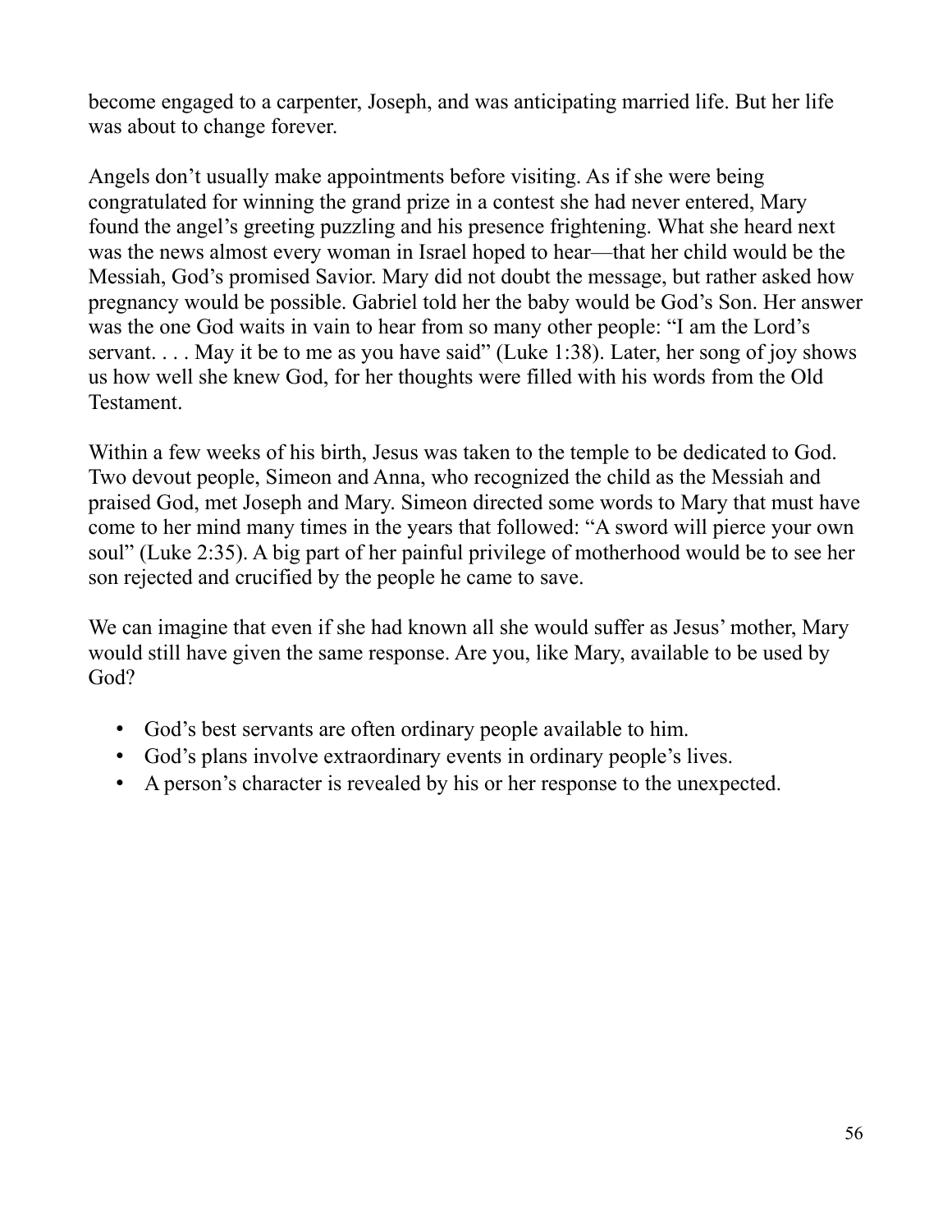become engaged to a carpenter, Joseph, and was anticipating married life. But her life was about to change forever.

Angels don't usually make appointments before visiting. As if she were being congratulated for winning the grand prize in a contest she had never entered, Mary found the angel's greeting puzzling and his presence frightening. What she heard next was the news almost every woman in Israel hoped to hear—that her child would be the Messiah, God's promised Savior. Mary did not doubt the message, but rather asked how pregnancy would be possible. Gabriel told her the baby would be God's Son. Her answer was the one God waits in vain to hear from so many other people: "I am the Lord's servant. . . . May it be to me as you have said" (Luke 1:38). Later, her song of joy shows us how well she knew God, for her thoughts were filled with his words from the Old Testament.

Within a few weeks of his birth, Jesus was taken to the temple to be dedicated to God. Two devout people, Simeon and Anna, who recognized the child as the Messiah and praised God, met Joseph and Mary. Simeon directed some words to Mary that must have come to her mind many times in the years that followed: "A sword will pierce your own soul" (Luke 2:35). A big part of her painful privilege of motherhood would be to see her son rejected and crucified by the people he came to save.

We can imagine that even if she had known all she would suffer as Jesus' mother, Mary would still have given the same response. Are you, like Mary, available to be used by God?

- God's best servants are often ordinary people available to him.
- God's plans involve extraordinary events in ordinary people's lives.
- A person's character is revealed by his or her response to the unexpected.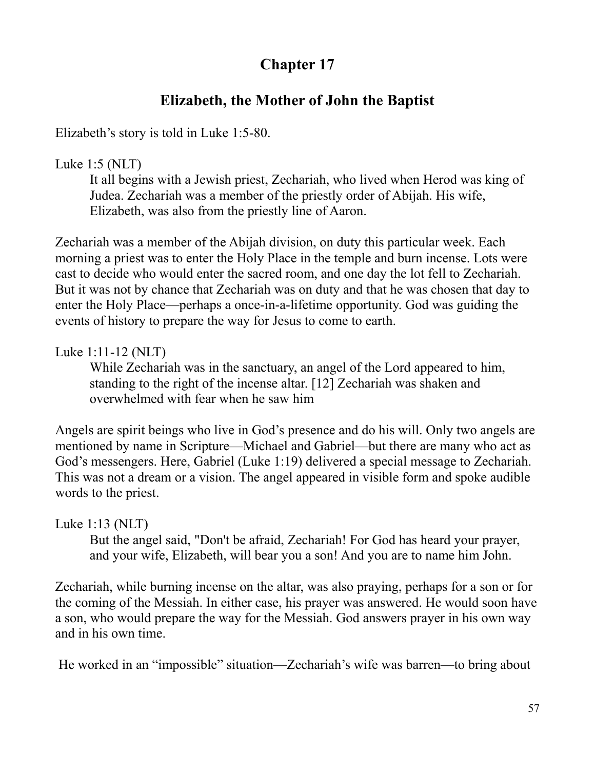# Chapter 17

## Elizabeth, the Mother of John the Baptist

Elizabeth's story is told in Luke 1:5-80.

Luke 1:5 (NLT)

> It all begins with a Jewish priest, Zechariah, who lived when Herod was king of Judea. Zechariah was a member of the priestly order of Abijah. His wife, Elizabeth, was also from the priestly line of Aaron.

Zechariah was a member of the Abijah division, on duty this particular week. Each morning a priest was to enter the Holy Place in the temple and burn incense. Lots were cast to decide who would enter the sacred room, and one day the lot fell to Zechariah. But it was not by chance that Zechariah was on duty and that he was chosen that day to enter the Holy Place—perhaps a once-in-a-lifetime opportunity. God was guiding the events of history to prepare the way for Jesus to come to earth.

Luke 1:11-12 (NLT)

> While Zechariah was in the sanctuary, an angel of the Lord appeared to him, standing to the right of the incense altar. [12] Zechariah was shaken and overwhelmed with fear when he saw him

Angels are spirit beings who live in God's presence and do his will. Only two angels are mentioned by name in Scripture—Michael and Gabriel—but there are many who act as God's messengers. Here, Gabriel (Luke 1:19) delivered a special message to Zechariah. This was not a dream or a vision. The angel appeared in visible form and spoke audible words to the priest.

Luke 1:13 (NLT)

> But the angel said, "Don't be afraid, Zechariah! For God has heard your prayer, and your wife, Elizabeth, will bear you a son! And you are to name him John.

Zechariah, while burning incense on the altar, was also praying, perhaps for a son or for the coming of the Messiah. In either case, his prayer was answered. He would soon have a son, who would prepare the way for the Messiah. God answers prayer in his own way and in his own time.

He worked in an "impossible" situation—Zechariah's wife was barren—to bring about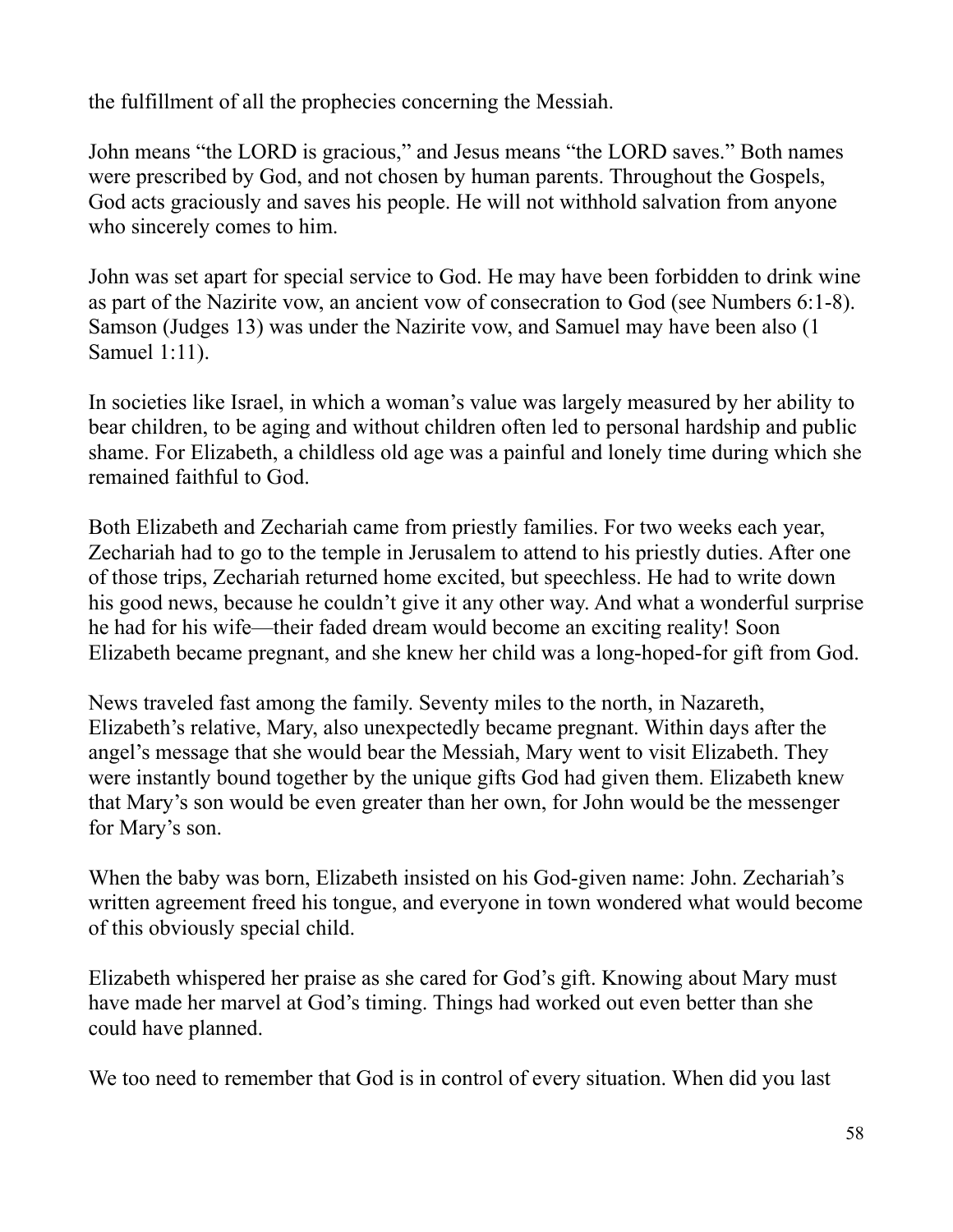the fulfillment of all the prophecies concerning the Messiah.

John means "the LORD is gracious," and Jesus means "the LORD saves." Both names were prescribed by God, and not chosen by human parents. Throughout the Gospels, God acts graciously and saves his people. He will not withhold salvation from anyone who sincerely comes to him.

John was set apart for special service to God. He may have been forbidden to drink wine as part of the Nazirite vow, an ancient vow of consecration to God (see Numbers 6:1-8). Samson (Judges 13) was under the Nazirite vow, and Samuel may have been also (1 Samuel 1:11).

In societies like Israel, in which a woman's value was largely measured by her ability to bear children, to be aging and without children often led to personal hardship and public shame. For Elizabeth, a childless old age was a painful and lonely time during which she remained faithful to God.

Both Elizabeth and Zechariah came from priestly families. For two weeks each year, Zechariah had to go to the temple in Jerusalem to attend to his priestly duties. After one of those trips, Zechariah returned home excited, but speechless. He had to write down his good news, because he couldn't give it any other way. And what a wonderful surprise he had for his wife—their faded dream would become an exciting reality! Soon Elizabeth became pregnant, and she knew her child was a long-hoped-for gift from God.

News traveled fast among the family. Seventy miles to the north, in Nazareth, Elizabeth's relative, Mary, also unexpectedly became pregnant. Within days after the angel's message that she would bear the Messiah, Mary went to visit Elizabeth. They were instantly bound together by the unique gifts God had given them. Elizabeth knew that Mary's son would be even greater than her own, for John would be the messenger for Mary's son.

When the baby was born, Elizabeth insisted on his God-given name: John. Zechariah's written agreement freed his tongue, and everyone in town wondered what would become of this obviously special child.

Elizabeth whispered her praise as she cared for God's gift. Knowing about Mary must have made her marvel at God's timing. Things had worked out even better than she could have planned.

We too need to remember that God is in control of every situation. When did you last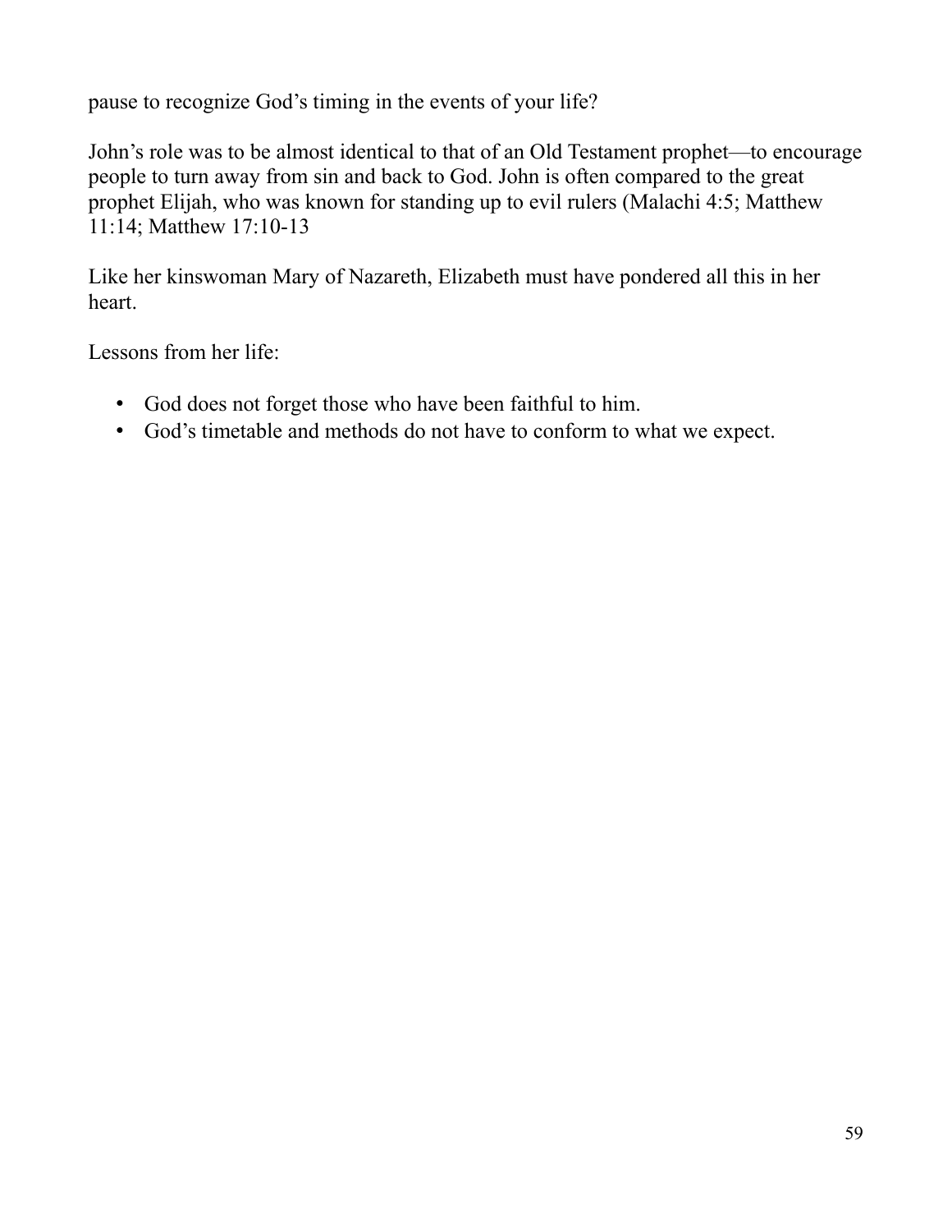pause to recognize God's timing in the events of your life?

John's role was to be almost identical to that of an Old Testament prophet—to encourage people to turn away from sin and back to God. John is often compared to the great prophet Elijah, who was known for standing up to evil rulers (Malachi 4:5; Matthew 11:14; Matthew 17:10-13

Like her kinswoman Mary of Nazareth, Elizabeth must have pondered all this in her heart.

Lessons from her life:

- God does not forget those who have been faithful to him.
- God's timetable and methods do not have to conform to what we expect.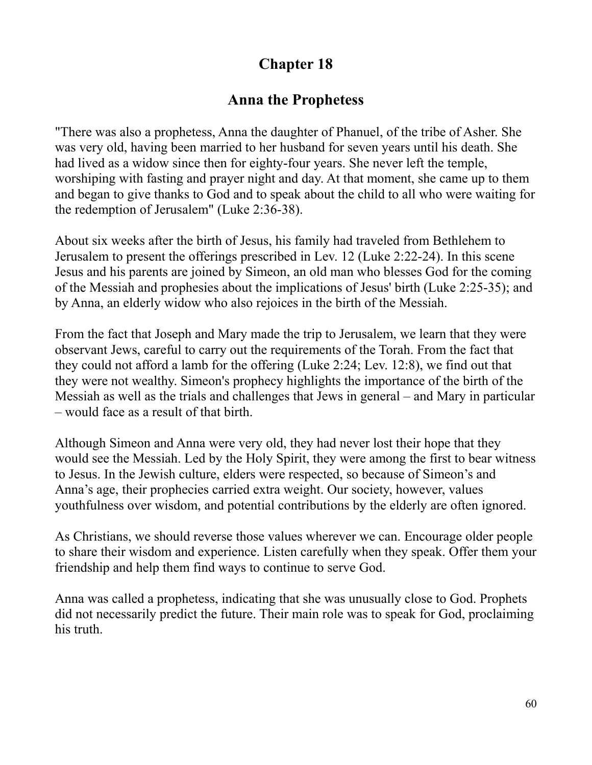## Chapter 18

## Anna the Prophetess

"There was also a prophetess, Anna the daughter of Phanuel, of the tribe of Asher. She was very old, having been married to her husband for seven years until his death. She had lived as a widow since then for eighty-four years. She never left the temple, worshiping with fasting and prayer night and day. At that moment, she came up to them and began to give thanks to God and to speak about the child to all who were waiting for the redemption of Jerusalem" (Luke 2:36-38).

About six weeks after the birth of Jesus, his family had traveled from Bethlehem to Jerusalem to present the offerings prescribed in Lev. 12 (Luke 2:22-24). In this scene Jesus and his parents are joined by Simeon, an old man who blesses God for the coming of the Messiah and prophesies about the implications of Jesus' birth (Luke 2:25-35); and by Anna, an elderly widow who also rejoices in the birth of the Messiah.

From the fact that Joseph and Mary made the trip to Jerusalem, we learn that they were observant Jews, careful to carry out the requirements of the Torah. From the fact that they could not afford a lamb for the offering (Luke 2:24; Lev. 12:8), we find out that they were not wealthy. Simeon's prophecy highlights the importance of the birth of the Messiah as well as the trials and challenges that Jews in general – and Mary in particular – would face as a result of that birth.

Although Simeon and Anna were very old, they had never lost their hope that they would see the Messiah. Led by the Holy Spirit, they were among the first to bear witness to Jesus. In the Jewish culture, elders were respected, so because of Simeon's and Anna's age, their prophecies carried extra weight. Our society, however, values youthfulness over wisdom, and potential contributions by the elderly are often ignored.

As Christians, we should reverse those values wherever we can. Encourage older people to share their wisdom and experience. Listen carefully when they speak. Offer them your friendship and help them find ways to continue to serve God.

Anna was called a prophetess, indicating that she was unusually close to God. Prophets did not necessarily predict the future. Their main role was to speak for God, proclaiming his truth.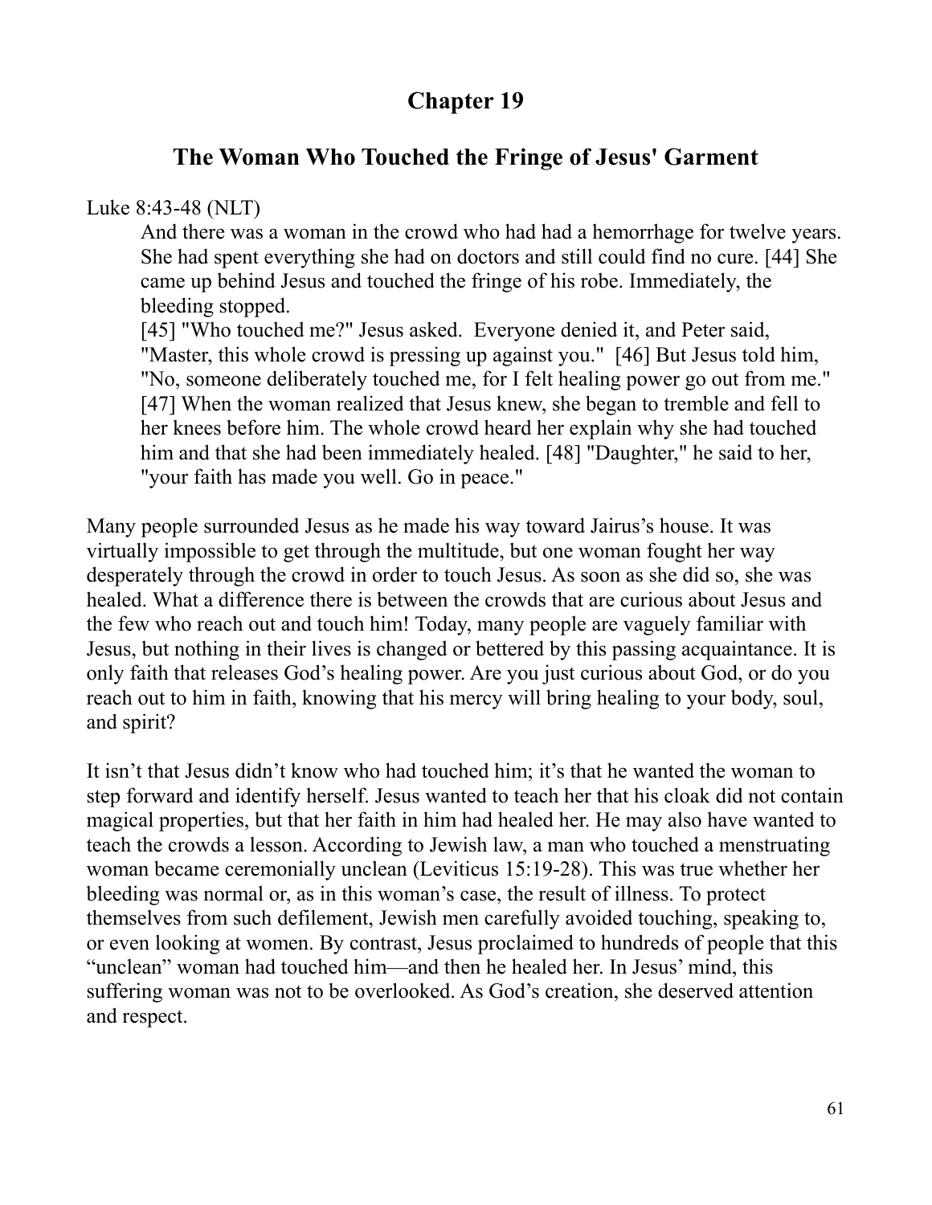# Chapter 19

## The Woman Who Touched the Fringe of Jesus' Garment

Luke 8:43-48 (NLT)

> And there was a woman in the crowd who had had a hemorrhage for twelve years. She had spent everything she had on doctors and still could find no cure. [44] She came up behind Jesus and touched the fringe of his robe. Immediately, the bleeding stopped.
> [45] "Who touched me?" Jesus asked. Everyone denied it, and Peter said, "Master, this whole crowd is pressing up against you." [46] But Jesus told him, "No, someone deliberately touched me, for I felt healing power go out from me." [47] When the woman realized that Jesus knew, she began to tremble and fell to her knees before him. The whole crowd heard her explain why she had touched him and that she had been immediately healed. [48] "Daughter," he said to her, "your faith has made you well. Go in peace."

Many people surrounded Jesus as he made his way toward Jairus's house. It was virtually impossible to get through the multitude, but one woman fought her way desperately through the crowd in order to touch Jesus. As soon as she did so, she was healed. What a difference there is between the crowds that are curious about Jesus and the few who reach out and touch him! Today, many people are vaguely familiar with Jesus, but nothing in their lives is changed or bettered by this passing acquaintance. It is only faith that releases God's healing power. Are you just curious about God, or do you reach out to him in faith, knowing that his mercy will bring healing to your body, soul, and spirit?

It isn't that Jesus didn't know who had touched him; it's that he wanted the woman to step forward and identify herself. Jesus wanted to teach her that his cloak did not contain magical properties, but that her faith in him had healed her. He may also have wanted to teach the crowds a lesson. According to Jewish law, a man who touched a menstruating woman became ceremonially unclean (Leviticus 15:19-28). This was true whether her bleeding was normal or, as in this woman's case, the result of illness. To protect themselves from such defilement, Jewish men carefully avoided touching, speaking to, or even looking at women. By contrast, Jesus proclaimed to hundreds of people that this "unclean" woman had touched him—and then he healed her. In Jesus' mind, this suffering woman was not to be overlooked. As God's creation, she deserved attention and respect.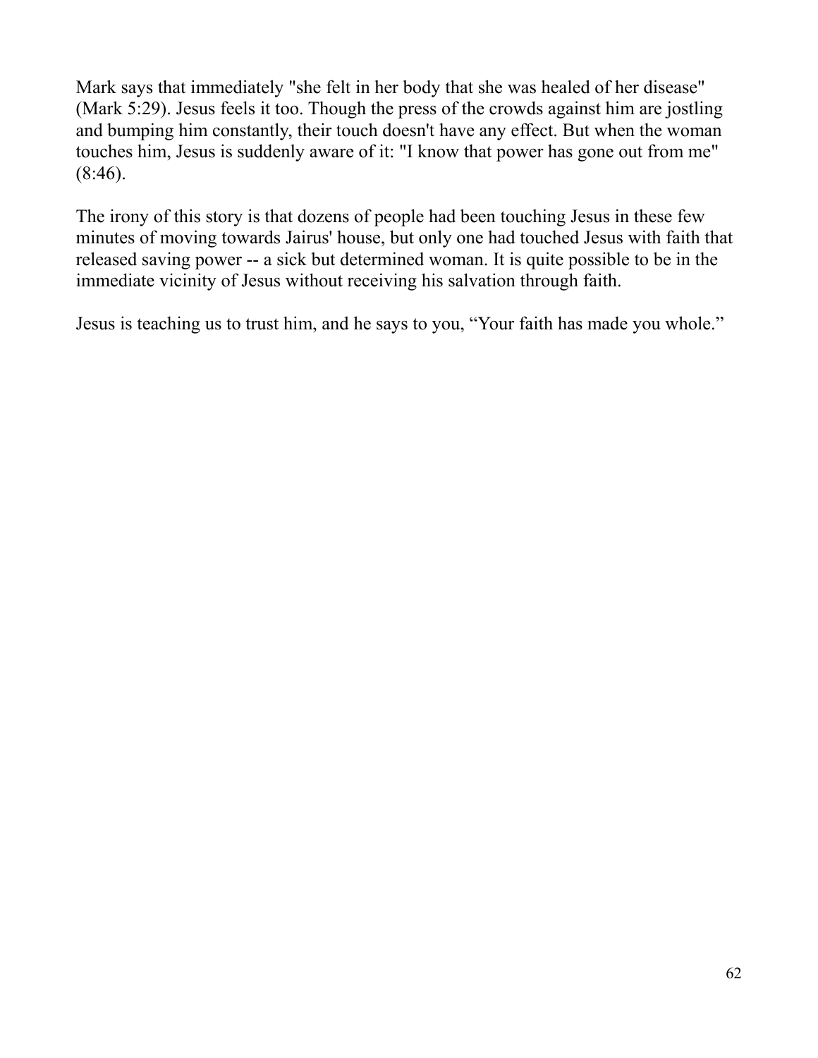Mark says that immediately "she felt in her body that she was healed of her disease" (Mark 5:29). Jesus feels it too. Though the press of the crowds against him are jostling and bumping him constantly, their touch doesn't have any effect. But when the woman touches him, Jesus is suddenly aware of it: "I know that power has gone out from me" (8:46).

The irony of this story is that dozens of people had been touching Jesus in these few minutes of moving towards Jairus' house, but only one had touched Jesus with faith that released saving power -- a sick but determined woman. It is quite possible to be in the immediate vicinity of Jesus without receiving his salvation through faith.

Jesus is teaching us to trust him, and he says to you, “Your faith has made you whole.”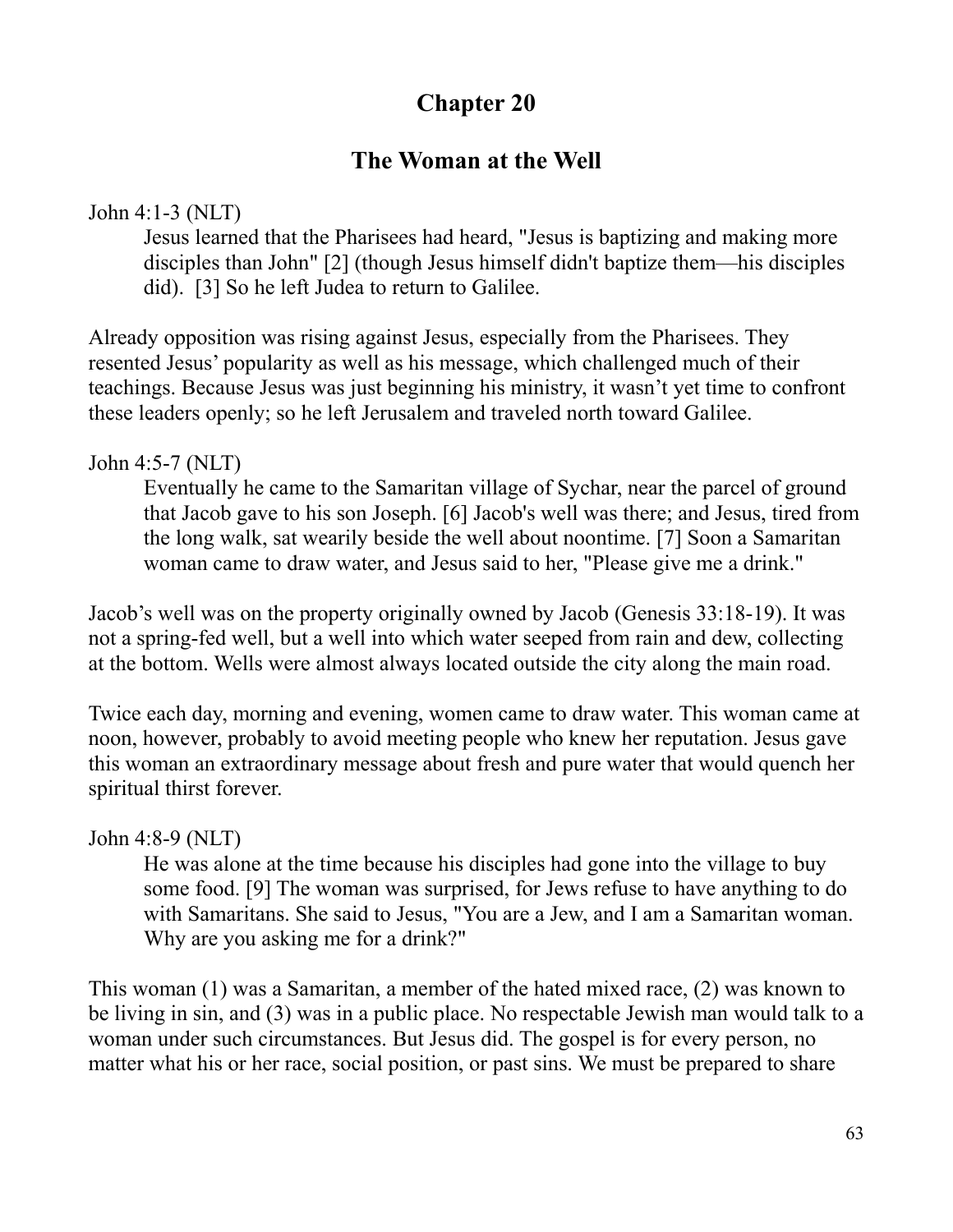# Chapter 20

## The Woman at the Well

John 4:1-3 (NLT)

> Jesus learned that the Pharisees had heard, "Jesus is baptizing and making more disciples than John" [2] (though Jesus himself didn't baptize them—his disciples did). [3] So he left Judea to return to Galilee.

Already opposition was rising against Jesus, especially from the Pharisees. They resented Jesus' popularity as well as his message, which challenged much of their teachings. Because Jesus was just beginning his ministry, it wasn't yet time to confront these leaders openly; so he left Jerusalem and traveled north toward Galilee.

John 4:5-7 (NLT)

> Eventually he came to the Samaritan village of Sychar, near the parcel of ground that Jacob gave to his son Joseph. [6] Jacob's well was there; and Jesus, tired from the long walk, sat wearily beside the well about noontime. [7] Soon a Samaritan woman came to draw water, and Jesus said to her, "Please give me a drink."

Jacob's well was on the property originally owned by Jacob (Genesis 33:18-19). It was not a spring-fed well, but a well into which water seeped from rain and dew, collecting at the bottom. Wells were almost always located outside the city along the main road.

Twice each day, morning and evening, women came to draw water. This woman came at noon, however, probably to avoid meeting people who knew her reputation. Jesus gave this woman an extraordinary message about fresh and pure water that would quench her spiritual thirst forever.

John 4:8-9 (NLT)

> He was alone at the time because his disciples had gone into the village to buy some food. [9] The woman was surprised, for Jews refuse to have anything to do with Samaritans. She said to Jesus, "You are a Jew, and I am a Samaritan woman. Why are you asking me for a drink?"

This woman (1) was a Samaritan, a member of the hated mixed race, (2) was known to be living in sin, and (3) was in a public place. No respectable Jewish man would talk to a woman under such circumstances. But Jesus did. The gospel is for every person, no matter what his or her race, social position, or past sins. We must be prepared to share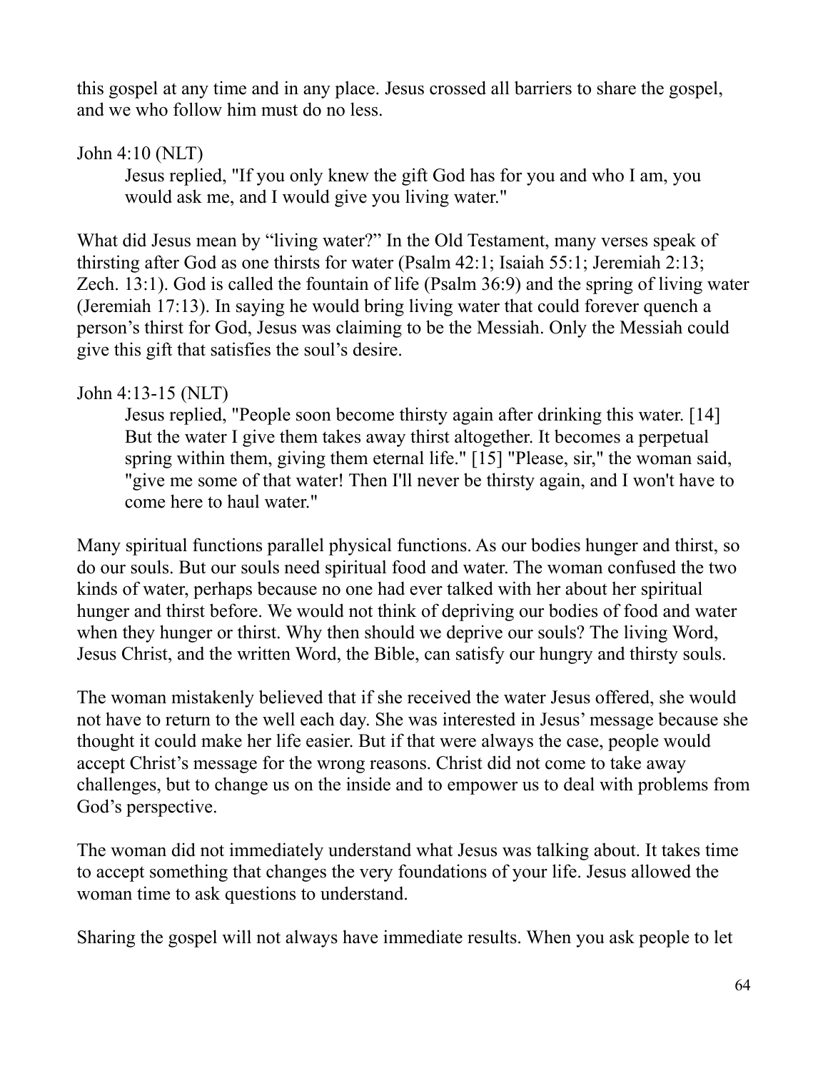this gospel at any time and in any place. Jesus crossed all barriers to share the gospel, and we who follow him must do no less.

John 4:10 (NLT)

> Jesus replied, "If you only knew the gift God has for you and who I am, you would ask me, and I would give you living water."

What did Jesus mean by "living water?" In the Old Testament, many verses speak of thirsting after God as one thirsts for water (Psalm 42:1; Isaiah 55:1; Jeremiah 2:13; Zech. 13:1). God is called the fountain of life (Psalm 36:9) and the spring of living water (Jeremiah 17:13). In saying he would bring living water that could forever quench a person's thirst for God, Jesus was claiming to be the Messiah. Only the Messiah could give this gift that satisfies the soul's desire.

John 4:13-15 (NLT)

> Jesus replied, "People soon become thirsty again after drinking this water. [14] But the water I give them takes away thirst altogether. It becomes a perpetual spring within them, giving them eternal life." [15] "Please, sir," the woman said, "give me some of that water! Then I'll never be thirsty again, and I won't have to come here to haul water."

Many spiritual functions parallel physical functions. As our bodies hunger and thirst, so do our souls. But our souls need spiritual food and water. The woman confused the two kinds of water, perhaps because no one had ever talked with her about her spiritual hunger and thirst before. We would not think of depriving our bodies of food and water when they hunger or thirst. Why then should we deprive our souls? The living Word, Jesus Christ, and the written Word, the Bible, can satisfy our hungry and thirsty souls.

The woman mistakenly believed that if she received the water Jesus offered, she would not have to return to the well each day. She was interested in Jesus' message because she thought it could make her life easier. But if that were always the case, people would accept Christ's message for the wrong reasons. Christ did not come to take away challenges, but to change us on the inside and to empower us to deal with problems from God's perspective.

The woman did not immediately understand what Jesus was talking about. It takes time to accept something that changes the very foundations of your life. Jesus allowed the woman time to ask questions to understand.

Sharing the gospel will not always have immediate results. When you ask people to let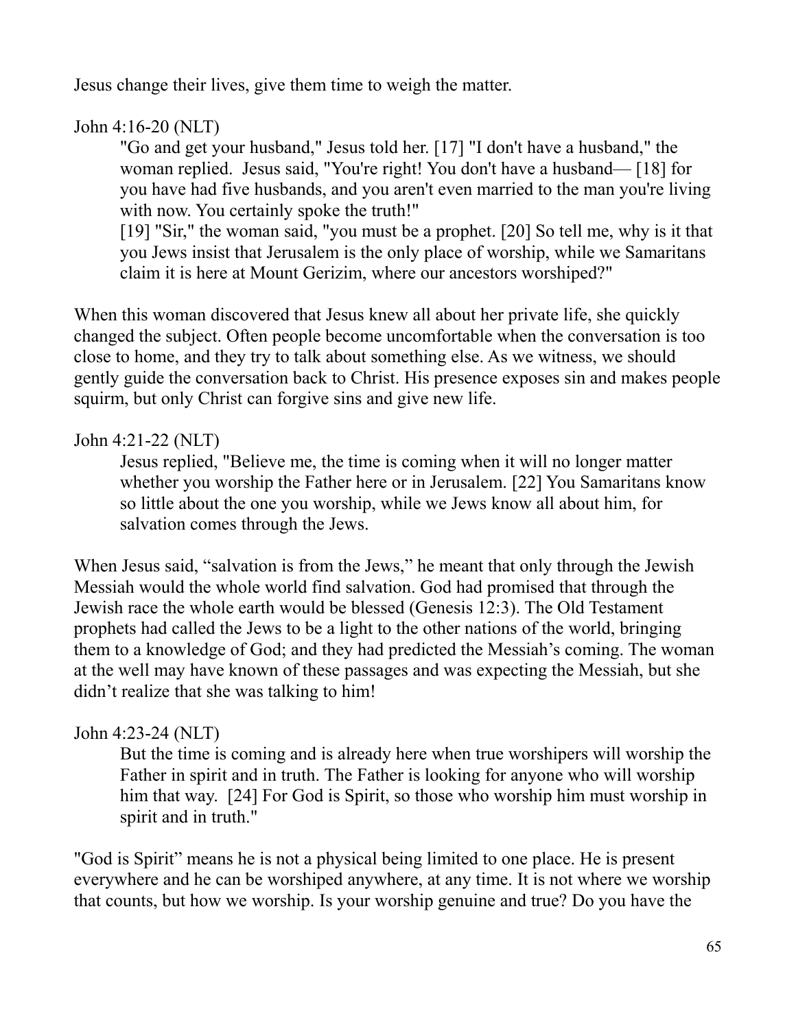Jesus change their lives, give them time to weigh the matter.

John 4:16-20 (NLT)

> "Go and get your husband," Jesus told her. [17] "I don't have a husband," the woman replied. Jesus said, "You're right! You don't have a husband— [18] for you have had five husbands, and you aren't even married to the man you're living with now. You certainly spoke the truth!"
> [19] "Sir," the woman said, "you must be a prophet. [20] So tell me, why is it that you Jews insist that Jerusalem is the only place of worship, while we Samaritans claim it is here at Mount Gerizim, where our ancestors worshiped?"

When this woman discovered that Jesus knew all about her private life, she quickly changed the subject. Often people become uncomfortable when the conversation is too close to home, and they try to talk about something else. As we witness, we should gently guide the conversation back to Christ. His presence exposes sin and makes people squirm, but only Christ can forgive sins and give new life.

John 4:21-22 (NLT)

> Jesus replied, "Believe me, the time is coming when it will no longer matter whether you worship the Father here or in Jerusalem. [22] You Samaritans know so little about the one you worship, while we Jews know all about him, for salvation comes through the Jews.

When Jesus said, "salvation is from the Jews," he meant that only through the Jewish Messiah would the whole world find salvation. God had promised that through the Jewish race the whole earth would be blessed (Genesis 12:3). The Old Testament prophets had called the Jews to be a light to the other nations of the world, bringing them to a knowledge of God; and they had predicted the Messiah's coming. The woman at the well may have known of these passages and was expecting the Messiah, but she didn't realize that she was talking to him!

John 4:23-24 (NLT)

> But the time is coming and is already here when true worshipers will worship the Father in spirit and in truth. The Father is looking for anyone who will worship him that way. [24] For God is Spirit, so those who worship him must worship in spirit and in truth."

"God is Spirit" means he is not a physical being limited to one place. He is present everywhere and he can be worshiped anywhere, at any time. It is not where we worship that counts, but how we worship. Is your worship genuine and true? Do you have the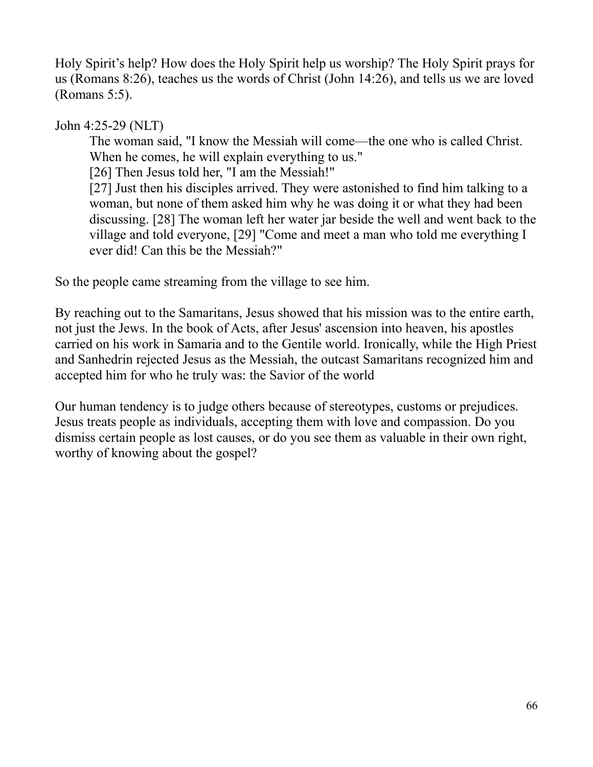Holy Spirit's help? How does the Holy Spirit help us worship? The Holy Spirit prays for us (Romans 8:26), teaches us the words of Christ (John 14:26), and tells us we are loved (Romans 5:5).

John 4:25-29 (NLT)

> The woman said, "I know the Messiah will come—the one who is called Christ. When he comes, he will explain everything to us."
> [26] Then Jesus told her, "I am the Messiah!"
> [27] Just then his disciples arrived. They were astonished to find him talking to a woman, but none of them asked him why he was doing it or what they had been discussing. [28] The woman left her water jar beside the well and went back to the village and told everyone, [29] "Come and meet a man who told me everything I ever did! Can this be the Messiah?"

So the people came streaming from the village to see him.

By reaching out to the Samaritans, Jesus showed that his mission was to the entire earth, not just the Jews. In the book of Acts, after Jesus' ascension into heaven, his apostles carried on his work in Samaria and to the Gentile world. Ironically, while the High Priest and Sanhedrin rejected Jesus as the Messiah, the outcast Samaritans recognized him and accepted him for who he truly was: the Savior of the world

Our human tendency is to judge others because of stereotypes, customs or prejudices. Jesus treats people as individuals, accepting them with love and compassion. Do you dismiss certain people as lost causes, or do you see them as valuable in their own right, worthy of knowing about the gospel?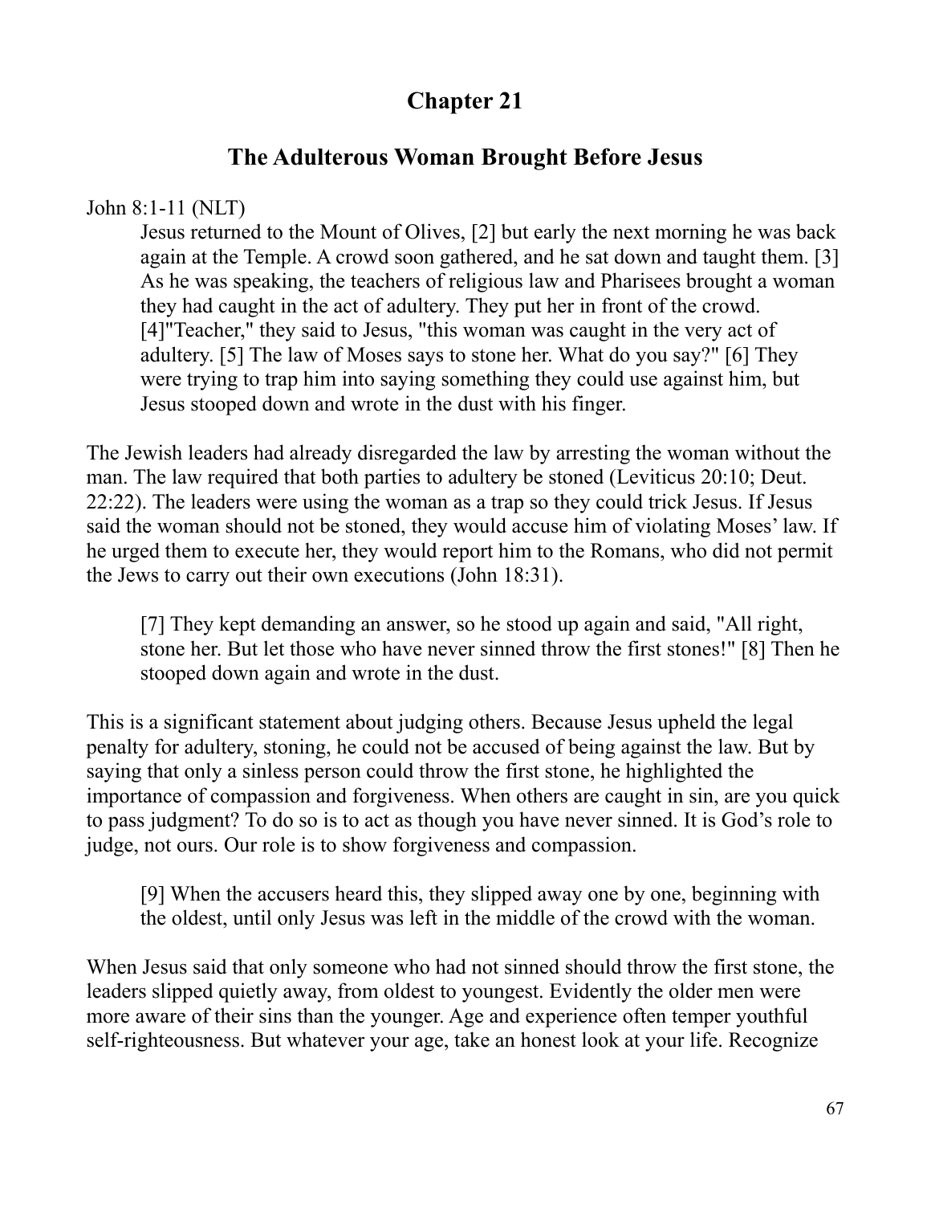## Chapter 21

### The Adulterous Woman Brought Before Jesus

John 8:1-11 (NLT)

> Jesus returned to the Mount of Olives, [2] but early the next morning he was back again at the Temple. A crowd soon gathered, and he sat down and taught them. [3] As he was speaking, the teachers of religious law and Pharisees brought a woman they had caught in the act of adultery. They put her in front of the crowd. [4]"Teacher," they said to Jesus, "this woman was caught in the very act of adultery. [5] The law of Moses says to stone her. What do you say?" [6] They were trying to trap him into saying something they could use against him, but Jesus stooped down and wrote in the dust with his finger.

The Jewish leaders had already disregarded the law by arresting the woman without the man. The law required that both parties to adultery be stoned (Leviticus 20:10; Deut. 22:22). The leaders were using the woman as a trap so they could trick Jesus. If Jesus said the woman should not be stoned, they would accuse him of violating Moses' law. If he urged them to execute her, they would report him to the Romans, who did not permit the Jews to carry out their own executions (John 18:31).

> [7] They kept demanding an answer, so he stood up again and said, "All right, stone her. But let those who have never sinned throw the first stones!" [8] Then he stooped down again and wrote in the dust.

This is a significant statement about judging others. Because Jesus upheld the legal penalty for adultery, stoning, he could not be accused of being against the law. But by saying that only a sinless person could throw the first stone, he highlighted the importance of compassion and forgiveness. When others are caught in sin, are you quick to pass judgment? To do so is to act as though you have never sinned. It is God's role to judge, not ours. Our role is to show forgiveness and compassion.

> [9] When the accusers heard this, they slipped away one by one, beginning with the oldest, until only Jesus was left in the middle of the crowd with the woman.

When Jesus said that only someone who had not sinned should throw the first stone, the leaders slipped quietly away, from oldest to youngest. Evidently the older men were more aware of their sins than the younger. Age and experience often temper youthful self-righteousness. But whatever your age, take an honest look at your life. Recognize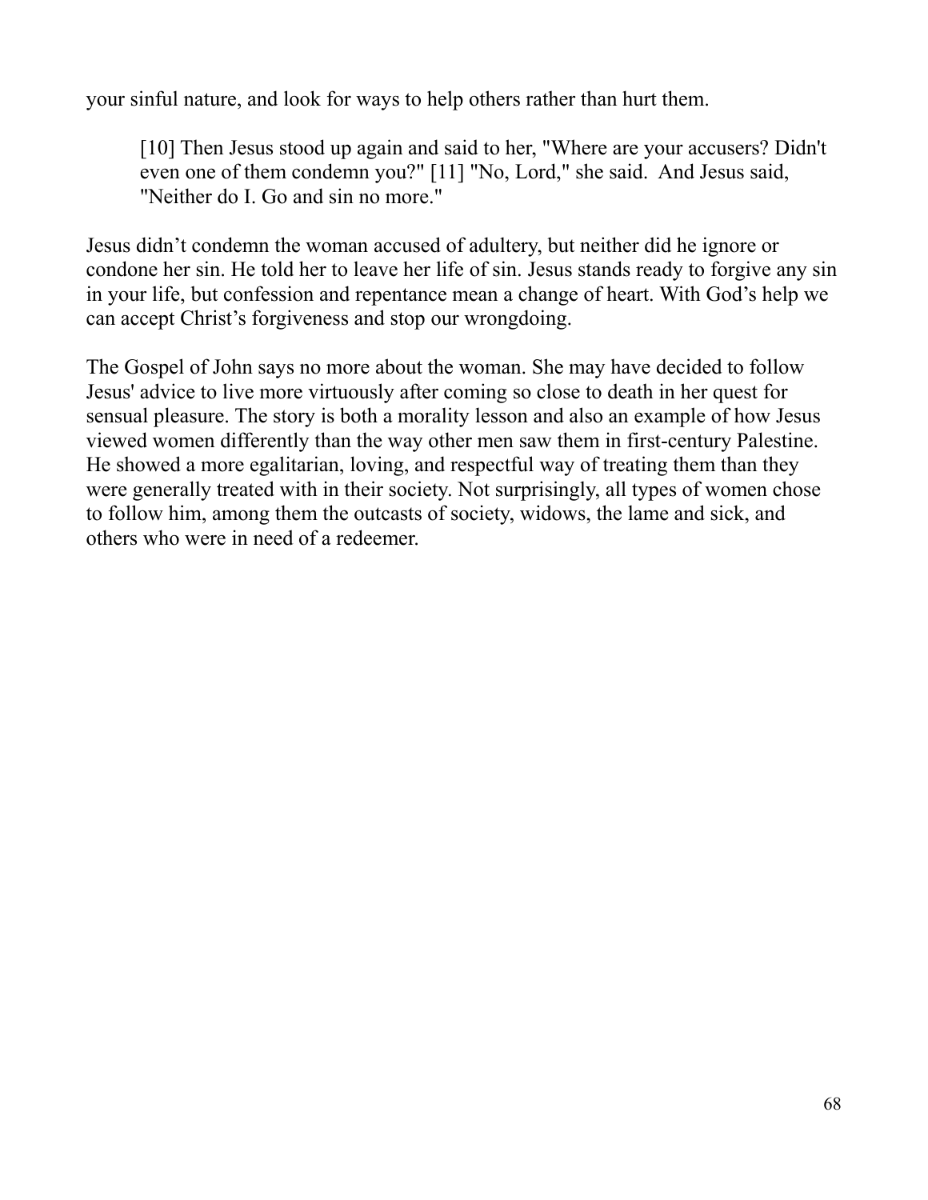your sinful nature, and look for ways to help others rather than hurt them.

> [10] Then Jesus stood up again and said to her, "Where are your accusers? Didn't even one of them condemn you?" [11] "No, Lord," she said. And Jesus said, "Neither do I. Go and sin no more."

Jesus didn't condemn the woman accused of adultery, but neither did he ignore or condone her sin. He told her to leave her life of sin. Jesus stands ready to forgive any sin in your life, but confession and repentance mean a change of heart. With God's help we can accept Christ's forgiveness and stop our wrongdoing.

The Gospel of John says no more about the woman. She may have decided to follow Jesus' advice to live more virtuously after coming so close to death in her quest for sensual pleasure. The story is both a morality lesson and also an example of how Jesus viewed women differently than the way other men saw them in first-century Palestine. He showed a more egalitarian, loving, and respectful way of treating them than they were generally treated with in their society. Not surprisingly, all types of women chose to follow him, among them the outcasts of society, widows, the lame and sick, and others who were in need of a redeemer.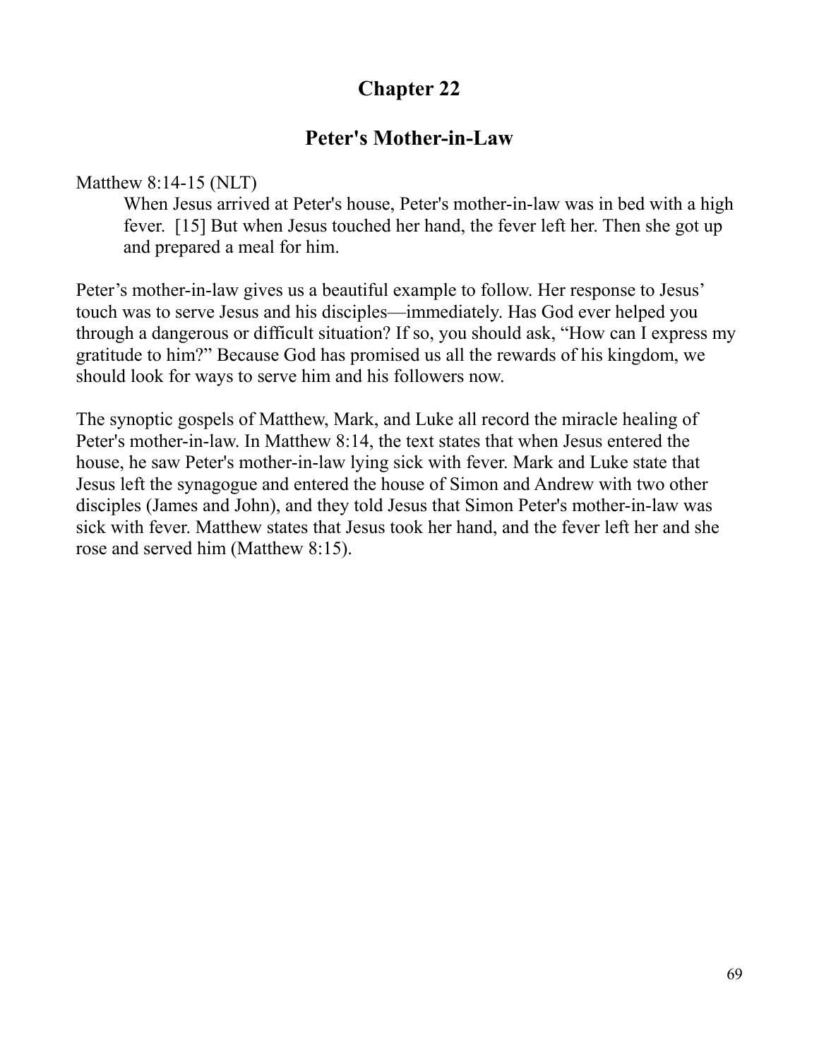# Chapter 22

## Peter's Mother-in-Law

Matthew 8:14-15 (NLT)

> When Jesus arrived at Peter's house, Peter's mother-in-law was in bed with a high fever. [15] But when Jesus touched her hand, the fever left her. Then she got up and prepared a meal for him.

Peter's mother-in-law gives us a beautiful example to follow. Her response to Jesus' touch was to serve Jesus and his disciples—immediately. Has God ever helped you through a dangerous or difficult situation? If so, you should ask, "How can I express my gratitude to him?" Because God has promised us all the rewards of his kingdom, we should look for ways to serve him and his followers now.

The synoptic gospels of Matthew, Mark, and Luke all record the miracle healing of Peter's mother-in-law. In Matthew 8:14, the text states that when Jesus entered the house, he saw Peter's mother-in-law lying sick with fever. Mark and Luke state that Jesus left the synagogue and entered the house of Simon and Andrew with two other disciples (James and John), and they told Jesus that Simon Peter's mother-in-law was sick with fever. Matthew states that Jesus took her hand, and the fever left her and she rose and served him (Matthew 8:15).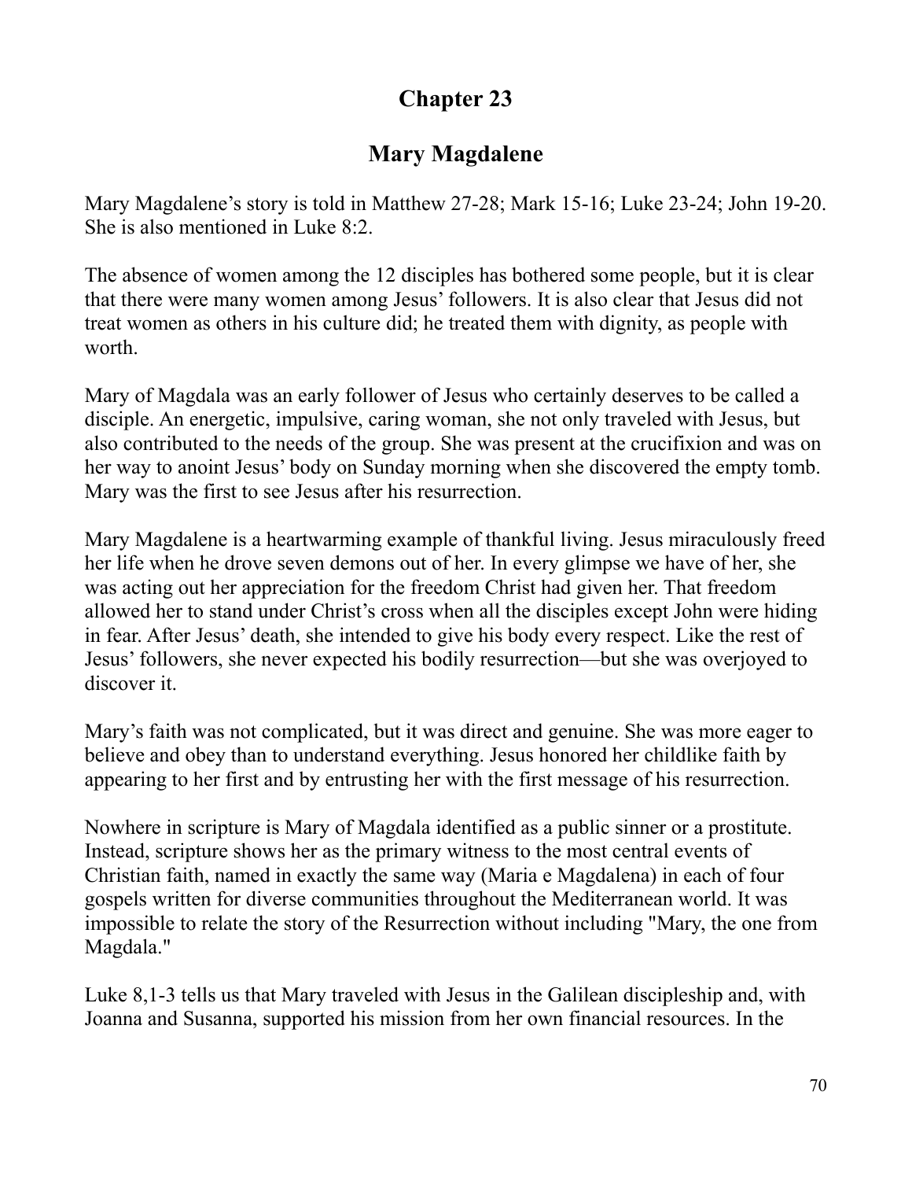# Chapter 23

## Mary Magdalene

Mary Magdalene's story is told in Matthew 27-28; Mark 15-16; Luke 23-24; John 19-20. She is also mentioned in Luke 8:2.

The absence of women among the 12 disciples has bothered some people, but it is clear that there were many women among Jesus' followers. It is also clear that Jesus did not treat women as others in his culture did; he treated them with dignity, as people with worth.

Mary of Magdala was an early follower of Jesus who certainly deserves to be called a disciple. An energetic, impulsive, caring woman, she not only traveled with Jesus, but also contributed to the needs of the group. She was present at the crucifixion and was on her way to anoint Jesus' body on Sunday morning when she discovered the empty tomb. Mary was the first to see Jesus after his resurrection.

Mary Magdalene is a heartwarming example of thankful living. Jesus miraculously freed her life when he drove seven demons out of her. In every glimpse we have of her, she was acting out her appreciation for the freedom Christ had given her. That freedom allowed her to stand under Christ's cross when all the disciples except John were hiding in fear. After Jesus' death, she intended to give his body every respect. Like the rest of Jesus' followers, she never expected his bodily resurrection—but she was overjoyed to discover it.

Mary's faith was not complicated, but it was direct and genuine. She was more eager to believe and obey than to understand everything. Jesus honored her childlike faith by appearing to her first and by entrusting her with the first message of his resurrection.

Nowhere in scripture is Mary of Magdala identified as a public sinner or a prostitute. Instead, scripture shows her as the primary witness to the most central events of Christian faith, named in exactly the same way (Maria e Magdalena) in each of four gospels written for diverse communities throughout the Mediterranean world. It was impossible to relate the story of the Resurrection without including "Mary, the one from Magdala."

Luke 8,1-3 tells us that Mary traveled with Jesus in the Galilean discipleship and, with Joanna and Susanna, supported his mission from her own financial resources. In the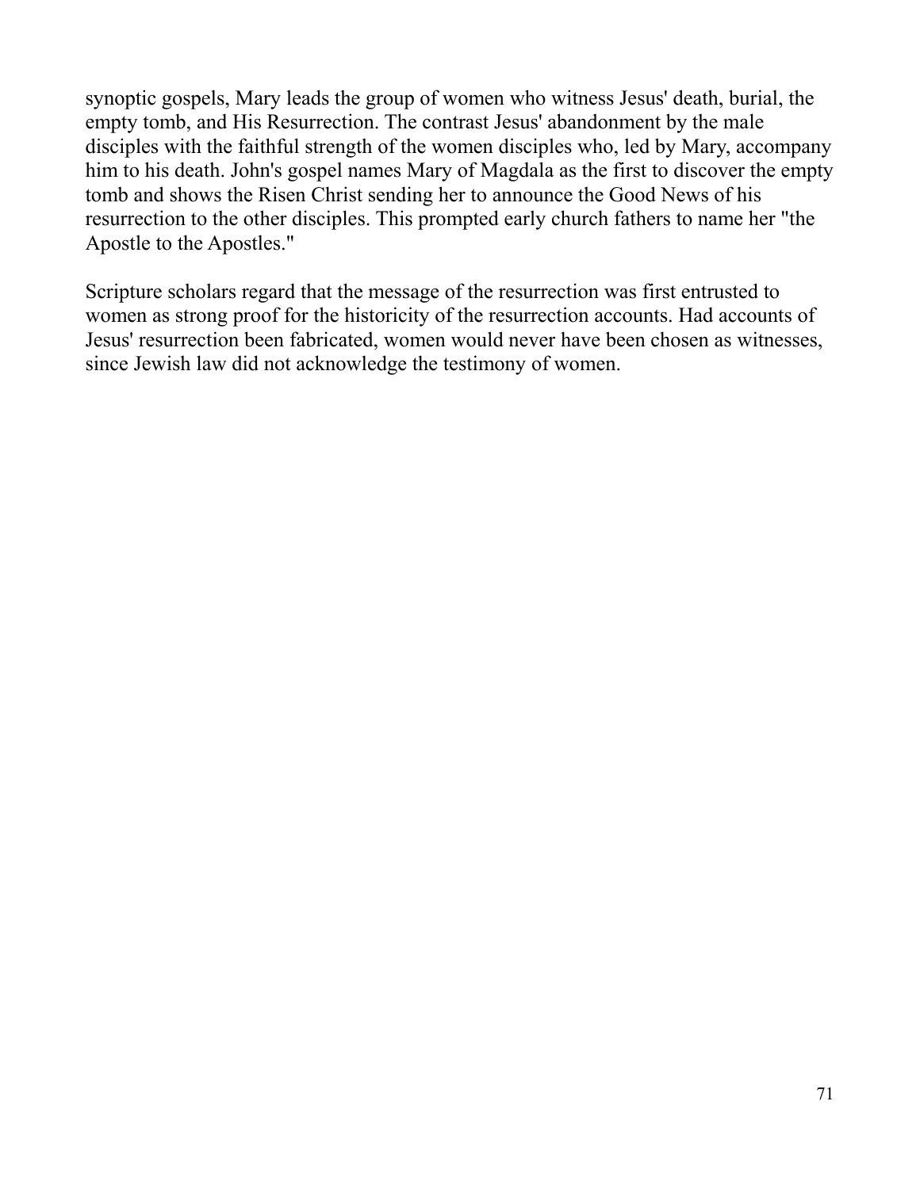synoptic gospels, Mary leads the group of women who witness Jesus' death, burial, the empty tomb, and His Resurrection. The contrast Jesus' abandonment by the male disciples with the faithful strength of the women disciples who, led by Mary, accompany him to his death. John's gospel names Mary of Magdala as the first to discover the empty tomb and shows the Risen Christ sending her to announce the Good News of his resurrection to the other disciples. This prompted early church fathers to name her "the Apostle to the Apostles."

Scripture scholars regard that the message of the resurrection was first entrusted to women as strong proof for the historicity of the resurrection accounts. Had accounts of Jesus' resurrection been fabricated, women would never have been chosen as witnesses, since Jewish law did not acknowledge the testimony of women.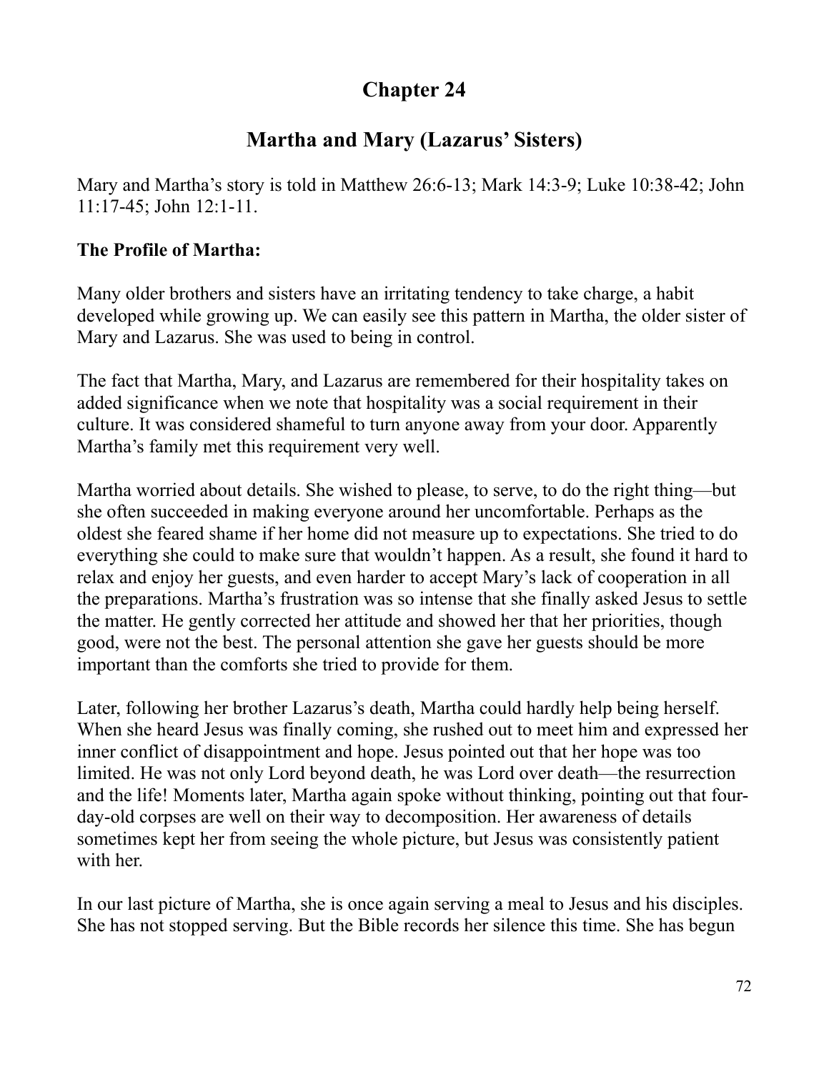# Chapter 24

## Martha and Mary (Lazarus' Sisters)

Mary and Martha's story is told in Matthew 26:6-13; Mark 14:3-9; Luke 10:38-42; John 11:17-45; John 12:1-11.

**The Profile of Martha:**

Many older brothers and sisters have an irritating tendency to take charge, a habit developed while growing up. We can easily see this pattern in Martha, the older sister of Mary and Lazarus. She was used to being in control.

The fact that Martha, Mary, and Lazarus are remembered for their hospitality takes on added significance when we note that hospitality was a social requirement in their culture. It was considered shameful to turn anyone away from your door. Apparently Martha's family met this requirement very well.

Martha worried about details. She wished to please, to serve, to do the right thing—but she often succeeded in making everyone around her uncomfortable. Perhaps as the oldest she feared shame if her home did not measure up to expectations. She tried to do everything she could to make sure that wouldn't happen. As a result, she found it hard to relax and enjoy her guests, and even harder to accept Mary's lack of cooperation in all the preparations. Martha's frustration was so intense that she finally asked Jesus to settle the matter. He gently corrected her attitude and showed her that her priorities, though good, were not the best. The personal attention she gave her guests should be more important than the comforts she tried to provide for them.

Later, following her brother Lazarus's death, Martha could hardly help being herself. When she heard Jesus was finally coming, she rushed out to meet him and expressed her inner conflict of disappointment and hope. Jesus pointed out that her hope was too limited. He was not only Lord beyond death, he was Lord over death—the resurrection and the life! Moments later, Martha again spoke without thinking, pointing out that four-day-old corpses are well on their way to decomposition. Her awareness of details sometimes kept her from seeing the whole picture, but Jesus was consistently patient with her.

In our last picture of Martha, she is once again serving a meal to Jesus and his disciples. She has not stopped serving. But the Bible records her silence this time. She has begun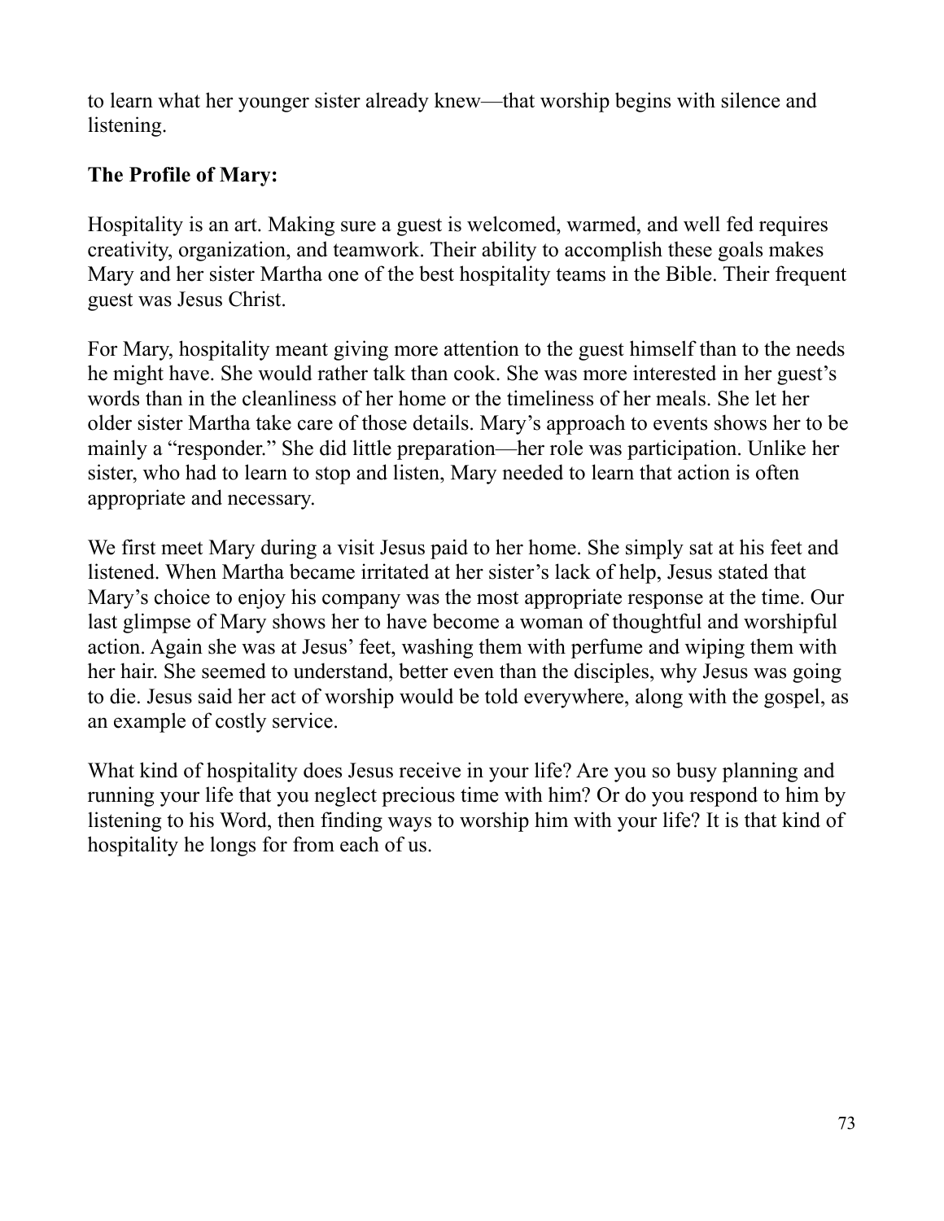to learn what her younger sister already knew—that worship begins with silence and listening.

**The Profile of Mary:**

Hospitality is an art. Making sure a guest is welcomed, warmed, and well fed requires creativity, organization, and teamwork. Their ability to accomplish these goals makes Mary and her sister Martha one of the best hospitality teams in the Bible. Their frequent guest was Jesus Christ.

For Mary, hospitality meant giving more attention to the guest himself than to the needs he might have. She would rather talk than cook. She was more interested in her guest's words than in the cleanliness of her home or the timeliness of her meals. She let her older sister Martha take care of those details. Mary's approach to events shows her to be mainly a "responder." She did little preparation—her role was participation. Unlike her sister, who had to learn to stop and listen, Mary needed to learn that action is often appropriate and necessary.

We first meet Mary during a visit Jesus paid to her home. She simply sat at his feet and listened. When Martha became irritated at her sister's lack of help, Jesus stated that Mary's choice to enjoy his company was the most appropriate response at the time. Our last glimpse of Mary shows her to have become a woman of thoughtful and worshipful action. Again she was at Jesus' feet, washing them with perfume and wiping them with her hair. She seemed to understand, better even than the disciples, why Jesus was going to die. Jesus said her act of worship would be told everywhere, along with the gospel, as an example of costly service.

What kind of hospitality does Jesus receive in your life? Are you so busy planning and running your life that you neglect precious time with him? Or do you respond to him by listening to his Word, then finding ways to worship him with your life? It is that kind of hospitality he longs for from each of us.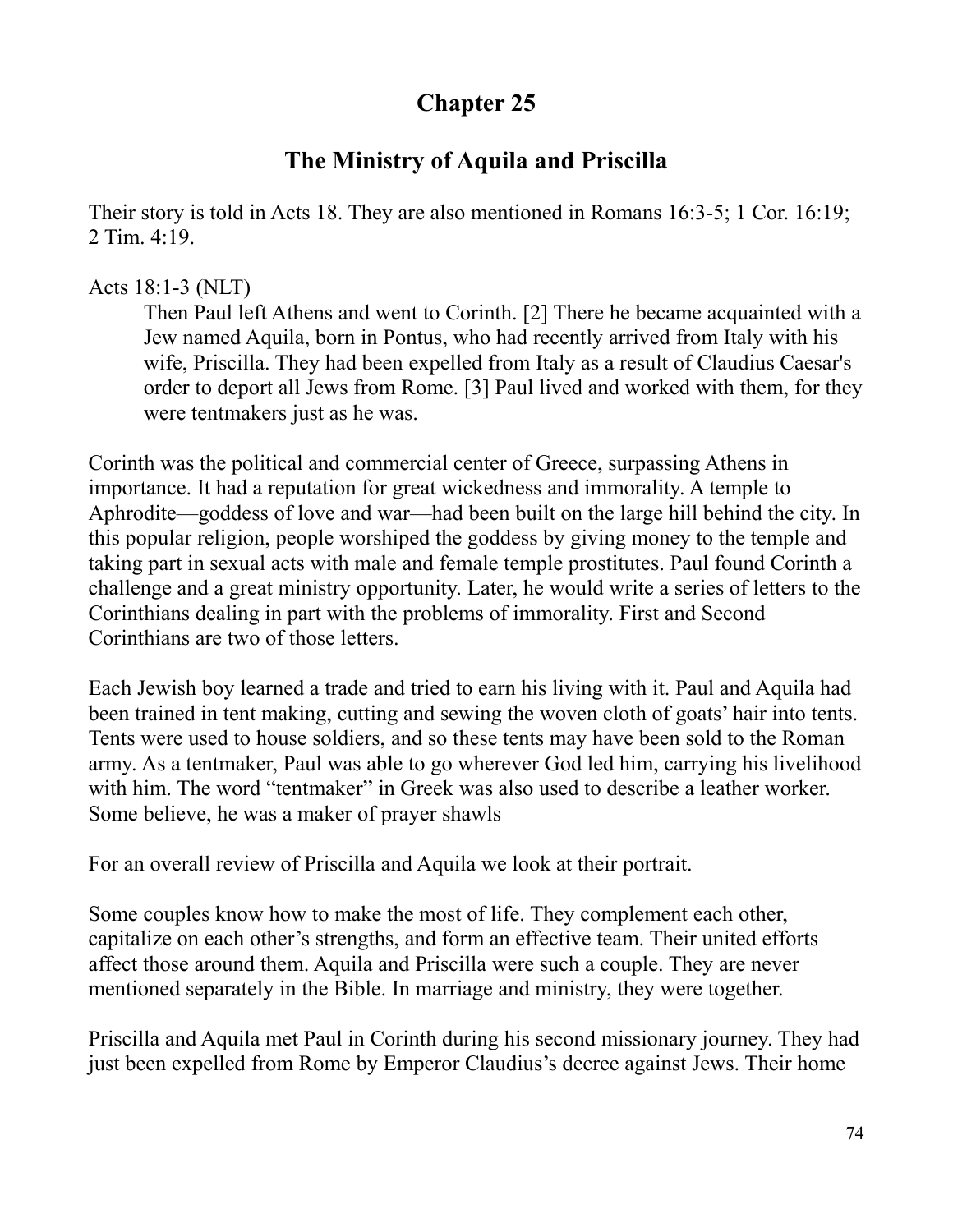# Chapter 25

## The Ministry of Aquila and Priscilla

Their story is told in Acts 18. They are also mentioned in Romans 16:3-5; 1 Cor. 16:19; 2 Tim. 4:19.

Acts 18:1-3 (NLT)

> Then Paul left Athens and went to Corinth. [2] There he became acquainted with a Jew named Aquila, born in Pontus, who had recently arrived from Italy with his wife, Priscilla. They had been expelled from Italy as a result of Claudius Caesar's order to deport all Jews from Rome. [3] Paul lived and worked with them, for they were tentmakers just as he was.

Corinth was the political and commercial center of Greece, surpassing Athens in importance. It had a reputation for great wickedness and immorality. A temple to Aphrodite—goddess of love and war—had been built on the large hill behind the city. In this popular religion, people worshiped the goddess by giving money to the temple and taking part in sexual acts with male and female temple prostitutes. Paul found Corinth a challenge and a great ministry opportunity. Later, he would write a series of letters to the Corinthians dealing in part with the problems of immorality. First and Second Corinthians are two of those letters.

Each Jewish boy learned a trade and tried to earn his living with it. Paul and Aquila had been trained in tent making, cutting and sewing the woven cloth of goats' hair into tents. Tents were used to house soldiers, and so these tents may have been sold to the Roman army. As a tentmaker, Paul was able to go wherever God led him, carrying his livelihood with him. The word "tentmaker" in Greek was also used to describe a leather worker. Some believe, he was a maker of prayer shawls

For an overall review of Priscilla and Aquila we look at their portrait.

Some couples know how to make the most of life. They complement each other, capitalize on each other's strengths, and form an effective team. Their united efforts affect those around them. Aquila and Priscilla were such a couple. They are never mentioned separately in the Bible. In marriage and ministry, they were together.

Priscilla and Aquila met Paul in Corinth during his second missionary journey. They had just been expelled from Rome by Emperor Claudius's decree against Jews. Their home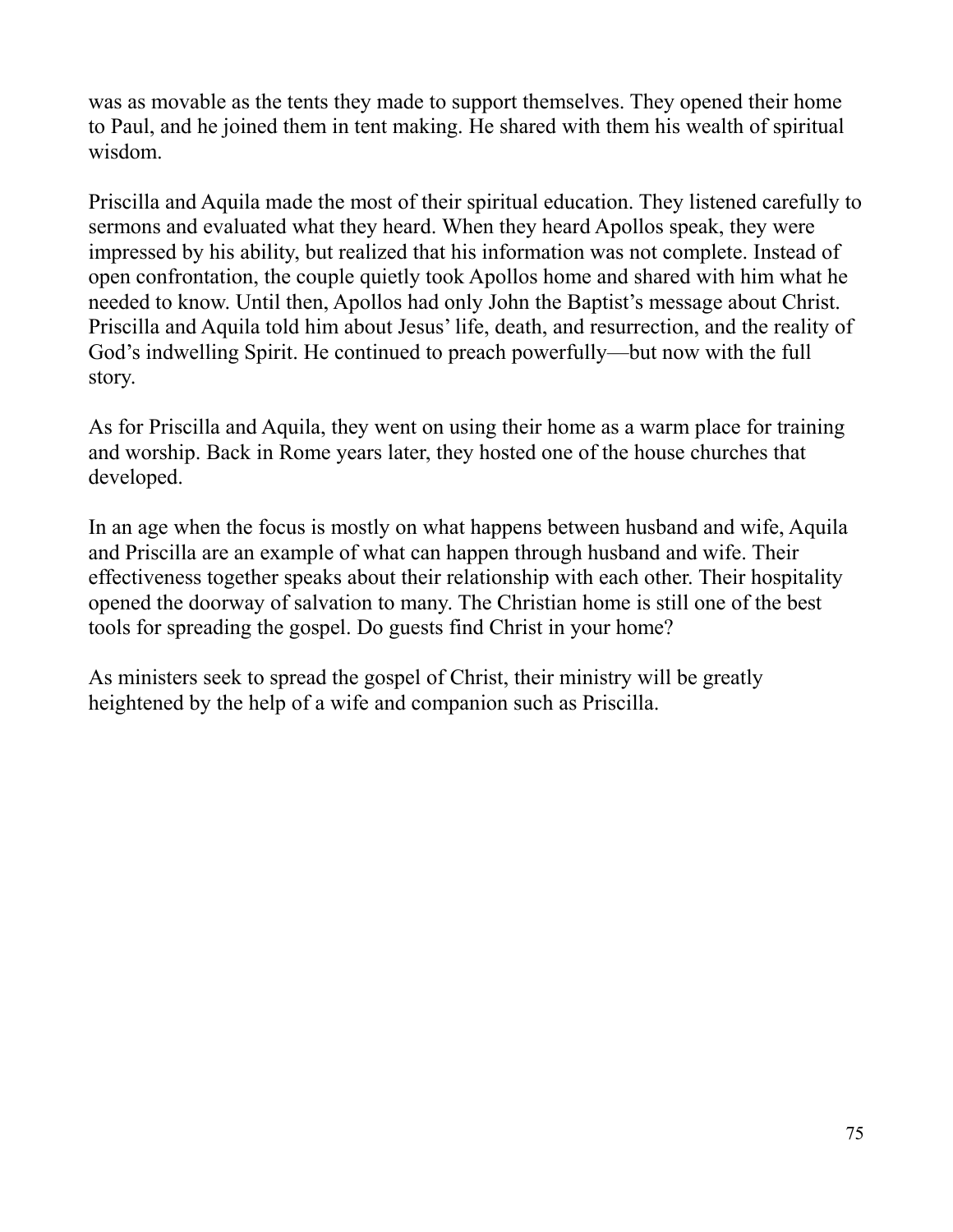was as movable as the tents they made to support themselves. They opened their home to Paul, and he joined them in tent making. He shared with them his wealth of spiritual wisdom.

Priscilla and Aquila made the most of their spiritual education. They listened carefully to sermons and evaluated what they heard. When they heard Apollos speak, they were impressed by his ability, but realized that his information was not complete. Instead of open confrontation, the couple quietly took Apollos home and shared with him what he needed to know. Until then, Apollos had only John the Baptist's message about Christ. Priscilla and Aquila told him about Jesus' life, death, and resurrection, and the reality of God's indwelling Spirit. He continued to preach powerfully—but now with the full story.

As for Priscilla and Aquila, they went on using their home as a warm place for training and worship. Back in Rome years later, they hosted one of the house churches that developed.

In an age when the focus is mostly on what happens between husband and wife, Aquila and Priscilla are an example of what can happen through husband and wife. Their effectiveness together speaks about their relationship with each other. Their hospitality opened the doorway of salvation to many. The Christian home is still one of the best tools for spreading the gospel. Do guests find Christ in your home?

As ministers seek to spread the gospel of Christ, their ministry will be greatly heightened by the help of a wife and companion such as Priscilla.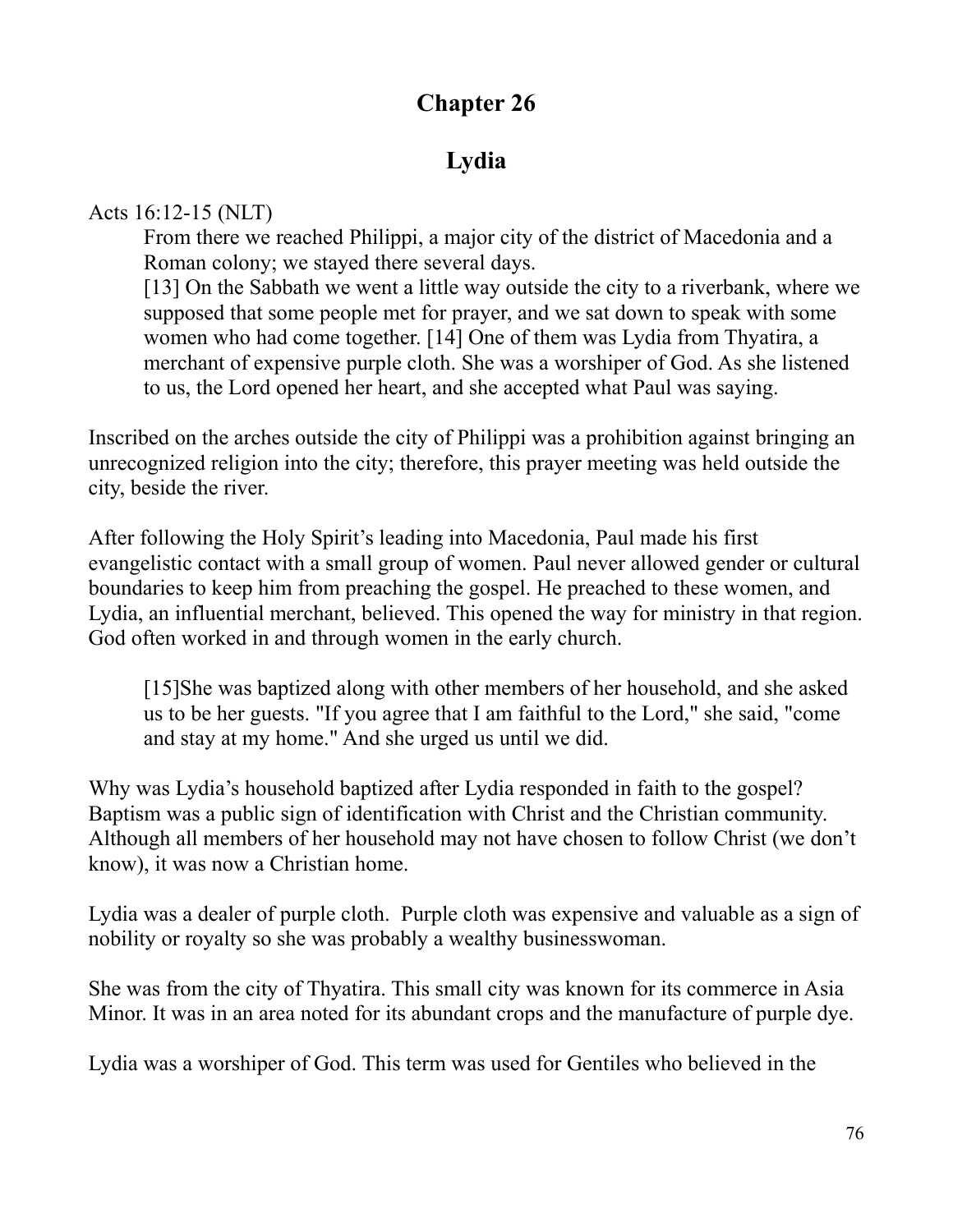## Chapter 26

## Lydia

Acts 16:12-15 (NLT)

> From there we reached Philippi, a major city of the district of Macedonia and a Roman colony; we stayed there several days.
> [13] On the Sabbath we went a little way outside the city to a riverbank, where we supposed that some people met for prayer, and we sat down to speak with some women who had come together. [14] One of them was Lydia from Thyatira, a merchant of expensive purple cloth. She was a worshiper of God. As she listened to us, the Lord opened her heart, and she accepted what Paul was saying.

Inscribed on the arches outside the city of Philippi was a prohibition against bringing an unrecognized religion into the city; therefore, this prayer meeting was held outside the city, beside the river.

After following the Holy Spirit's leading into Macedonia, Paul made his first evangelistic contact with a small group of women. Paul never allowed gender or cultural boundaries to keep him from preaching the gospel. He preached to these women, and Lydia, an influential merchant, believed. This opened the way for ministry in that region. God often worked in and through women in the early church.

> [15]She was baptized along with other members of her household, and she asked us to be her guests. "If you agree that I am faithful to the Lord," she said, "come and stay at my home." And she urged us until we did.

Why was Lydia's household baptized after Lydia responded in faith to the gospel? Baptism was a public sign of identification with Christ and the Christian community. Although all members of her household may not have chosen to follow Christ (we don't know), it was now a Christian home.

Lydia was a dealer of purple cloth. Purple cloth was expensive and valuable as a sign of nobility or royalty so she was probably a wealthy businesswoman.

She was from the city of Thyatira. This small city was known for its commerce in Asia Minor. It was in an area noted for its abundant crops and the manufacture of purple dye.

Lydia was a worshiper of God. This term was used for Gentiles who believed in the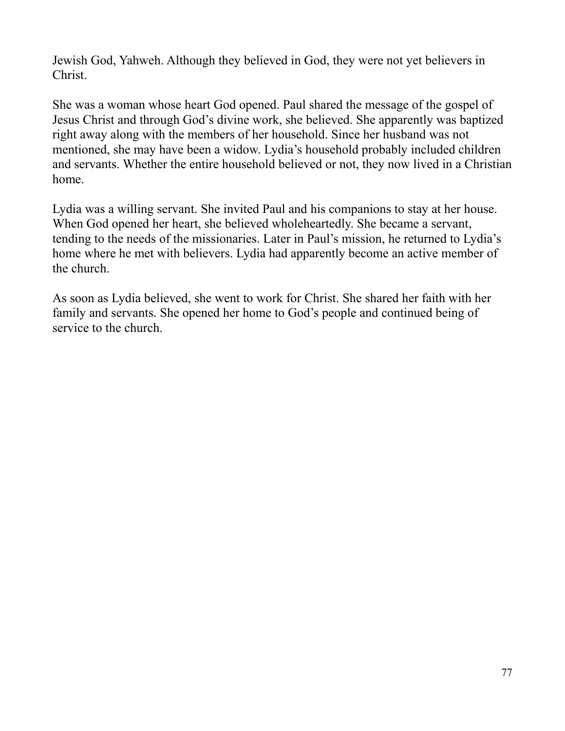Jewish God, Yahweh. Although they believed in God, they were not yet believers in Christ.

She was a woman whose heart God opened. Paul shared the message of the gospel of Jesus Christ and through God's divine work, she believed. She apparently was baptized right away along with the members of her household. Since her husband was not mentioned, she may have been a widow. Lydia's household probably included children and servants. Whether the entire household believed or not, they now lived in a Christian home.

Lydia was a willing servant. She invited Paul and his companions to stay at her house. When God opened her heart, she believed wholeheartedly. She became a servant, tending to the needs of the missionaries. Later in Paul's mission, he returned to Lydia's home where he met with believers. Lydia had apparently become an active member of the church.

As soon as Lydia believed, she went to work for Christ. She shared her faith with her family and servants. She opened her home to God's people and continued being of service to the church.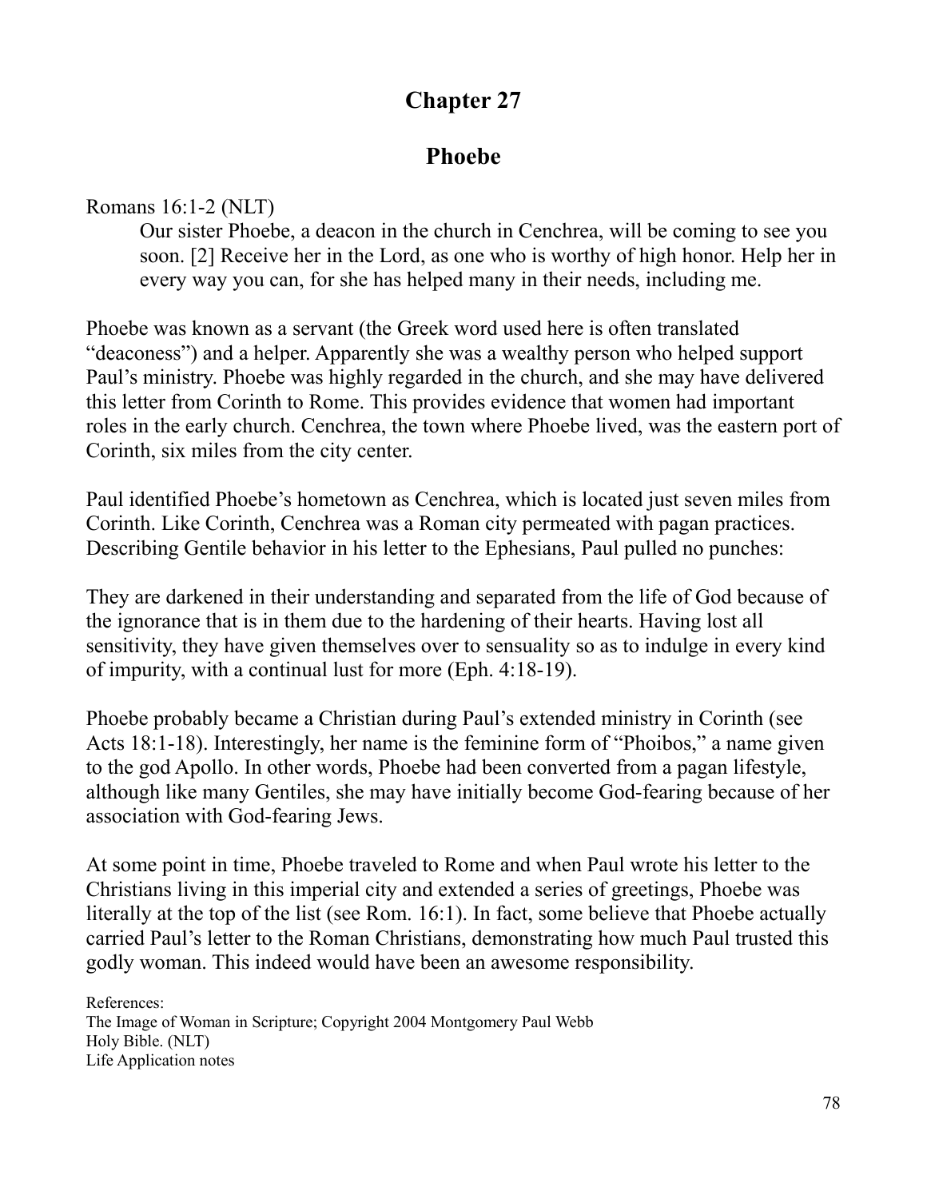# Chapter 27

## Phoebe

Romans 16:1-2 (NLT)

> Our sister Phoebe, a deacon in the church in Cenchrea, will be coming to see you soon. [2] Receive her in the Lord, as one who is worthy of high honor. Help her in every way you can, for she has helped many in their needs, including me.

Phoebe was known as a servant (the Greek word used here is often translated "deaconess") and a helper. Apparently she was a wealthy person who helped support Paul's ministry. Phoebe was highly regarded in the church, and she may have delivered this letter from Corinth to Rome. This provides evidence that women had important roles in the early church. Cenchrea, the town where Phoebe lived, was the eastern port of Corinth, six miles from the city center.

Paul identified Phoebe's hometown as Cenchrea, which is located just seven miles from Corinth. Like Corinth, Cenchrea was a Roman city permeated with pagan practices. Describing Gentile behavior in his letter to the Ephesians, Paul pulled no punches:

They are darkened in their understanding and separated from the life of God because of the ignorance that is in them due to the hardening of their hearts. Having lost all sensitivity, they have given themselves over to sensuality so as to indulge in every kind of impurity, with a continual lust for more (Eph. 4:18-19).

Phoebe probably became a Christian during Paul's extended ministry in Corinth (see Acts 18:1-18). Interestingly, her name is the feminine form of "Phoibos," a name given to the god Apollo. In other words, Phoebe had been converted from a pagan lifestyle, although like many Gentiles, she may have initially become God-fearing because of her association with God-fearing Jews.

At some point in time, Phoebe traveled to Rome and when Paul wrote his letter to the Christians living in this imperial city and extended a series of greetings, Phoebe was literally at the top of the list (see Rom. 16:1). In fact, some believe that Phoebe actually carried Paul's letter to the Roman Christians, demonstrating how much Paul trusted this godly woman. This indeed would have been an awesome responsibility.

References:
The Image of Woman in Scripture; Copyright 2004 Montgomery Paul Webb
Holy Bible. (NLT)
Life Application notes